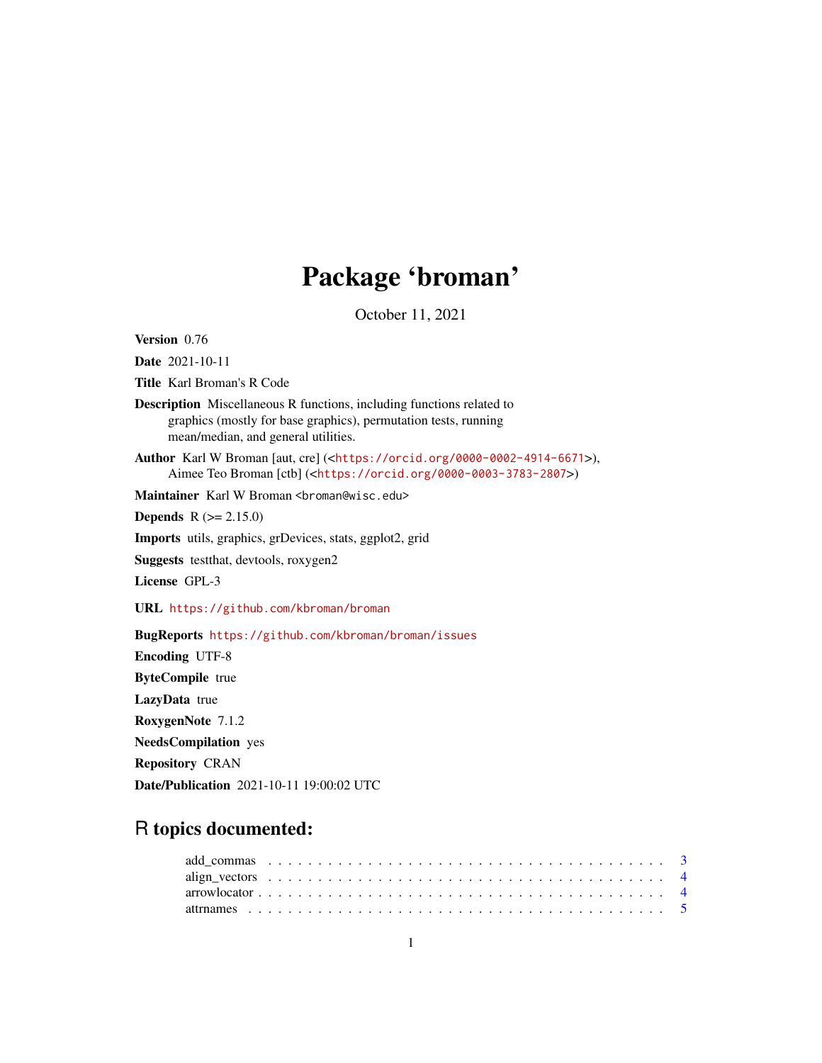# Package 'broman'

October 11, 2021

**Version** 0.76

**Date** 2021-10-11

**Title** Karl Broman's R Code

**Description** Miscellaneous R functions, including functions related to graphics (mostly for base graphics), permutation tests, running mean/median, and general utilities.

**Author** Karl W Broman [aut, cre] (<https://orcid.org/0000-0002-4914-6671>), Aimee Teo Broman [ctb] (<https://orcid.org/0000-0003-3783-2807>)

**Maintainer** Karl W Broman <broman@wisc.edu>

**Depends** R (>= 2.15.0)

**Imports** utils, graphics, grDevices, stats, ggplot2, grid

**Suggests** testthat, devtools, roxygen2

**License** GPL-3

**URL** https://github.com/kbroman/broman

**BugReports** https://github.com/kbroman/broman/issues

**Encoding** UTF-8

**ByteCompile** true

**LazyData** true

**RoxygenNote** 7.1.2

**NeedsCompilation** yes

**Repository** CRAN

**Date/Publication** 2021-10-11 19:00:02 UTC

## R topics documented:

add_commas . . . . . . . . . . . . . . . . . . . . . . . . . . . . . . . . . . . . . . 3
align_vectors . . . . . . . . . . . . . . . . . . . . . . . . . . . . . . . . . . . . . . 4
arrowlocator . . . . . . . . . . . . . . . . . . . . . . . . . . . . . . . . . . . . . . 4
attrnames . . . . . . . . . . . . . . . . . . . . . . . . . . . . . . . . . . . . . . 5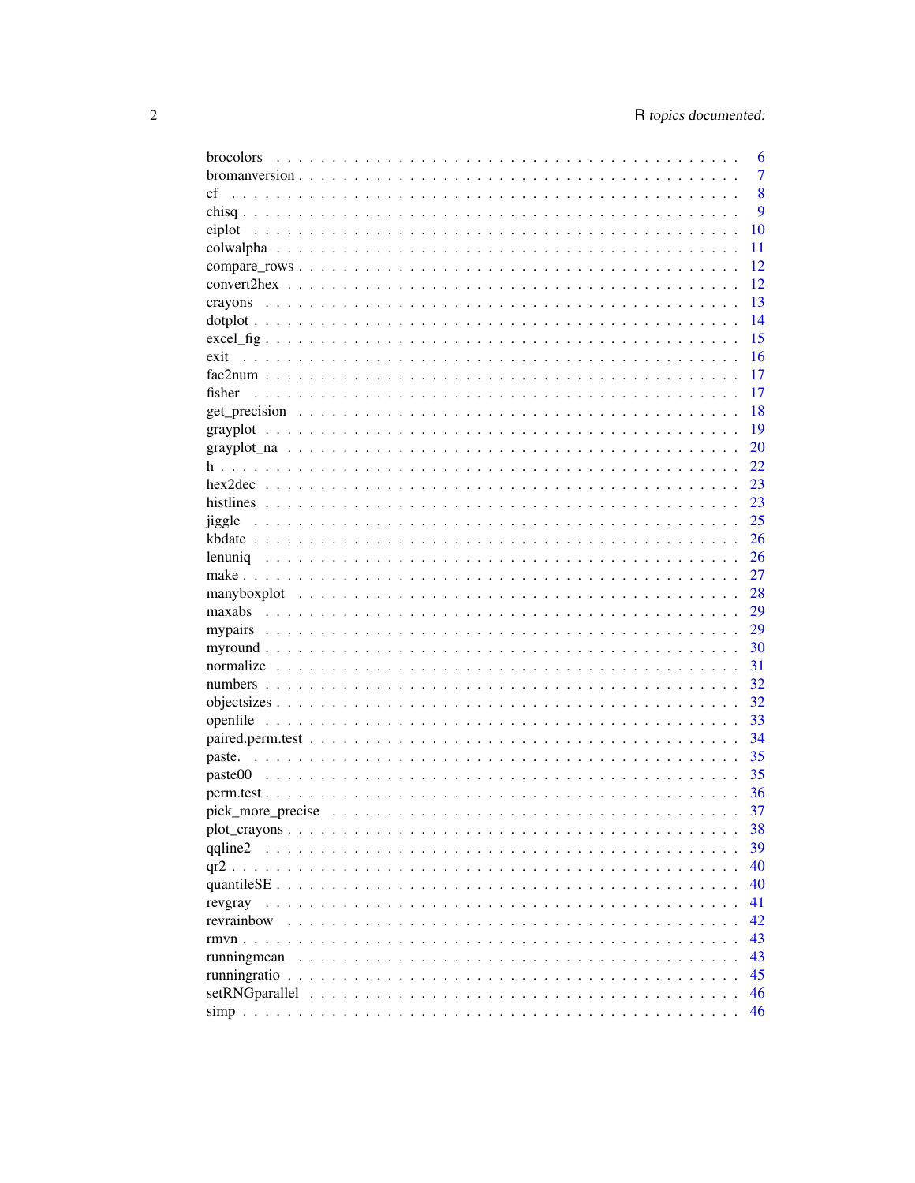| | |
|---|---|
| brocolors | 6 |
| bromanversion | 7 |
| cf | 8 |
| chisq | 9 |
| ciplot | 10 |
| colwalpha | 11 |
| compare_rows | 12 |
| convert2hex | 12 |
| crayons | 13 |
| dotplot | 14 |
| excel_fig | 15 |
| exit | 16 |
| fac2num | 17 |
| fisher | 17 |
| get_precision | 18 |
| grayplot | 19 |
| grayplot_na | 20 |
| h | 22 |
| hex2dec | 23 |
| histlines | 23 |
| jiggle | 25 |
| kbdate | 26 |
| lenuniq | 26 |
| make | 27 |
| manyboxplot | 28 |
| maxabs | 29 |
| mypairs | 29 |
| myround | 30 |
| normalize | 31 |
| numbers | 32 |
| objectsizes | 32 |
| openfile | 33 |
| paired.perm.test | 34 |
| paste. | 35 |
| paste00 | 35 |
| perm.test | 36 |
| pick_more_precise | 37 |
| plot_crayons | 38 |
| qqline2 | 39 |
| qr2 | 40 |
| quantileSE | 40 |
| revgray | 41 |
| revrainbow | 42 |
| rmvn | 43 |
| runningmean | 43 |
| runningratio | 45 |
| setRNGparallel | 46 |
| simp | 46 |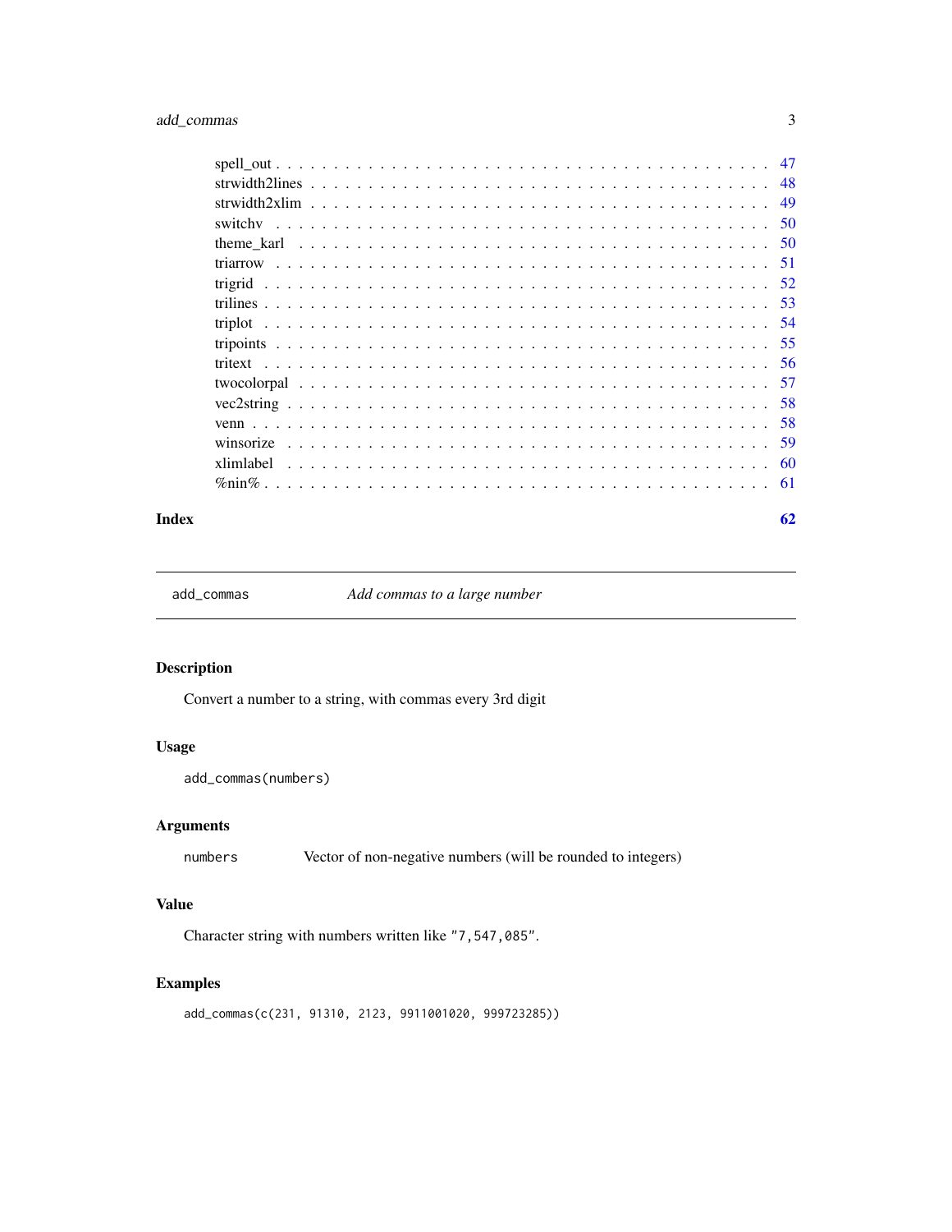| | |
|---|---|
| spell_out | 47 |
| strwidth2lines | 48 |
| strwidth2xlim | 49 |
| switchv | 50 |
| theme_karl | 50 |
| triarrow | 51 |
| trigrid | 52 |
| trilines | 53 |
| triplot | 54 |
| tripoints | 55 |
| tritext | 56 |
| twocolorpal | 57 |
| vec2string | 58 |
| venn | 58 |
| winsorize | 59 |
| xlimlabel | 60 |
| %nin% | 61 |

**Index** **62**

---

`add_commas` *Add commas to a large number*

---

## Description

Convert a number to a string, with commas every 3rd digit

## Usage

```
add_commas(numbers)
```

## Arguments

`numbers` Vector of non-negative numbers (will be rounded to integers)

## Value

Character string with numbers written like `"7,547,085"`.

## Examples

```
add_commas(c(231, 91310, 2123, 9911001020, 999723285))
```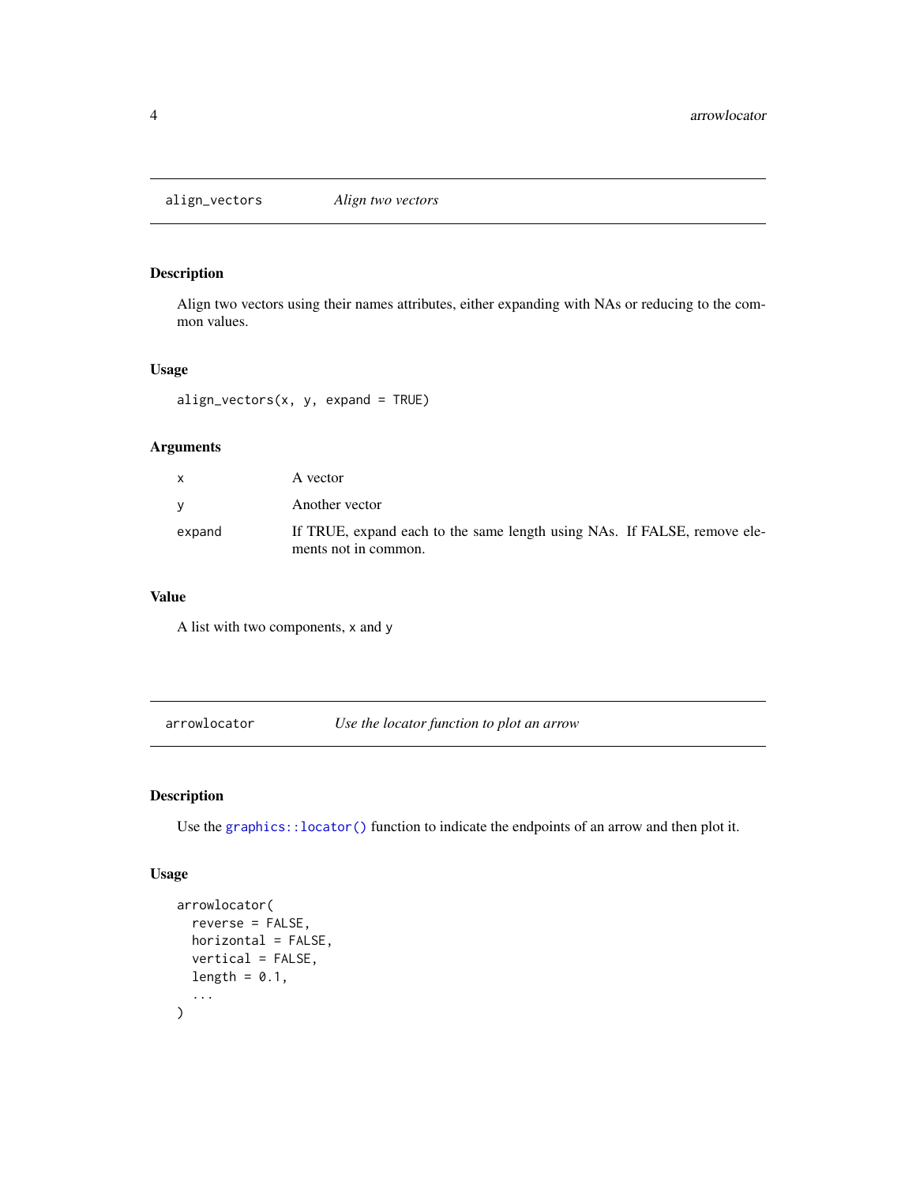## `align_vectors` *Align two vectors*

### Description

Align two vectors using their names attributes, either expanding with NAs or reducing to the common values.

### Usage

```
align_vectors(x, y, expand = TRUE)
```

### Arguments

| | |
|---|---|
| `x` | A vector |
| `y` | Another vector |
| `expand` | If TRUE, expand each to the same length using NAs. If FALSE, remove elements not in common. |

### Value

A list with two components, `x` and `y`

## `arrowlocator` *Use the locator function to plot an arrow*

### Description

Use the `graphics::locator()` function to indicate the endpoints of an arrow and then plot it.

### Usage

```
arrowlocator(
  reverse = FALSE,
  horizontal = FALSE,
  vertical = FALSE,
  length = 0.1,
  ...
)
```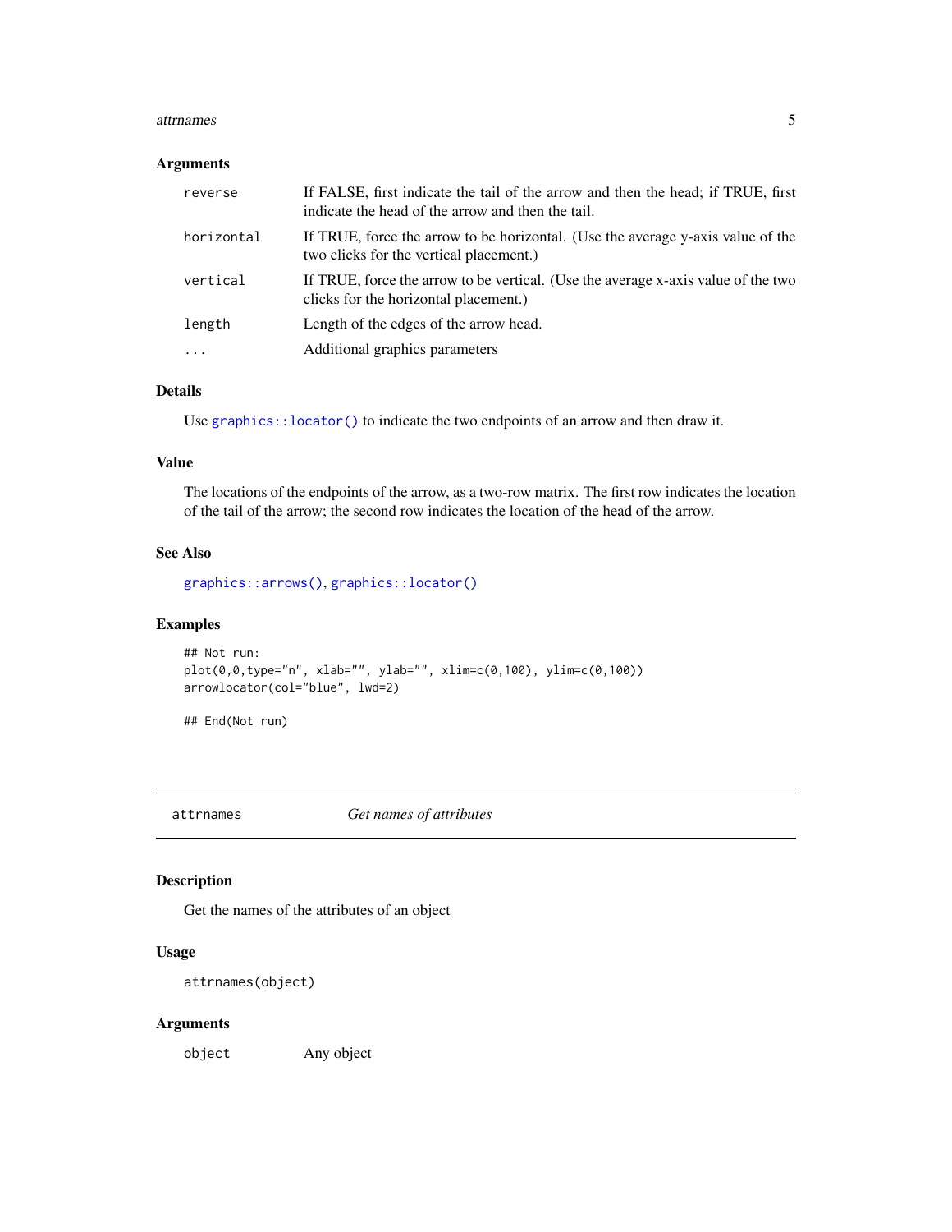### Arguments

| | |
|---|---|
| `reverse` | If FALSE, first indicate the tail of the arrow and then the head; if TRUE, first indicate the head of the arrow and then the tail. |
| `horizontal` | If TRUE, force the arrow to be horizontal. (Use the average y-axis value of the two clicks for the vertical placement.) |
| `vertical` | If TRUE, force the arrow to be vertical. (Use the average x-axis value of the two clicks for the horizontal placement.) |
| `length` | Length of the edges of the arrow head. |
| `...` | Additional graphics parameters |

### Details

Use `graphics::locator()` to indicate the two endpoints of an arrow and then draw it.

### Value

The locations of the endpoints of the arrow, as a two-row matrix. The first row indicates the location of the tail of the arrow; the second row indicates the location of the head of the arrow.

### See Also

`graphics::arrows()`, `graphics::locator()`

### Examples

```
## Not run:
plot(0,0,type="n", xlab="", ylab="", xlim=c(0,100), ylim=c(0,100))
arrowlocator(col="blue", lwd=2)

## End(Not run)
```

---

## attrnames — *Get names of attributes*

### Description

Get the names of the attributes of an object

### Usage

```
attrnames(object)
```

### Arguments

| | |
|---|---|
| `object` | Any object |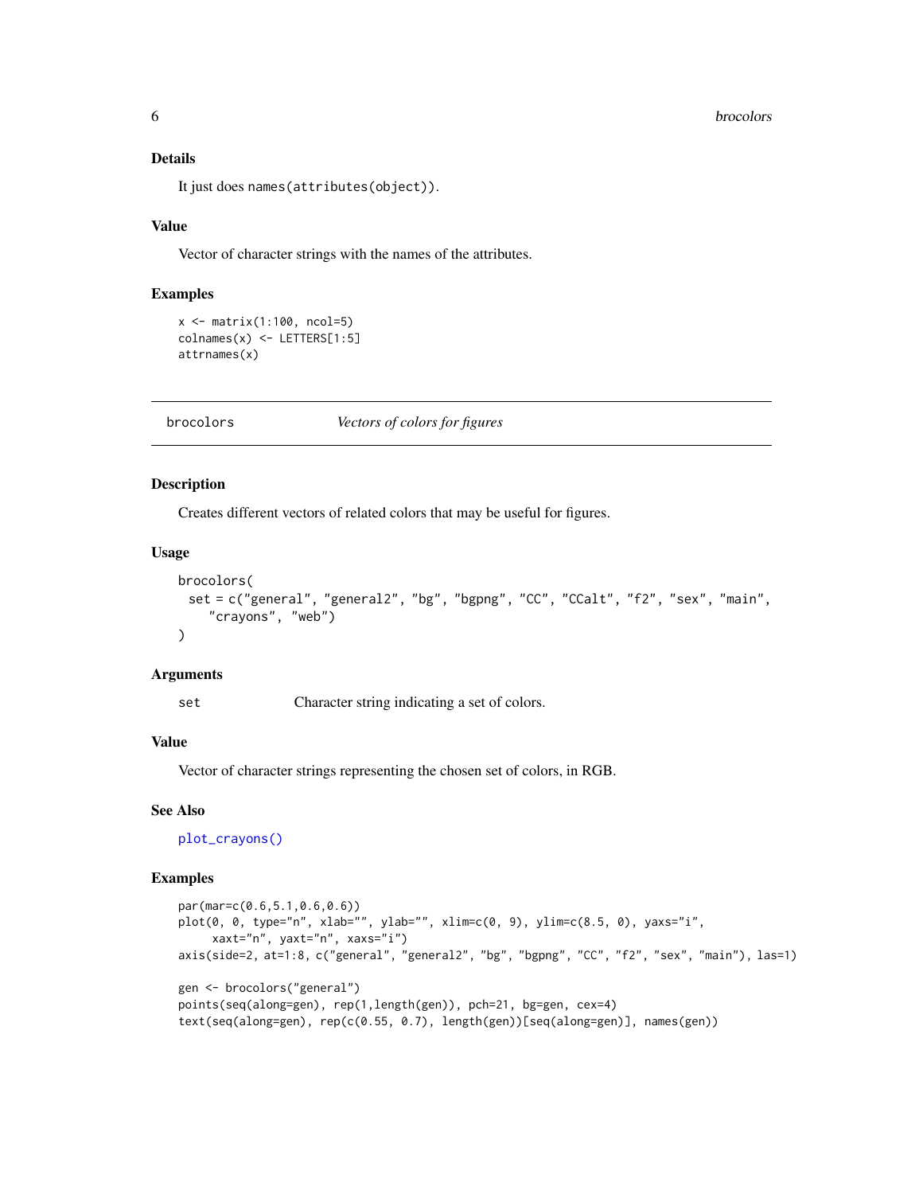### Details

It just does `names(attributes(object))`.

### Value

Vector of character strings with the names of the attributes.

### Examples

```
x <- matrix(1:100, ncol=5)
colnames(x) <- LETTERS[1:5]
attrnames(x)
```

---

## brocolors — *Vectors of colors for figures*

---

### Description

Creates different vectors of related colors that may be useful for figures.

### Usage

```
brocolors(
  set = c("general", "general2", "bg", "bgpng", "CC", "CCalt", "f2", "sex", "main",
     "crayons", "web")
)
```

### Arguments

| | |
|---|---|
| set | Character string indicating a set of colors. |

### Value

Vector of character strings representing the chosen set of colors, in RGB.

### See Also

`plot_crayons()`

### Examples

```
par(mar=c(0.6,5.1,0.6,0.6))
plot(0, 0, type="n", xlab="", ylab="", xlim=c(0, 9), ylim=c(8.5, 0), yaxs="i",
     xaxt="n", yaxt="n", xaxs="i")
axis(side=2, at=1:8, c("general", "general2", "bg", "bgpng", "CC", "f2", "sex", "main"), las=1)

gen <- brocolors("general")
points(seq(along=gen), rep(1,length(gen)), pch=21, bg=gen, cex=4)
text(seq(along=gen), rep(c(0.55, 0.7), length(gen))[seq(along=gen)], names(gen))
```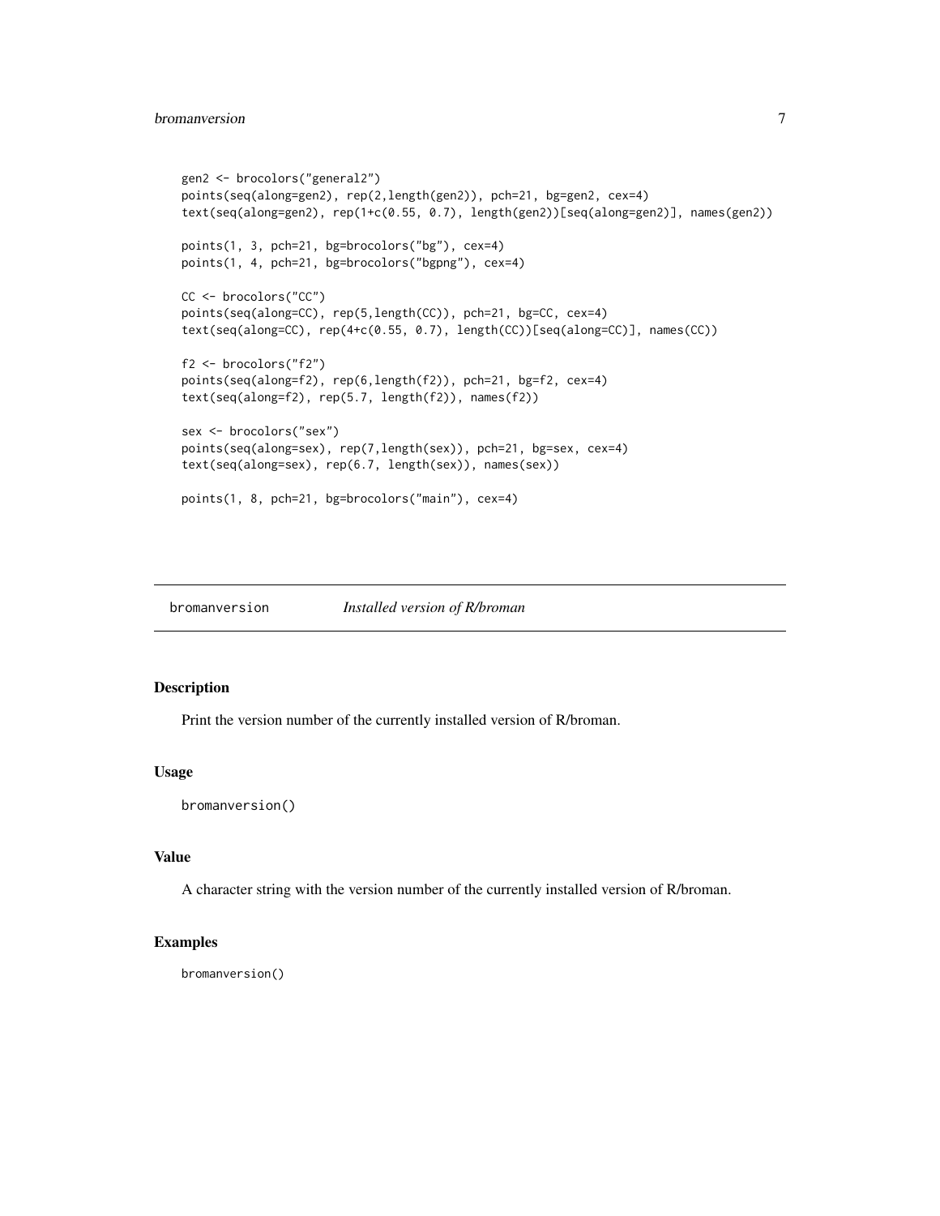```
gen2 <- brocolors("general2")
points(seq(along=gen2), rep(2,length(gen2)), pch=21, bg=gen2, cex=4)
text(seq(along=gen2), rep(1+c(0.55, 0.7), length(gen2))[seq(along=gen2)], names(gen2))

points(1, 3, pch=21, bg=brocolors("bg"), cex=4)
points(1, 4, pch=21, bg=brocolors("bgpng"), cex=4)

CC <- brocolors("CC")
points(seq(along=CC), rep(5,length(CC)), pch=21, bg=CC, cex=4)
text(seq(along=CC), rep(4+c(0.55, 0.7), length(CC))[seq(along=CC)], names(CC))

f2 <- brocolors("f2")
points(seq(along=f2), rep(6,length(f2)), pch=21, bg=f2, cex=4)
text(seq(along=f2), rep(5.7, length(f2)), names(f2))

sex <- brocolors("sex")
points(seq(along=sex), rep(7,length(sex)), pch=21, bg=sex, cex=4)
text(seq(along=sex), rep(6.7, length(sex)), names(sex))

points(1, 8, pch=21, bg=brocolors("main"), cex=4)
```

---

## bromanversion — *Installed version of R/broman*

### Description

Print the version number of the currently installed version of R/broman.

### Usage

```
bromanversion()
```

### Value

A character string with the version number of the currently installed version of R/broman.

### Examples

```
bromanversion()
```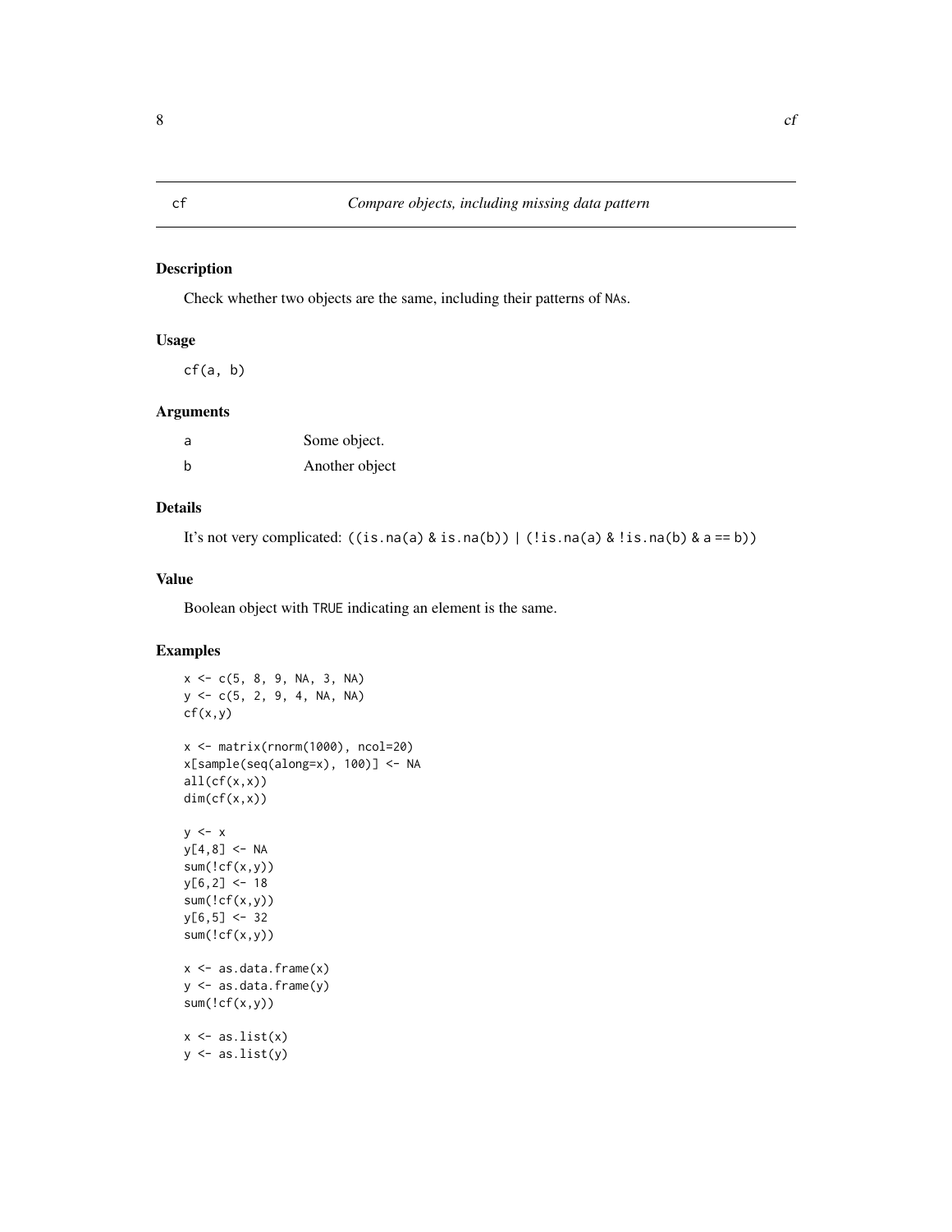# cf — *Compare objects, including missing data pattern*

## Description

Check whether two objects are the same, including their patterns of `NA`s.

## Usage

```
cf(a, b)
```

## Arguments

| | |
|---|---|
| a | Some object. |
| b | Another object |

## Details

It's not very complicated: `((is.na(a) & is.na(b)) | (!is.na(a) & !is.na(b) & a == b))`

## Value

Boolean object with `TRUE` indicating an element is the same.

## Examples

```
x <- c(5, 8, 9, NA, 3, NA)
y <- c(5, 2, 9, 4, NA, NA)
cf(x,y)

x <- matrix(rnorm(1000), ncol=20)
x[sample(seq(along=x), 100)] <- NA
all(cf(x,x))
dim(cf(x,x))

y <- x
y[4,8] <- NA
sum(!cf(x,y))
y[6,2] <- 18
sum(!cf(x,y))
y[6,5] <- 32
sum(!cf(x,y))

x <- as.data.frame(x)
y <- as.data.frame(y)
sum(!cf(x,y))

x <- as.list(x)
y <- as.list(y)
```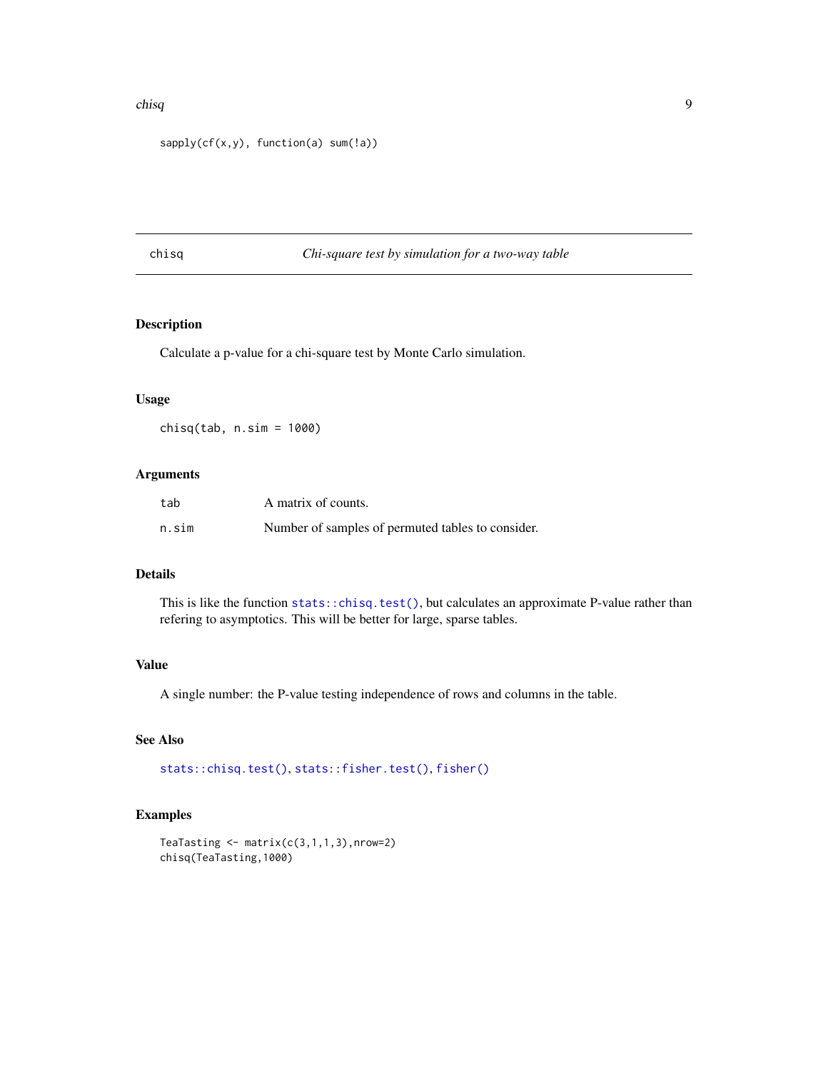```
sapply(cf(x,y), function(a) sum(!a))
```

## chisq — *Chi-square test by simulation for a two-way table*

### Description

Calculate a p-value for a chi-square test by Monte Carlo simulation.

### Usage

```
chisq(tab, n.sim = 1000)
```

### Arguments

| | |
|---|---|
| `tab` | A matrix of counts. |
| `n.sim` | Number of samples of permuted tables to consider. |

### Details

This is like the function `stats::chisq.test()`, but calculates an approximate P-value rather than refering to asymptotics. This will be better for large, sparse tables.

### Value

A single number: the P-value testing independence of rows and columns in the table.

### See Also

`stats::chisq.test()`, `stats::fisher.test()`, `fisher()`

### Examples

```
TeaTasting <- matrix(c(3,1,1,3),nrow=2)
chisq(TeaTasting,1000)
```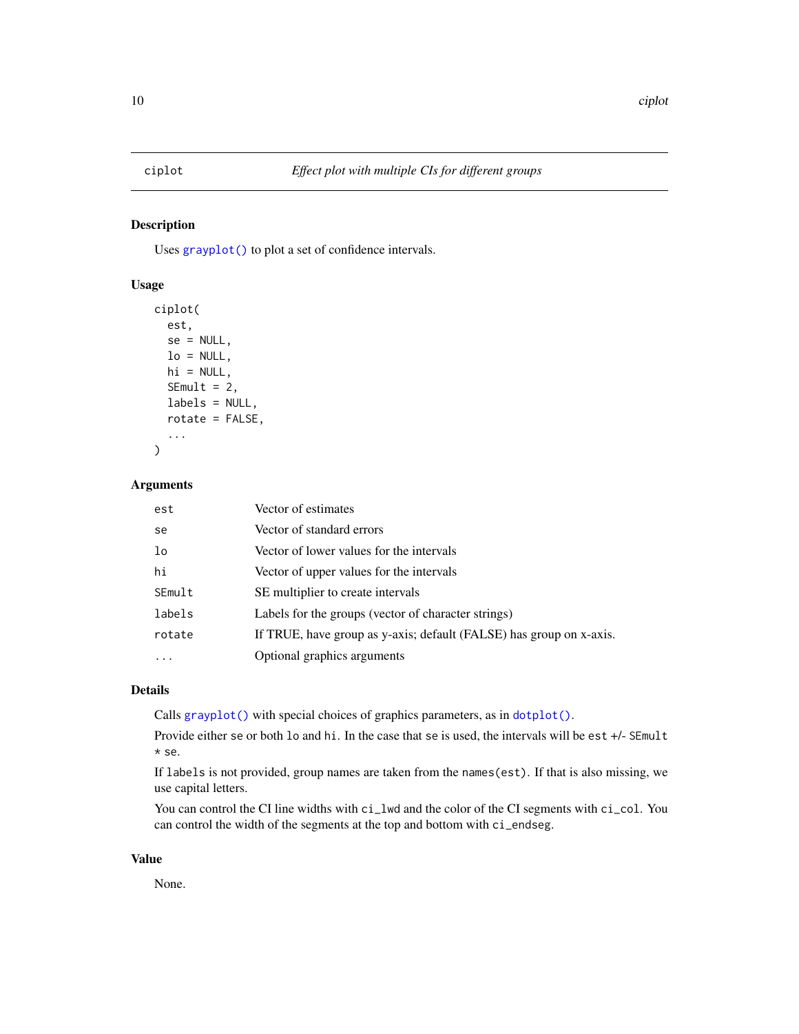## ciplot — *Effect plot with multiple CIs for different groups*

### Description

Uses `grayplot()` to plot a set of confidence intervals.

### Usage

```
ciplot(
  est,
  se = NULL,
  lo = NULL,
  hi = NULL,
  SEmult = 2,
  labels = NULL,
  rotate = FALSE,
  ...
)
```

### Arguments

| | |
|---|---|
| `est` | Vector of estimates |
| `se` | Vector of standard errors |
| `lo` | Vector of lower values for the intervals |
| `hi` | Vector of upper values for the intervals |
| `SEmult` | SE multiplier to create intervals |
| `labels` | Labels for the groups (vector of character strings) |
| `rotate` | If TRUE, have group as y-axis; default (FALSE) has group on x-axis. |
| `...` | Optional graphics arguments |

### Details

Calls `grayplot()` with special choices of graphics parameters, as in `dotplot()`.

Provide either `se` or both `lo` and `hi`. In the case that `se` is used, the intervals will be `est` +/- `SEmult * se`.

If `labels` is not provided, group names are taken from the `names(est)`. If that is also missing, we use capital letters.

You can control the CI line widths with `ci_lwd` and the color of the CI segments with `ci_col`. You can control the width of the segments at the top and bottom with `ci_endseg`.

### Value

None.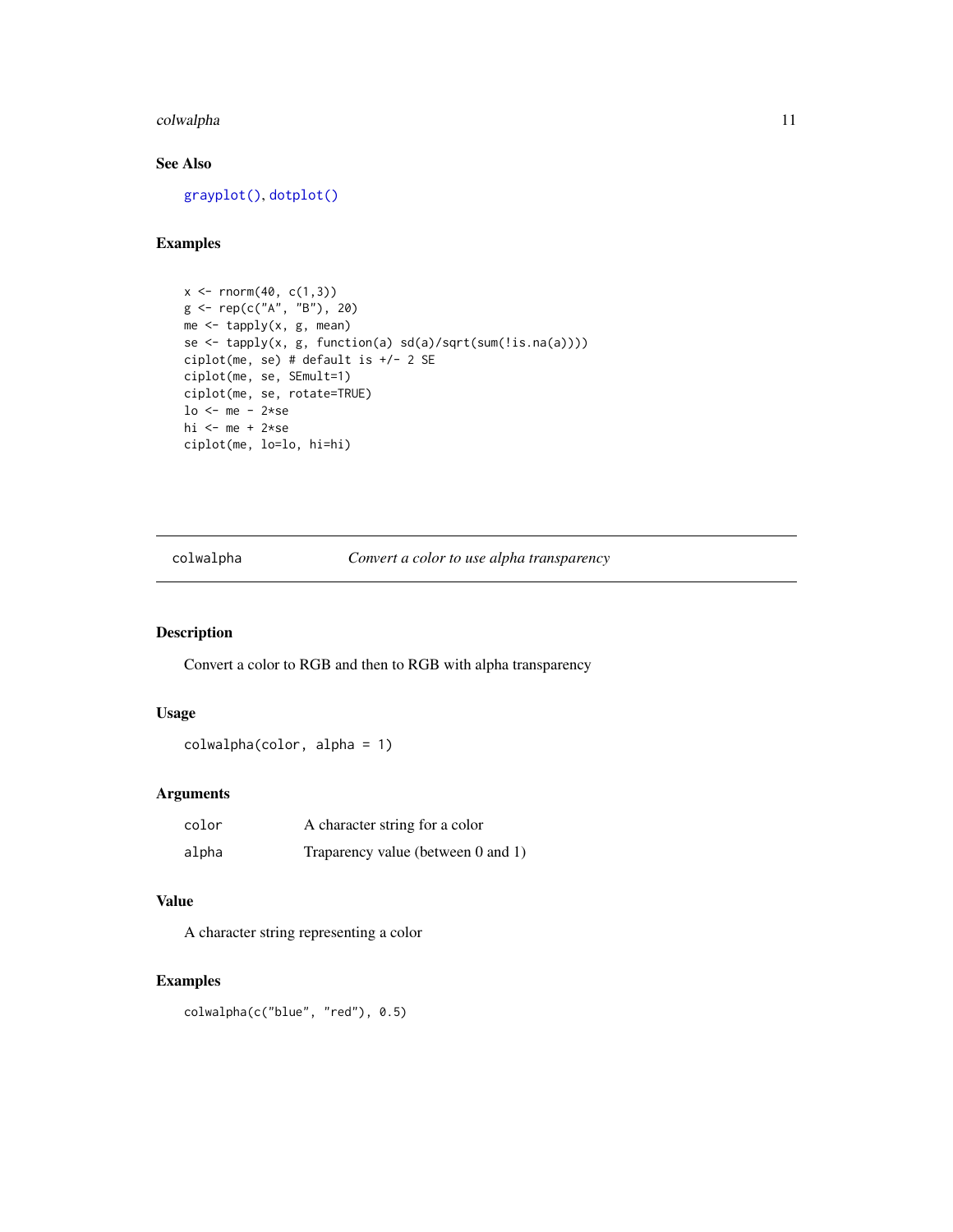### See Also

grayplot(), dotplot()

### Examples

```
x <- rnorm(40, c(1,3))
g <- rep(c("A", "B"), 20)
me <- tapply(x, g, mean)
se <- tapply(x, g, function(a) sd(a)/sqrt(sum(!is.na(a))))
ciplot(me, se) # default is +/- 2 SE
ciplot(me, se, SEmult=1)
ciplot(me, se, rotate=TRUE)
lo <- me - 2*se
hi <- me + 2*se
ciplot(me, lo=lo, hi=hi)
```

---

## colwalpha — *Convert a color to use alpha transparency*

---

### Description

Convert a color to RGB and then to RGB with alpha transparency

### Usage

```
colwalpha(color, alpha = 1)
```

### Arguments

| | |
|---|---|
| color | A character string for a color |
| alpha | Traparency value (between 0 and 1) |

### Value

A character string representing a color

### Examples

```
colwalpha(c("blue", "red"), 0.5)
```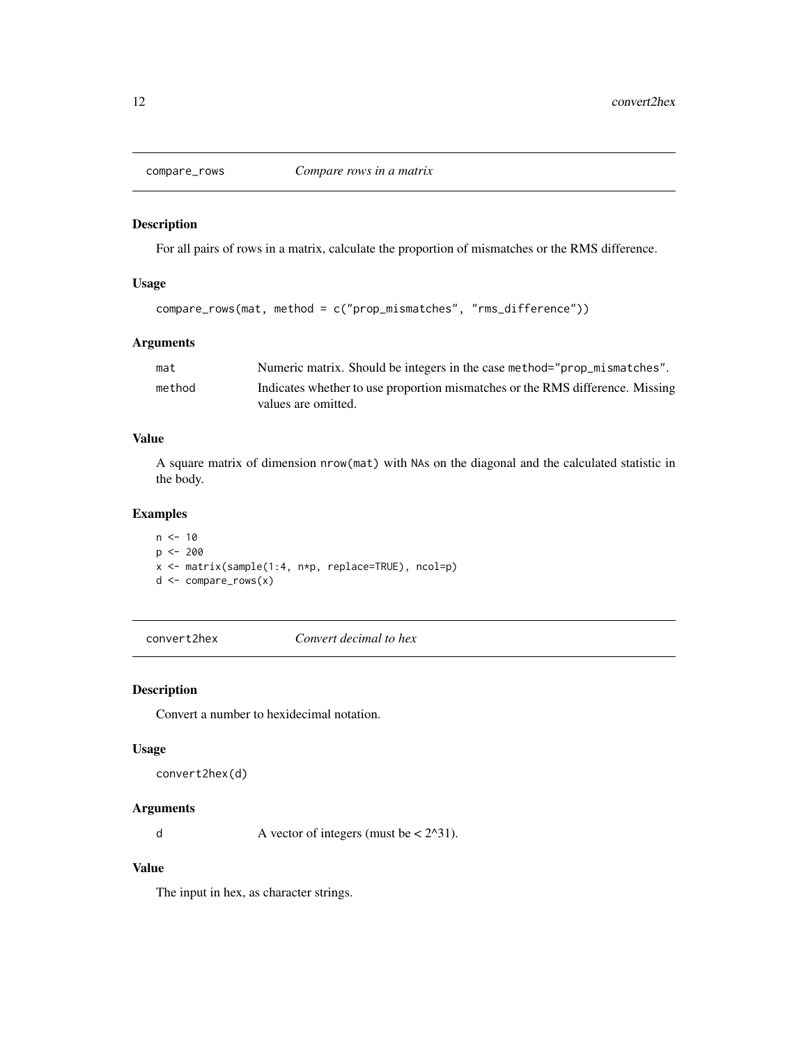## compare_rows — *Compare rows in a matrix*

### Description

For all pairs of rows in a matrix, calculate the proportion of mismatches or the RMS difference.

### Usage

```
compare_rows(mat, method = c("prop_mismatches", "rms_difference"))
```

### Arguments

| | |
|---|---|
| `mat` | Numeric matrix. Should be integers in the case `method="prop_mismatches"`. |
| `method` | Indicates whether to use proportion mismatches or the RMS difference. Missing values are omitted. |

### Value

A square matrix of dimension `nrow(mat)` with `NA`s on the diagonal and the calculated statistic in the body.

### Examples

```
n <- 10
p <- 200
x <- matrix(sample(1:4, n*p, replace=TRUE), ncol=p)
d <- compare_rows(x)
```

## convert2hex — *Convert decimal to hex*

### Description

Convert a number to hexidecimal notation.

### Usage

```
convert2hex(d)
```

### Arguments

| | |
|---|---|
| `d` | A vector of integers (must be < 2^31). |

### Value

The input in hex, as character strings.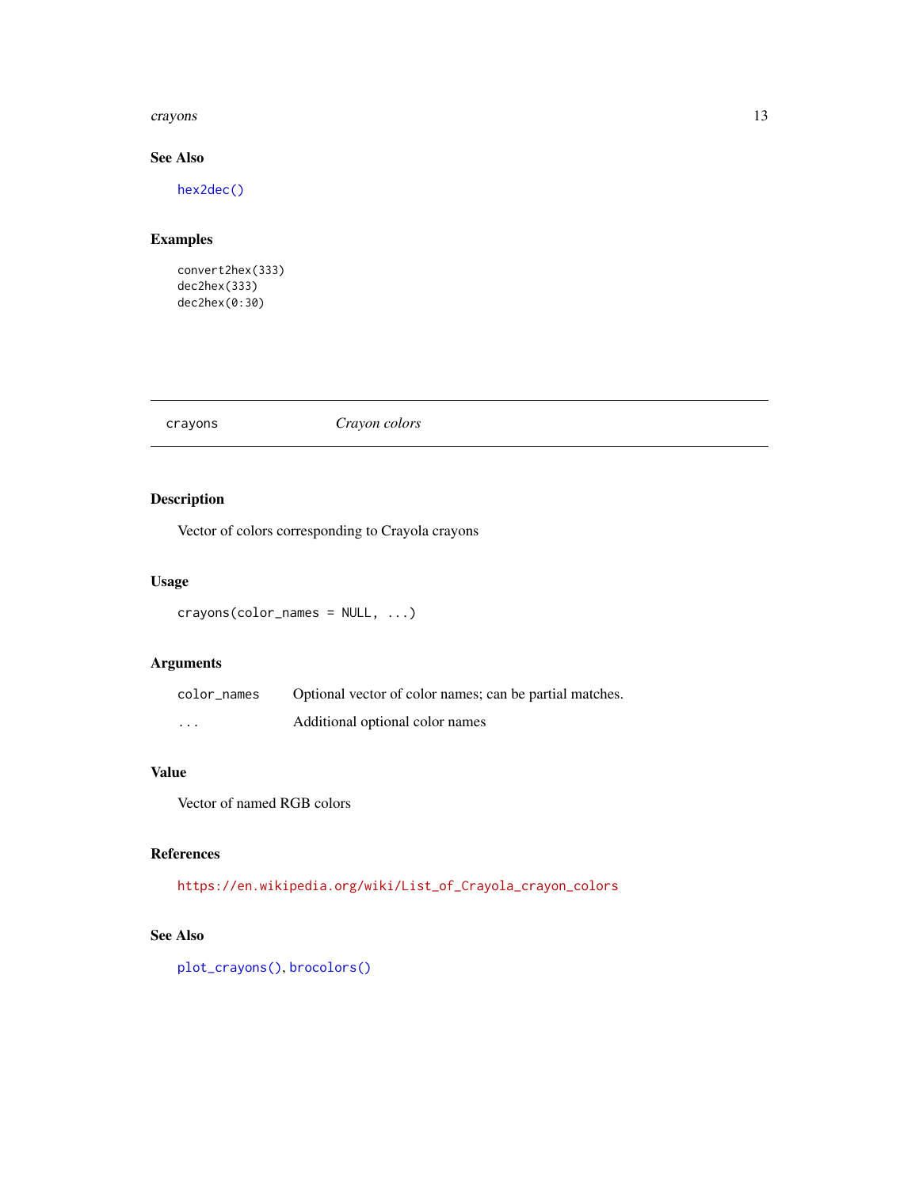## See Also

hex2dec()

## Examples

```
convert2hex(333)
dec2hex(333)
dec2hex(0:30)
```

---

# crayons — *Crayon colors*

## Description

Vector of colors corresponding to Crayola crayons

## Usage

```
crayons(color_names = NULL, ...)
```

## Arguments

| | |
|---|---|
| color_names | Optional vector of color names; can be partial matches. |
| ... | Additional optional color names |

## Value

Vector of named RGB colors

## References

https://en.wikipedia.org/wiki/List_of_Crayola_crayon_colors

## See Also

plot_crayons(), brocolors()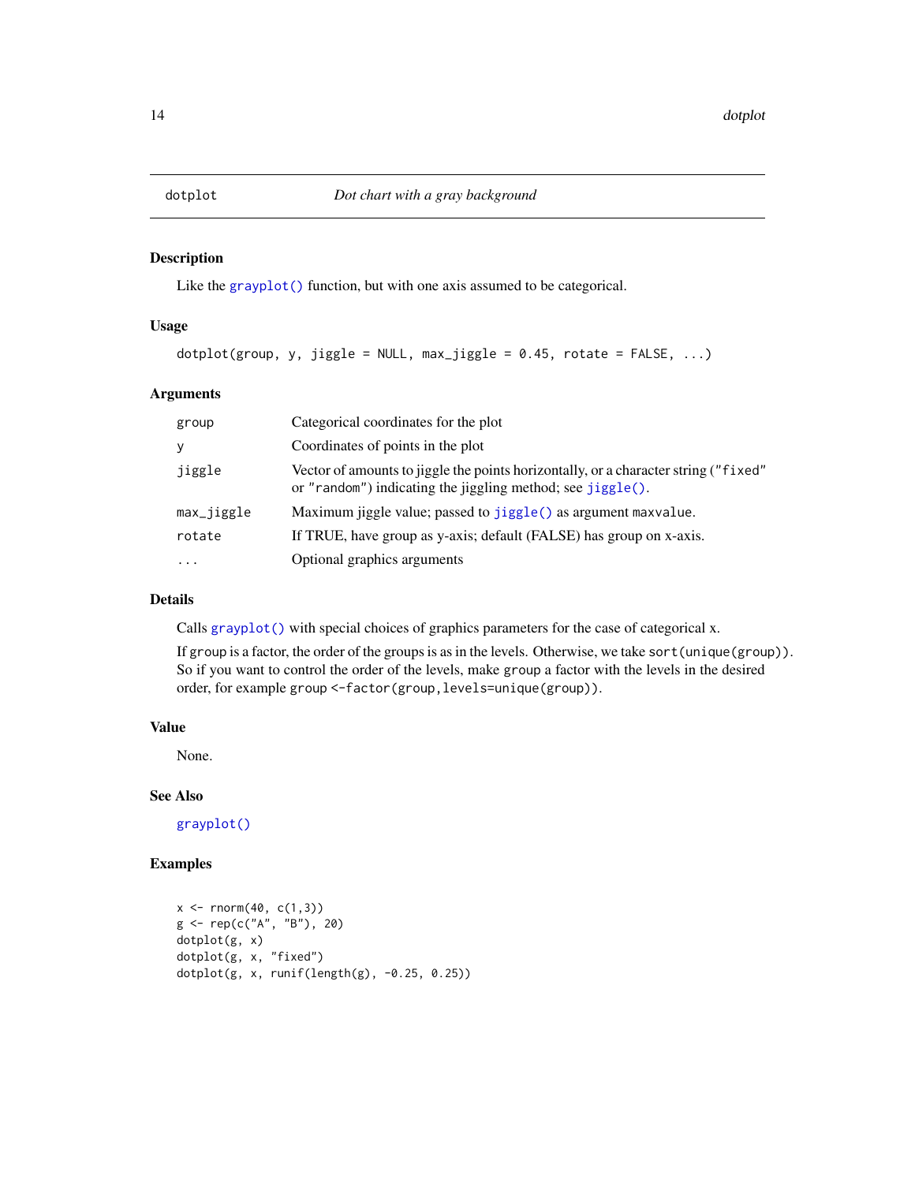# dotplot — *Dot chart with a gray background*

## Description

Like the `grayplot()` function, but with one axis assumed to be categorical.

## Usage

```
dotplot(group, y, jiggle = NULL, max_jiggle = 0.45, rotate = FALSE, ...)
```

## Arguments

| Argument | Description |
|---|---|
| `group` | Categorical coordinates for the plot |
| `y` | Coordinates of points in the plot |
| `jiggle` | Vector of amounts to jiggle the points horizontally, or a character string (`"fixed"` or `"random"`) indicating the jiggling method; see `jiggle()`. |
| `max_jiggle` | Maximum jiggle value; passed to `jiggle()` as argument `maxvalue`. |
| `rotate` | If TRUE, have group as y-axis; default (FALSE) has group on x-axis. |
| `...` | Optional graphics arguments |

## Details

Calls `grayplot()` with special choices of graphics parameters for the case of categorical x.

If `group` is a factor, the order of the groups is as in the levels. Otherwise, we take `sort(unique(group))`. So if you want to control the order of the levels, make `group` a factor with the levels in the desired order, for example `group <-factor(group,levels=unique(group))`.

## Value

None.

## See Also

`grayplot()`

## Examples

```
x <- rnorm(40, c(1,3))
g <- rep(c("A", "B"), 20)
dotplot(g, x)
dotplot(g, x, "fixed")
dotplot(g, x, runif(length(g), -0.25, 0.25))
```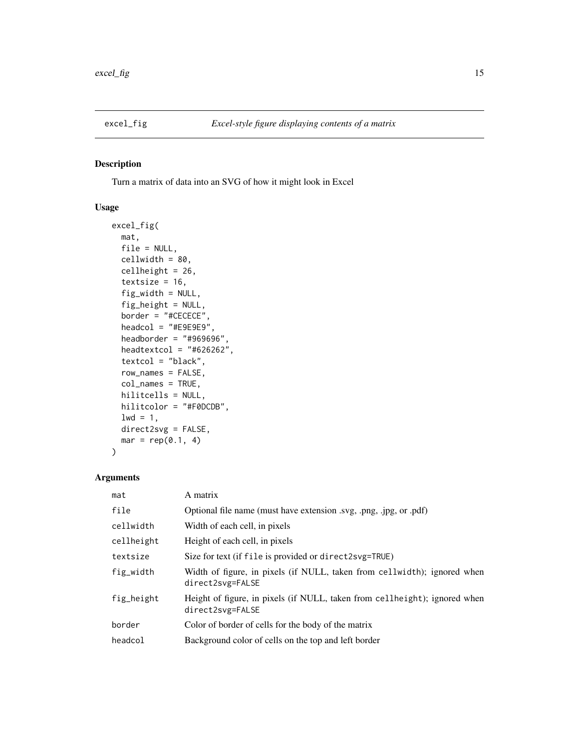## excel_fig — *Excel-style figure displaying contents of a matrix*

### Description

Turn a matrix of data into an SVG of how it might look in Excel

### Usage

```
excel_fig(
  mat,
  file = NULL,
  cellwidth = 80,
  cellheight = 26,
  textsize = 16,
  fig_width = NULL,
  fig_height = NULL,
  border = "#CECECE",
  headcol = "#E9E9E9",
  headborder = "#969696",
  headtextcol = "#626262",
  textcol = "black",
  row_names = FALSE,
  col_names = TRUE,
  hilitcells = NULL,
  hilitcolor = "#F0DCDB",
  lwd = 1,
  direct2svg = FALSE,
  mar = rep(0.1, 4)
)
```

### Arguments

| Argument | Description |
|---|---|
| `mat` | A matrix |
| `file` | Optional file name (must have extension .svg, .png, .jpg, or .pdf) |
| `cellwidth` | Width of each cell, in pixels |
| `cellheight` | Height of each cell, in pixels |
| `textsize` | Size for text (if `file` is provided or `direct2svg=TRUE`) |
| `fig_width` | Width of figure, in pixels (if NULL, taken from `cellwidth`); ignored when `direct2svg=FALSE` |
| `fig_height` | Height of figure, in pixels (if NULL, taken from `cellheight`); ignored when `direct2svg=FALSE` |
| `border` | Color of border of cells for the body of the matrix |
| `headcol` | Background color of cells on the top and left border |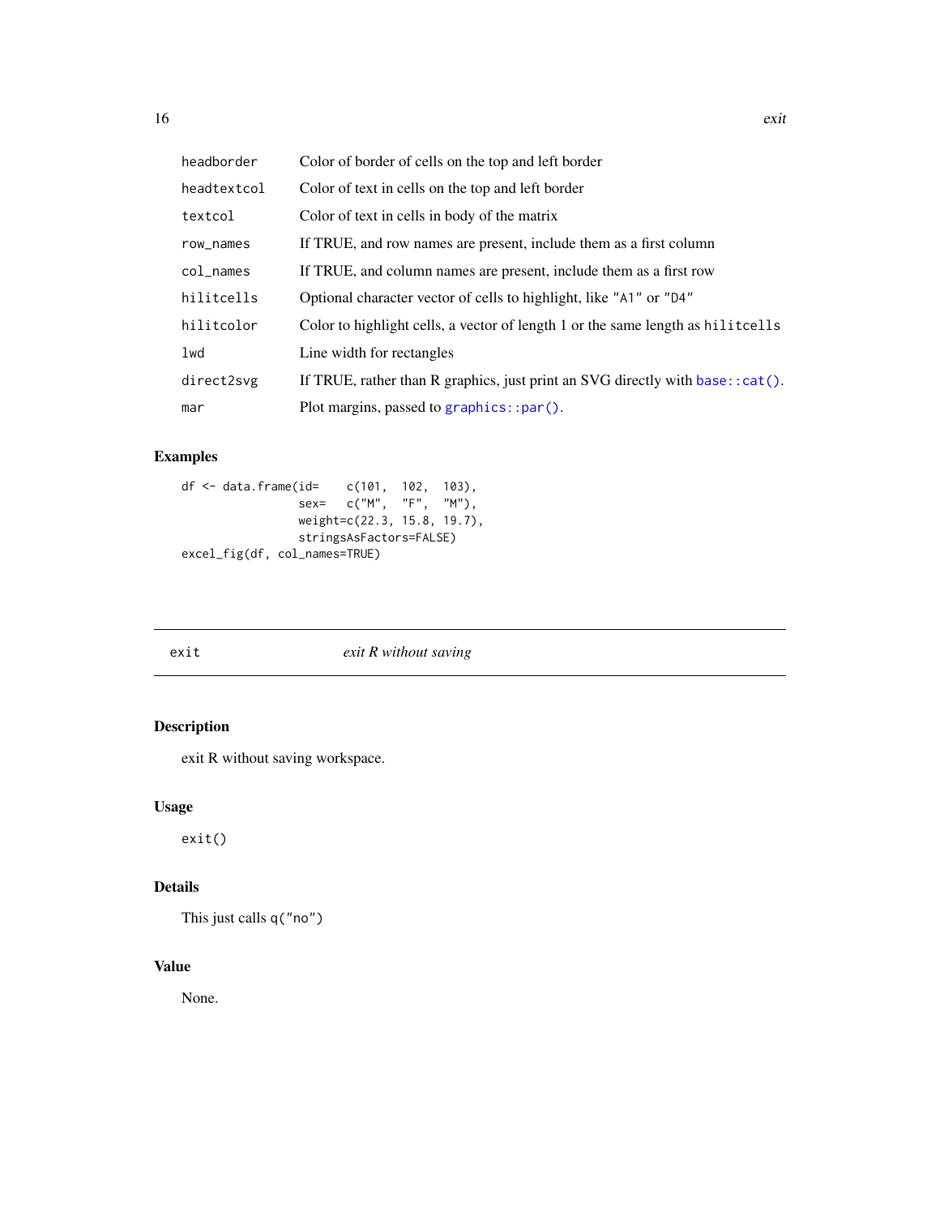| | |
|---|---|
| `headborder` | Color of border of cells on the top and left border |
| `headtextcol` | Color of text in cells on the top and left border |
| `textcol` | Color of text in cells in body of the matrix |
| `row_names` | If TRUE, and row names are present, include them as a first column |
| `col_names` | If TRUE, and column names are present, include them as a first row |
| `hilitcells` | Optional character vector of cells to highlight, like "A1" or "D4" |
| `hilitcolor` | Color to highlight cells, a vector of length 1 or the same length as `hilitcells` |
| `lwd` | Line width for rectangles |
| `direct2svg` | If TRUE, rather than R graphics, just print an SVG directly with `base::cat()`. |
| `mar` | Plot margins, passed to `graphics::par()`. |

## Examples

```
df <- data.frame(id=    c(101,  102,  103),
                 sex=   c("M",  "F",  "M"),
                 weight=c(22.3, 15.8, 19.7),
                 stringsAsFactors=FALSE)
excel_fig(df, col_names=TRUE)
```

---

# exit    *exit R without saving*

---

## Description

exit R without saving workspace.

## Usage

```
exit()
```

## Details

This just calls `q("no")`

## Value

None.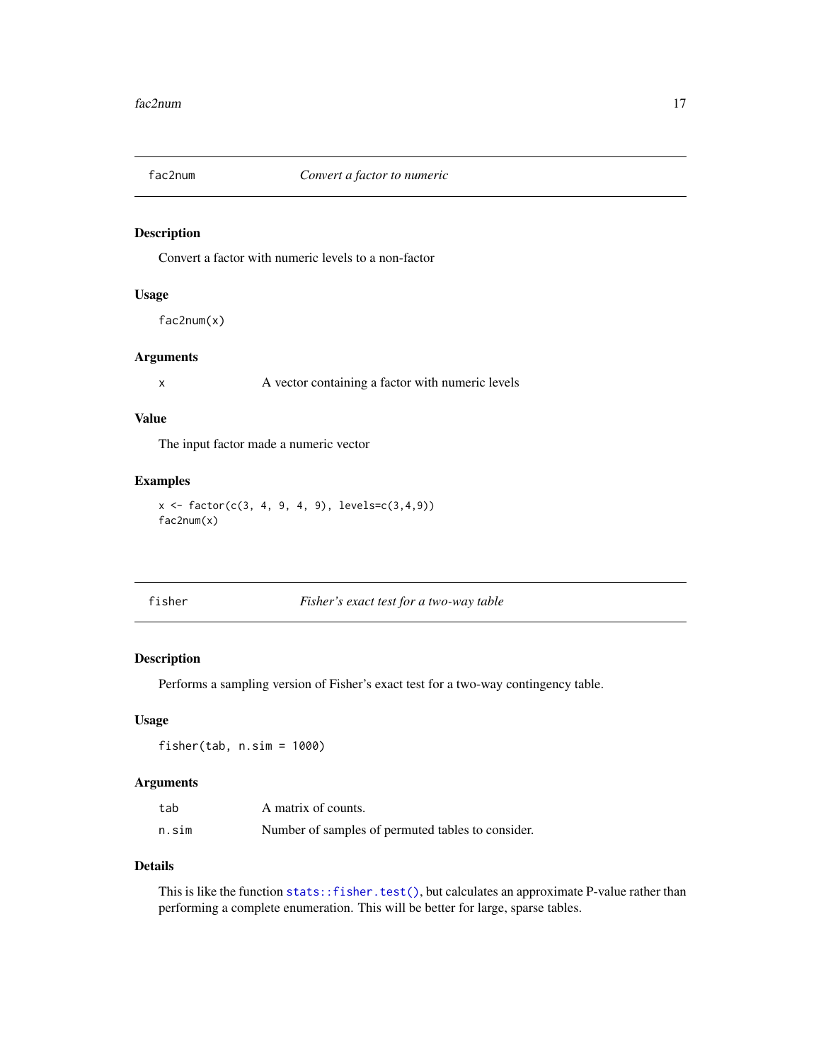## fac2num — *Convert a factor to numeric*

### Description

Convert a factor with numeric levels to a non-factor

### Usage

```
fac2num(x)
```

### Arguments

| | |
|---|---|
| x | A vector containing a factor with numeric levels |

### Value

The input factor made a numeric vector

### Examples

```
x <- factor(c(3, 4, 9, 4, 9), levels=c(3,4,9))
fac2num(x)
```

## fisher — *Fisher's exact test for a two-way table*

### Description

Performs a sampling version of Fisher's exact test for a two-way contingency table.

### Usage

```
fisher(tab, n.sim = 1000)
```

### Arguments

| | |
|---|---|
| tab | A matrix of counts. |
| n.sim | Number of samples of permuted tables to consider. |

### Details

This is like the function `stats::fisher.test()`, but calculates an approximate P-value rather than performing a complete enumeration. This will be better for large, sparse tables.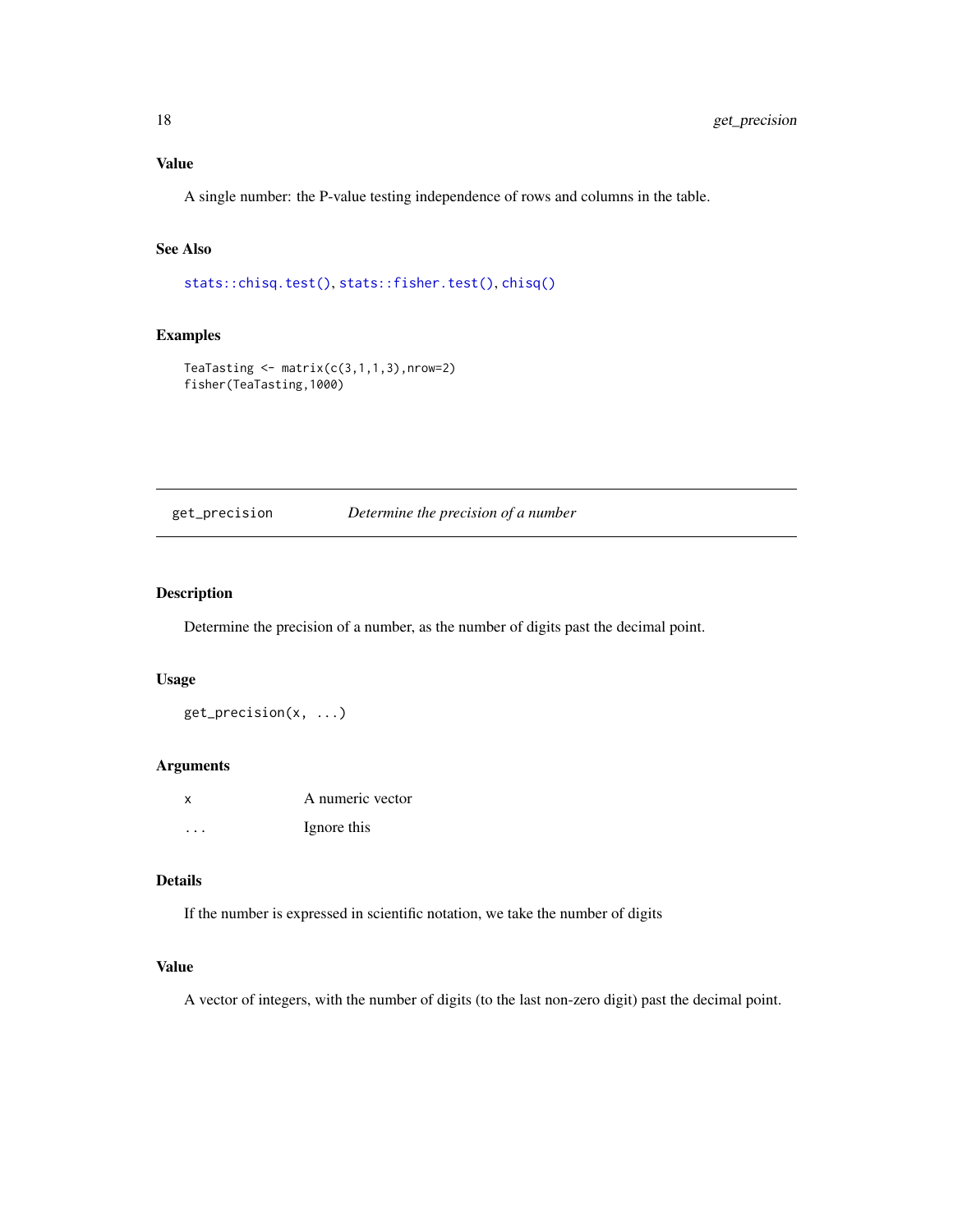### Value

A single number: the P-value testing independence of rows and columns in the table.

### See Also

stats::chisq.test(), stats::fisher.test(), chisq()

### Examples

```
TeaTasting <- matrix(c(3,1,1,3),nrow=2)
fisher(TeaTasting,1000)
```

---

## get_precision — *Determine the precision of a number*

### Description

Determine the precision of a number, as the number of digits past the decimal point.

### Usage

```
get_precision(x, ...)
```

### Arguments

| | |
|---|---|
| x | A numeric vector |
| ... | Ignore this |

### Details

If the number is expressed in scientific notation, we take the number of digits

### Value

A vector of integers, with the number of digits (to the last non-zero digit) past the decimal point.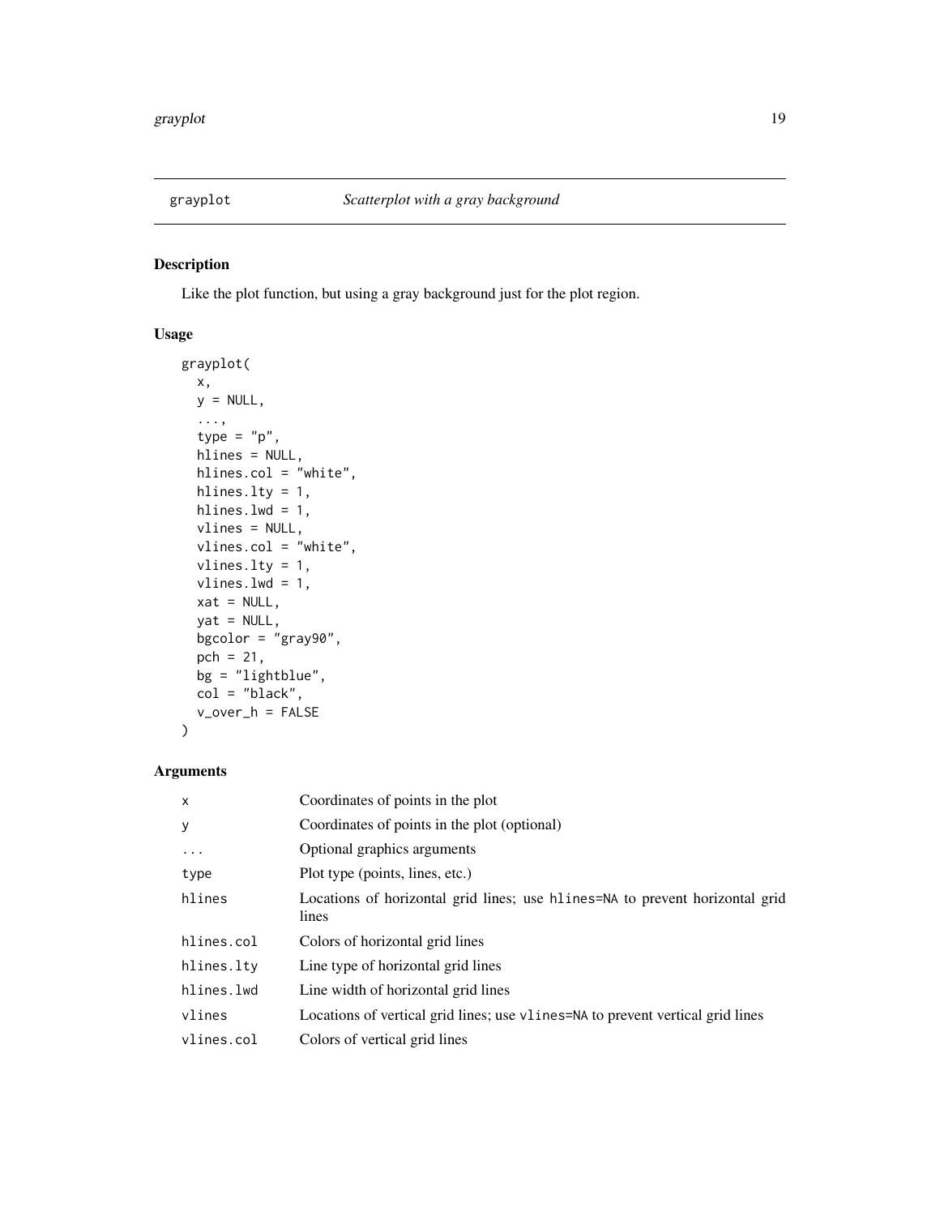# grayplot — *Scatterplot with a gray background*

## Description

Like the plot function, but using a gray background just for the plot region.

## Usage

```
grayplot(
  x,
  y = NULL,
  ...,
  type = "p",
  hlines = NULL,
  hlines.col = "white",
  hlines.lty = 1,
  hlines.lwd = 1,
  vlines = NULL,
  vlines.col = "white",
  vlines.lty = 1,
  vlines.lwd = 1,
  xat = NULL,
  yat = NULL,
  bgcolor = "gray90",
  pch = 21,
  bg = "lightblue",
  col = "black",
  v_over_h = FALSE
)
```

## Arguments

| | |
|---|---|
| `x` | Coordinates of points in the plot |
| `y` | Coordinates of points in the plot (optional) |
| `...` | Optional graphics arguments |
| `type` | Plot type (points, lines, etc.) |
| `hlines` | Locations of horizontal grid lines; use `hlines=NA` to prevent horizontal grid lines |
| `hlines.col` | Colors of horizontal grid lines |
| `hlines.lty` | Line type of horizontal grid lines |
| `hlines.lwd` | Line width of horizontal grid lines |
| `vlines` | Locations of vertical grid lines; use `vlines=NA` to prevent vertical grid lines |
| `vlines.col` | Colors of vertical grid lines |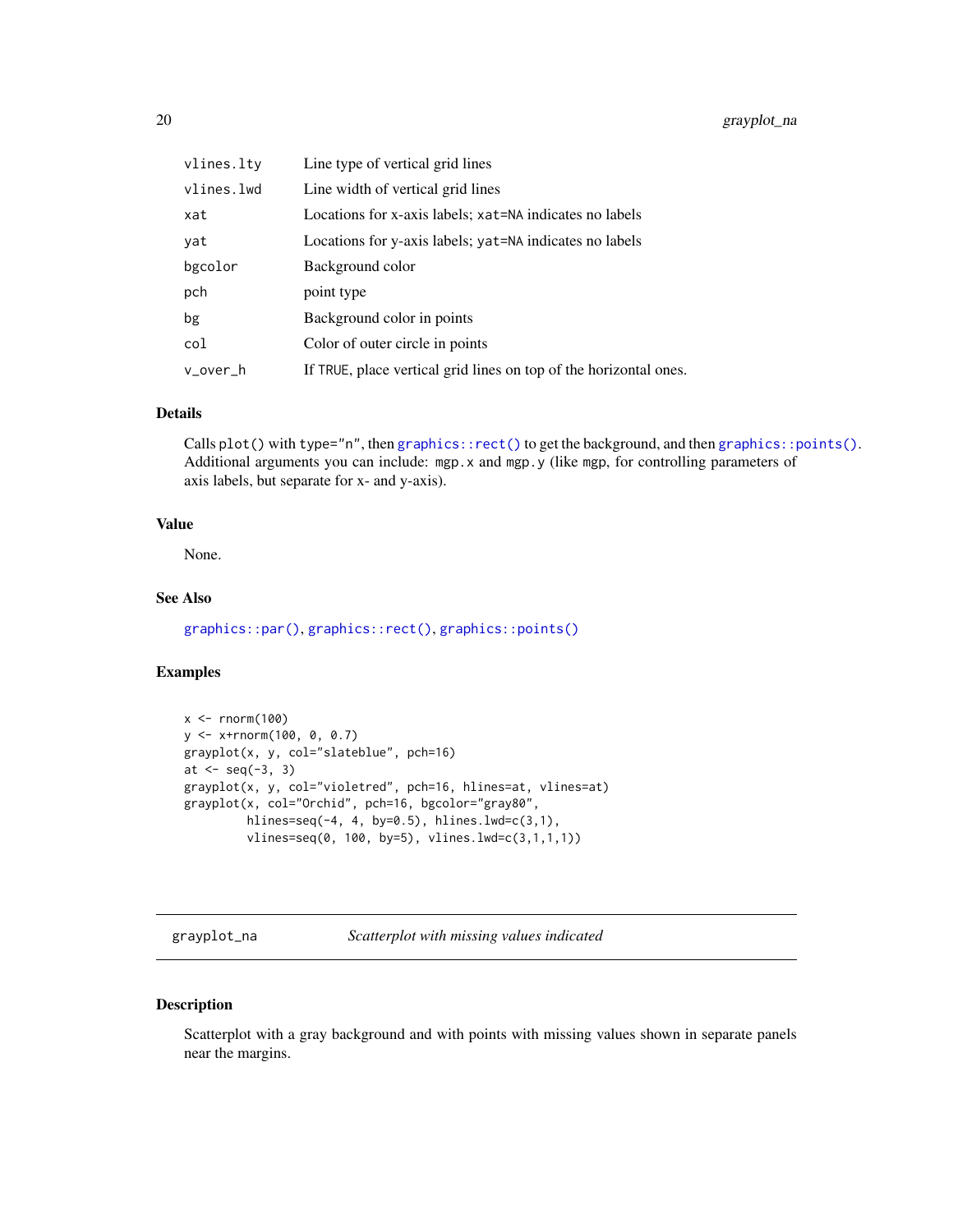| | |
|---|---|
| vlines.lty | Line type of vertical grid lines |
| vlines.lwd | Line width of vertical grid lines |
| xat | Locations for x-axis labels; xat=NA indicates no labels |
| yat | Locations for y-axis labels; yat=NA indicates no labels |
| bgcolor | Background color |
| pch | point type |
| bg | Background color in points |
| col | Color of outer circle in points |
| v_over_h | If TRUE, place vertical grid lines on top of the horizontal ones. |

### Details

Calls `plot()` with `type="n"`, then `graphics::rect()` to get the background, and then `graphics::points()`. Additional arguments you can include: `mgp.x` and `mgp.y` (like `mgp`, for controlling parameters of axis labels, but separate for x- and y-axis).

### Value

None.

### See Also

`graphics::par()`, `graphics::rect()`, `graphics::points()`

### Examples

```
x <- rnorm(100)
y <- x+rnorm(100, 0, 0.7)
grayplot(x, y, col="slateblue", pch=16)
at <- seq(-3, 3)
grayplot(x, y, col="violetred", pch=16, hlines=at, vlines=at)
grayplot(x, col="Orchid", pch=16, bgcolor="gray80",
         hlines=seq(-4, 4, by=0.5), hlines.lwd=c(3,1),
         vlines=seq(0, 100, by=5), vlines.lwd=c(3,1,1,1))
```

---

## grayplot_na — *Scatterplot with missing values indicated*

### Description

Scatterplot with a gray background and with points with missing values shown in separate panels near the margins.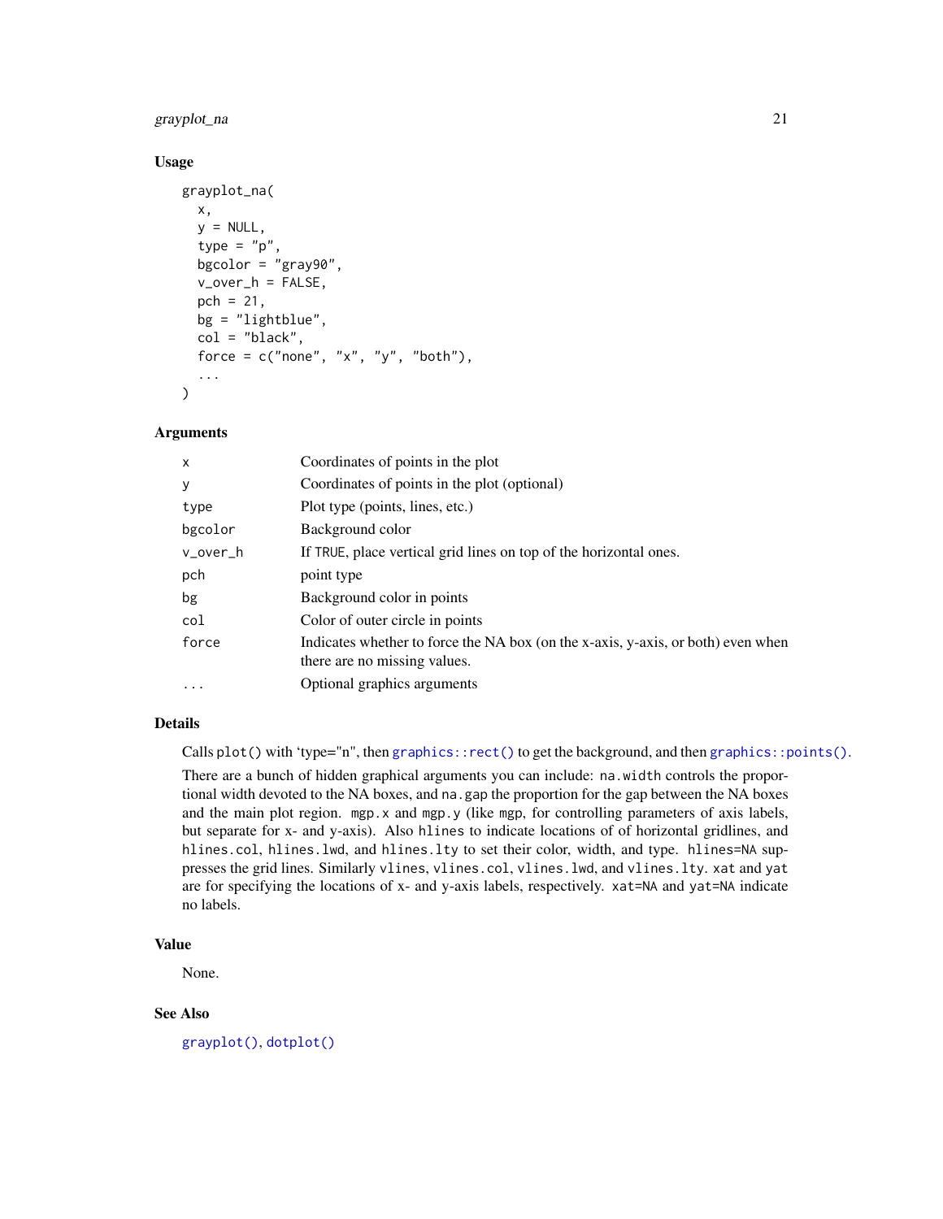## Usage

```
grayplot_na(
  x,
  y = NULL,
  type = "p",
  bgcolor = "gray90",
  v_over_h = FALSE,
  pch = 21,
  bg = "lightblue",
  col = "black",
  force = c("none", "x", "y", "both"),
  ...
)
```

## Arguments

| | |
|---|---|
| x | Coordinates of points in the plot |
| y | Coordinates of points in the plot (optional) |
| type | Plot type (points, lines, etc.) |
| bgcolor | Background color |
| v_over_h | If TRUE, place vertical grid lines on top of the horizontal ones. |
| pch | point type |
| bg | Background color in points |
| col | Color of outer circle in points |
| force | Indicates whether to force the NA box (on the x-axis, y-axis, or both) even when there are no missing values. |
| ... | Optional graphics arguments |

## Details

Calls `plot()` with 'type="n"', then `graphics::rect()` to get the background, and then `graphics::points()`.

There are a bunch of hidden graphical arguments you can include: `na.width` controls the proportional width devoted to the NA boxes, and `na.gap` the proportion for the gap between the NA boxes and the main plot region. `mgp.x` and `mgp.y` (like `mgp`, for controlling parameters of axis labels, but separate for x- and y-axis). Also `hlines` to indicate locations of of horizontal gridlines, and `hlines.col`, `hlines.lwd`, and `hlines.lty` to set their color, width, and type. `hlines=NA` suppresses the grid lines. Similarly `vlines`, `vlines.col`, `vlines.lwd`, and `vlines.lty`. `xat` and `yat` are for specifying the locations of x- and y-axis labels, respectively. `xat=NA` and `yat=NA` indicate no labels.

## Value

None.

## See Also

`grayplot()`, `dotplot()`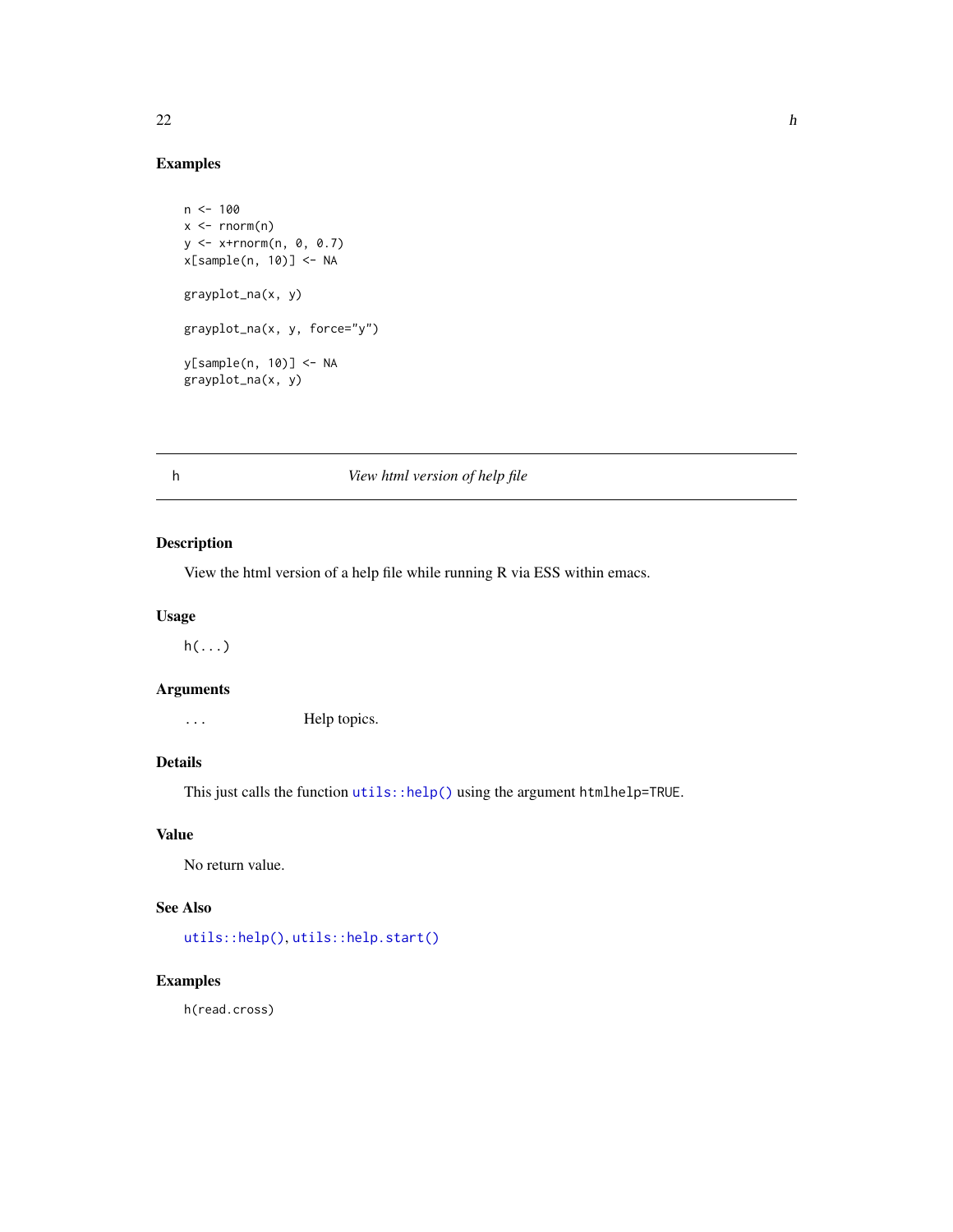## Examples

```
n <- 100
x <- rnorm(n)
y <- x+rnorm(n, 0, 0.7)
x[sample(n, 10)] <- NA

grayplot_na(x, y)

grayplot_na(x, y, force="y")

y[sample(n, 10)] <- NA
grayplot_na(x, y)
```

---

# h — *View html version of help file*

---

## Description

View the html version of a help file while running R via ESS within emacs.

## Usage

```
h(...)
```

## Arguments

| | |
|---|---|
| `...` | Help topics. |

## Details

This just calls the function `utils::help()` using the argument `htmlhelp=TRUE`.

## Value

No return value.

## See Also

`utils::help()`, `utils::help.start()`

## Examples

```
h(read.cross)
```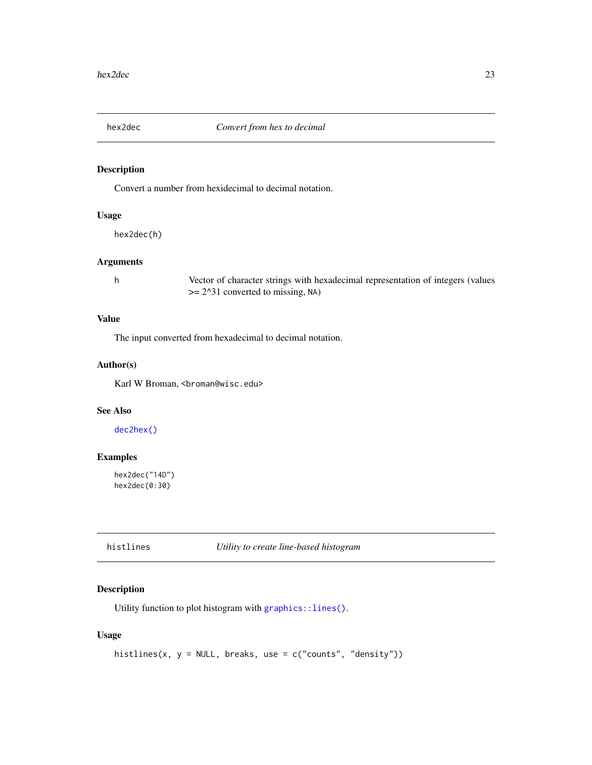## hex2dec — *Convert from hex to decimal*

### Description

Convert a number from hexidecimal to decimal notation.

### Usage

```
hex2dec(h)
```

### Arguments

| | |
|---|---|
| h | Vector of character strings with hexadecimal representation of integers (values >= 2^31 converted to missing, NA) |

### Value

The input converted from hexadecimal to decimal notation.

### Author(s)

Karl W Broman, <broman@wisc.edu>

### See Also

dec2hex()

### Examples

```
hex2dec("14D")
hex2dec(0:30)
```

## histlines — *Utility to create line-based histogram*

### Description

Utility function to plot histogram with graphics::lines().

### Usage

```
histlines(x, y = NULL, breaks, use = c("counts", "density"))
```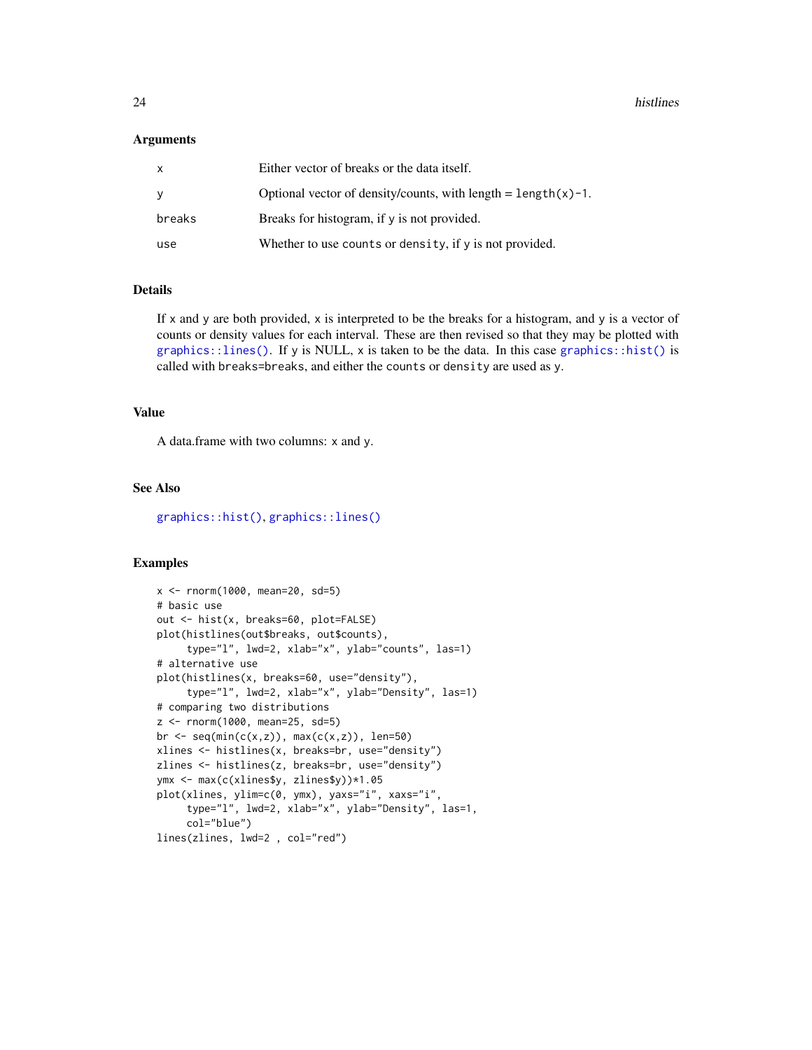### Arguments

| | |
|---|---|
| `x` | Either vector of breaks or the data itself. |
| `y` | Optional vector of density/counts, with length = `length(x)-1`. |
| `breaks` | Breaks for histogram, if `y` is not provided. |
| `use` | Whether to use `counts` or `density`, if `y` is not provided. |

### Details

If `x` and `y` are both provided, `x` is interpreted to be the breaks for a histogram, and `y` is a vector of counts or density values for each interval. These are then revised so that they may be plotted with `graphics::lines()`. If `y` is NULL, `x` is taken to be the data. In this case `graphics::hist()` is called with `breaks=breaks`, and either the `counts` or `density` are used as `y`.

### Value

A data.frame with two columns: `x` and `y`.

### See Also

`graphics::hist()`, `graphics::lines()`

### Examples

```
x <- rnorm(1000, mean=20, sd=5)
# basic use
out <- hist(x, breaks=60, plot=FALSE)
plot(histlines(out$breaks, out$counts),
     type="l", lwd=2, xlab="x", ylab="counts", las=1)
# alternative use
plot(histlines(x, breaks=60, use="density"),
     type="l", lwd=2, xlab="x", ylab="Density", las=1)
# comparing two distributions
z <- rnorm(1000, mean=25, sd=5)
br <- seq(min(c(x,z)), max(c(x,z)), len=50)
xlines <- histlines(x, breaks=br, use="density")
zlines <- histlines(z, breaks=br, use="density")
ymx <- max(c(xlines$y, zlines$y))*1.05
plot(xlines, ylim=c(0, ymx), yaxs="i", xaxs="i",
     type="l", lwd=2, xlab="x", ylab="Density", las=1,
     col="blue")
lines(zlines, lwd=2 , col="red")
```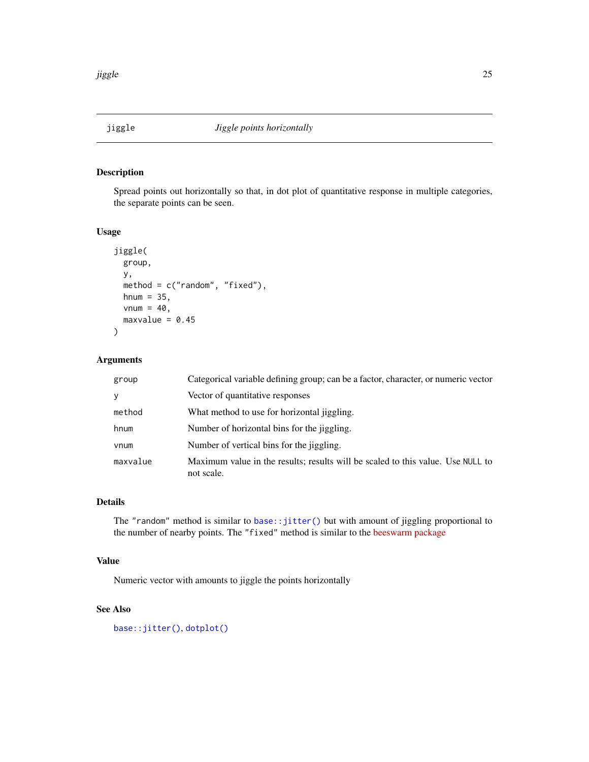## jiggle — *Jiggle points horizontally*

### Description

Spread points out horizontally so that, in dot plot of quantitative response in multiple categories, the separate points can be seen.

### Usage

```
jiggle(
  group,
  y,
  method = c("random", "fixed"),
  hnum = 35,
  vnum = 40,
  maxvalue = 0.45
)
```

### Arguments

| | |
|---|---|
| `group` | Categorical variable defining group; can be a factor, character, or numeric vector |
| `y` | Vector of quantitative responses |
| `method` | What method to use for horizontal jiggling. |
| `hnum` | Number of horizontal bins for the jiggling. |
| `vnum` | Number of vertical bins for the jiggling. |
| `maxvalue` | Maximum value in the results; results will be scaled to this value. Use `NULL` to not scale. |

### Details

The `"random"` method is similar to `base::jitter()` but with amount of jiggling proportional to the number of nearby points. The `"fixed"` method is similar to the beeswarm package

### Value

Numeric vector with amounts to jiggle the points horizontally

### See Also

`base::jitter()`, `dotplot()`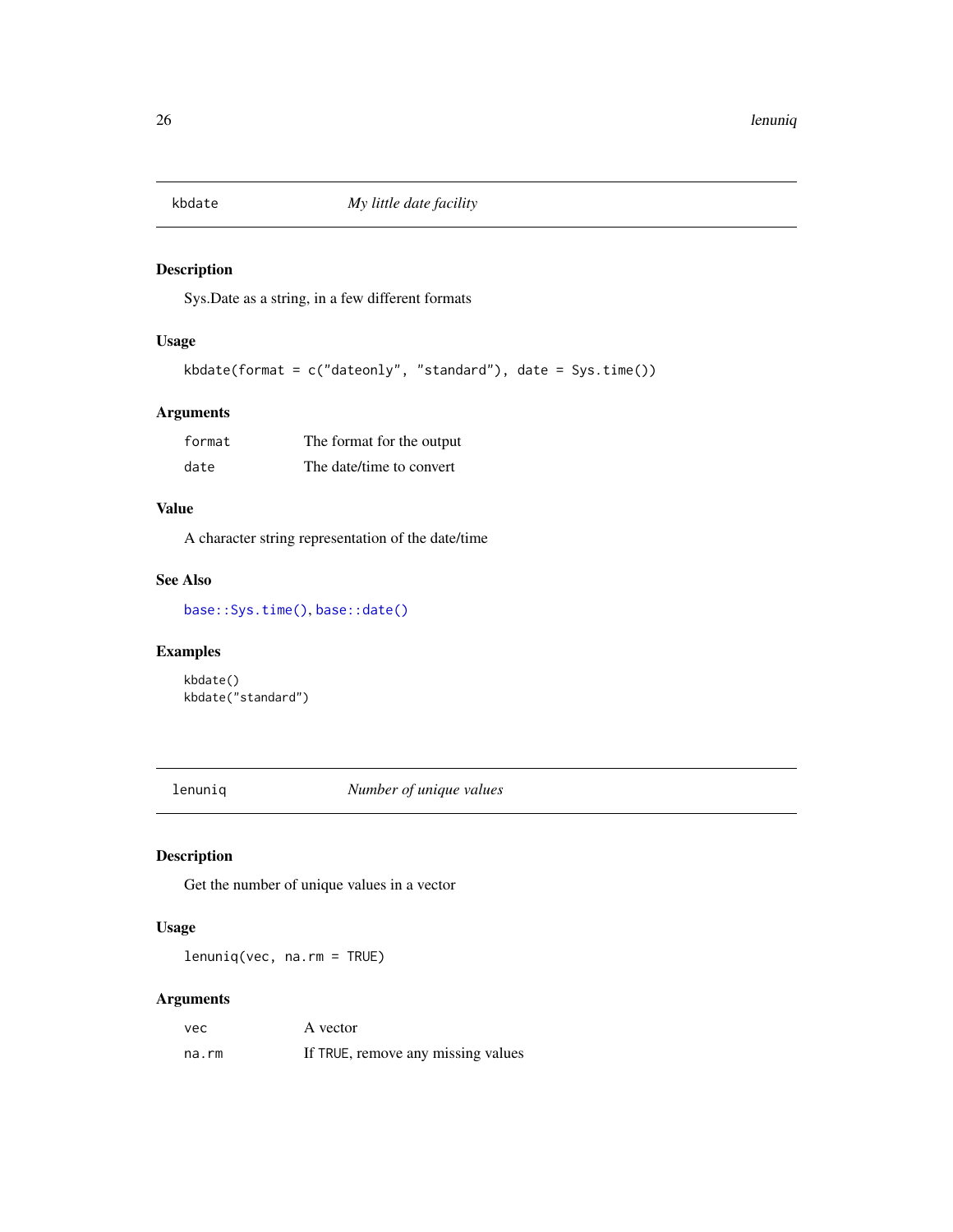## kbdate — *My little date facility*

### Description

Sys.Date as a string, in a few different formats

### Usage

```
kbdate(format = c("dateonly", "standard"), date = Sys.time())
```

### Arguments

| | |
|---|---|
| `format` | The format for the output |
| `date` | The date/time to convert |

### Value

A character string representation of the date/time

### See Also

`base::Sys.time()`, `base::date()`

### Examples

```
kbdate()
kbdate("standard")
```

## lenuniq — *Number of unique values*

### Description

Get the number of unique values in a vector

### Usage

```
lenuniq(vec, na.rm = TRUE)
```

### Arguments

| | |
|---|---|
| `vec` | A vector |
| `na.rm` | If `TRUE`, remove any missing values |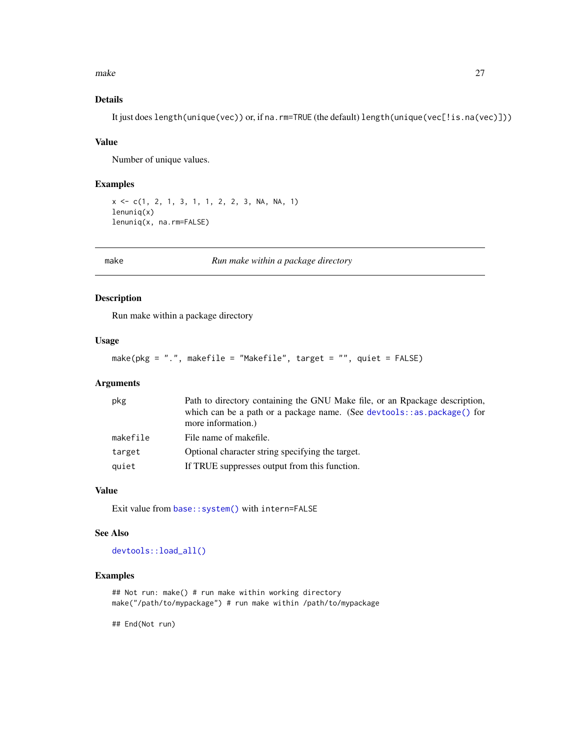## Details

It just does `length(unique(vec))` or, if `na.rm=TRUE` (the default) `length(unique(vec[!is.na(vec)]))`

## Value

Number of unique values.

## Examples

```
x <- c(1, 2, 1, 3, 1, 1, 2, 2, 3, NA, NA, 1)
lenuniq(x)
lenuniq(x, na.rm=FALSE)
```

---

# make — *Run make within a package directory*

## Description

Run make within a package directory

## Usage

```
make(pkg = ".", makefile = "Makefile", target = "", quiet = FALSE)
```

## Arguments

| | |
|---|---|
| `pkg` | Path to directory containing the GNU Make file, or an Rpackage description, which can be a path or a package name. (See `devtools::as.package()` for more information.) |
| `makefile` | File name of makefile. |
| `target` | Optional character string specifying the target. |
| `quiet` | If TRUE suppresses output from this function. |

## Value

Exit value from `base::system()` with `intern=FALSE`

## See Also

`devtools::load_all()`

## Examples

```
## Not run: make() # run make within working directory
make("/path/to/mypackage") # run make within /path/to/mypackage

## End(Not run)
```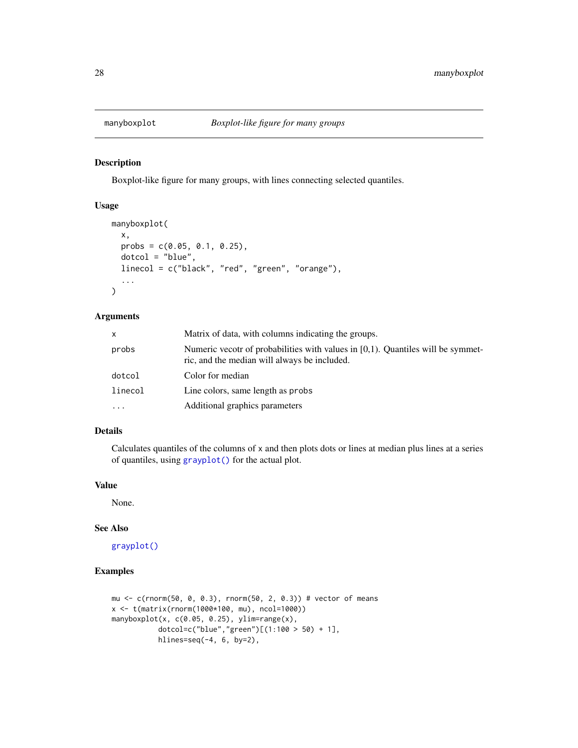## manyboxplot — *Boxplot-like figure for many groups*

### Description

Boxplot-like figure for many groups, with lines connecting selected quantiles.

### Usage

```
manyboxplot(
  x,
  probs = c(0.05, 0.1, 0.25),
  dotcol = "blue",
  linecol = c("black", "red", "green", "orange"),
  ...
)
```

### Arguments

| | |
|---|---|
| `x` | Matrix of data, with columns indicating the groups. |
| `probs` | Numeric vecotr of probabilities with values in [0,1). Quantiles will be symmetric, and the median will always be included. |
| `dotcol` | Color for median |
| `linecol` | Line colors, same length as `probs` |
| `...` | Additional graphics parameters |

### Details

Calculates quantiles of the columns of `x` and then plots dots or lines at median plus lines at a series of quantiles, using `grayplot()` for the actual plot.

### Value

None.

### See Also

`grayplot()`

### Examples

```
mu <- c(rnorm(50, 0, 0.3), rnorm(50, 2, 0.3)) # vector of means
x <- t(matrix(rnorm(1000*100, mu), ncol=1000))
manyboxplot(x, c(0.05, 0.25), ylim=range(x),
          dotcol=c("blue","green")[(1:100 > 50) + 1],
          hlines=seq(-4, 6, by=2),
```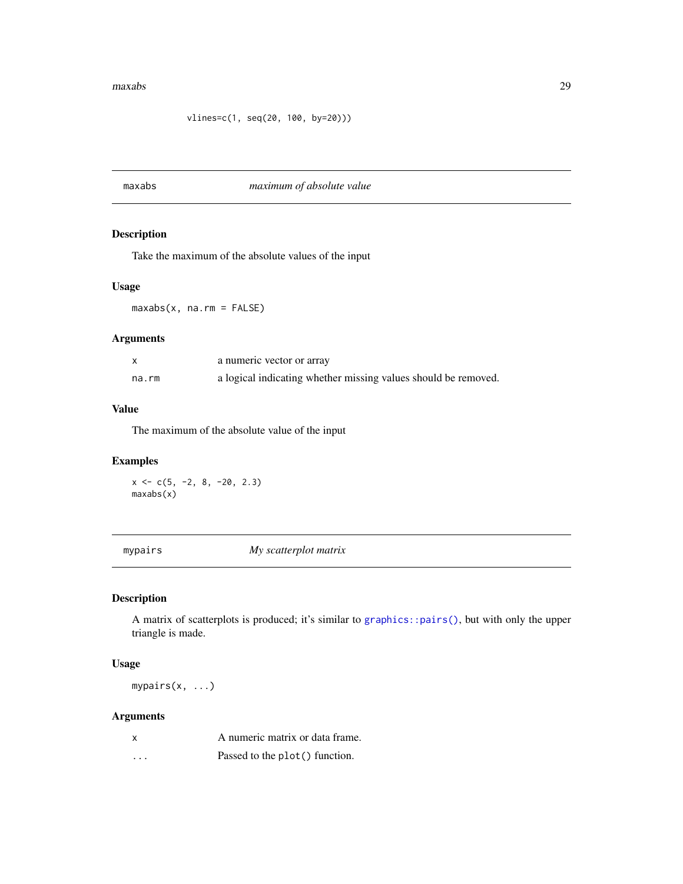```
vlines=c(1, seq(20, 100, by=20)))
```

## maxabs — *maximum of absolute value*

### Description

Take the maximum of the absolute values of the input

### Usage

```
maxabs(x, na.rm = FALSE)
```

### Arguments

| | |
|---|---|
| `x` | a numeric vector or array |
| `na.rm` | a logical indicating whether missing values should be removed. |

### Value

The maximum of the absolute value of the input

### Examples

```
x <- c(5, -2, 8, -20, 2.3)
maxabs(x)
```

## mypairs — *My scatterplot matrix*

### Description

A matrix of scatterplots is produced; it's similar to `graphics::pairs()`, but with only the upper triangle is made.

### Usage

```
mypairs(x, ...)
```

### Arguments

| | |
|---|---|
| `x` | A numeric matrix or data frame. |
| `...` | Passed to the `plot()` function. |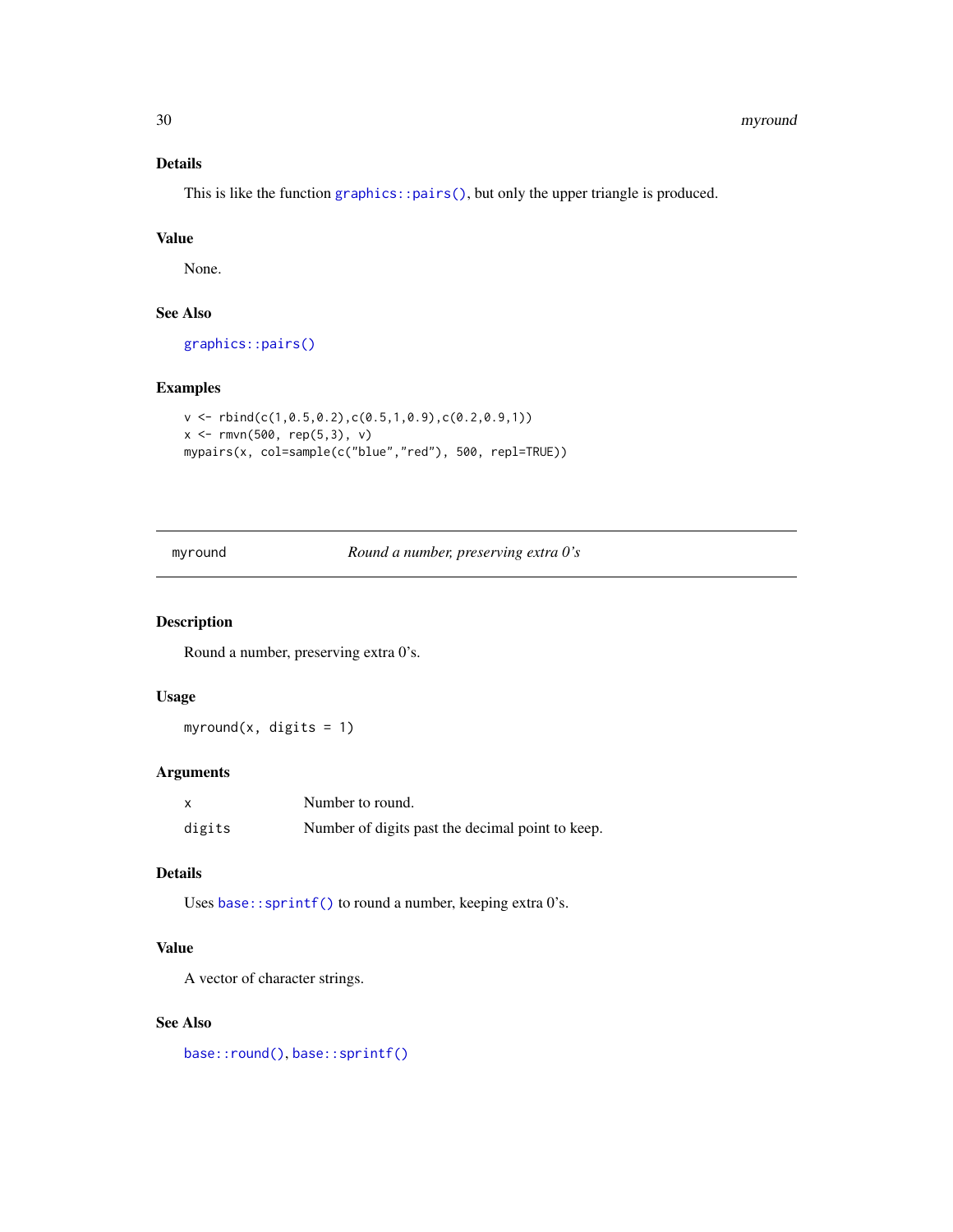### Details

This is like the function `graphics::pairs()`, but only the upper triangle is produced.

### Value

None.

### See Also

`graphics::pairs()`

### Examples

```
v <- rbind(c(1,0.5,0.2),c(0.5,1,0.9),c(0.2,0.9,1))
x <- rmvn(500, rep(5,3), v)
mypairs(x, col=sample(c("blue","red"), 500, repl=TRUE))
```

---

## myround — *Round a number, preserving extra 0's*

---

### Description

Round a number, preserving extra 0's.

### Usage

```
myround(x, digits = 1)
```

### Arguments

| | |
|---|---|
| `x` | Number to round. |
| `digits` | Number of digits past the decimal point to keep. |

### Details

Uses `base::sprintf()` to round a number, keeping extra 0's.

### Value

A vector of character strings.

### See Also

`base::round()`, `base::sprintf()`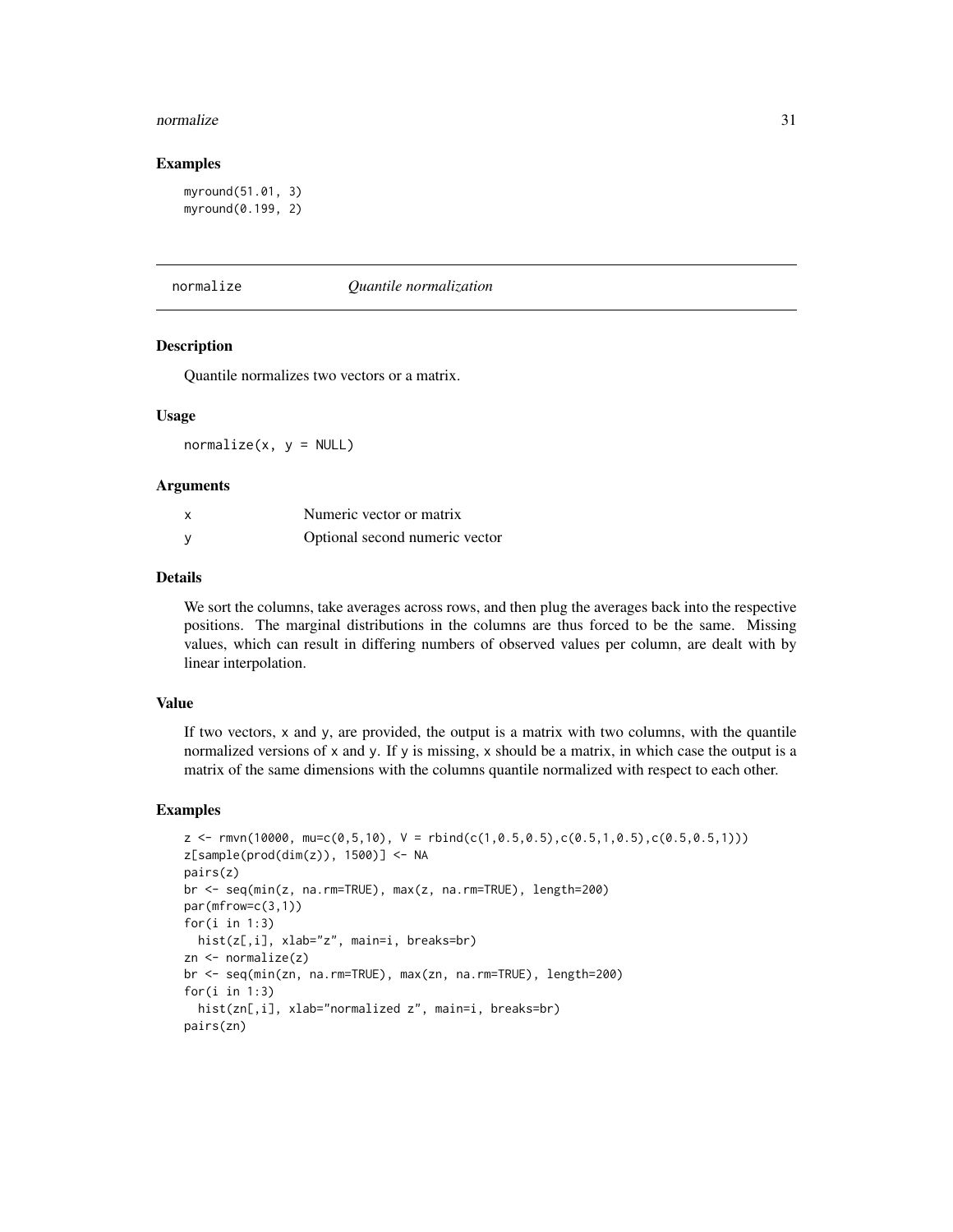## Examples

```
myround(51.01, 3)
myround(0.199, 2)
```

---

# normalize — *Quantile normalization*

---

## Description

Quantile normalizes two vectors or a matrix.

## Usage

```
normalize(x, y = NULL)
```

## Arguments

| | |
|---|---|
| x | Numeric vector or matrix |
| y | Optional second numeric vector |

## Details

We sort the columns, take averages across rows, and then plug the averages back into the respective positions. The marginal distributions in the columns are thus forced to be the same. Missing values, which can result in differing numbers of observed values per column, are dealt with by linear interpolation.

## Value

If two vectors, x and y, are provided, the output is a matrix with two columns, with the quantile normalized versions of x and y. If y is missing, x should be a matrix, in which case the output is a matrix of the same dimensions with the columns quantile normalized with respect to each other.

## Examples

```
z <- rmvn(10000, mu=c(0,5,10), V = rbind(c(1,0.5,0.5),c(0.5,1,0.5),c(0.5,0.5,1)))
z[sample(prod(dim(z)), 1500)] <- NA
pairs(z)
br <- seq(min(z, na.rm=TRUE), max(z, na.rm=TRUE), length=200)
par(mfrow=c(3,1))
for(i in 1:3)
  hist(z[,i], xlab="z", main=i, breaks=br)
zn <- normalize(z)
br <- seq(min(zn, na.rm=TRUE), max(zn, na.rm=TRUE), length=200)
for(i in 1:3)
  hist(zn[,i], xlab="normalized z", main=i, breaks=br)
pairs(zn)
```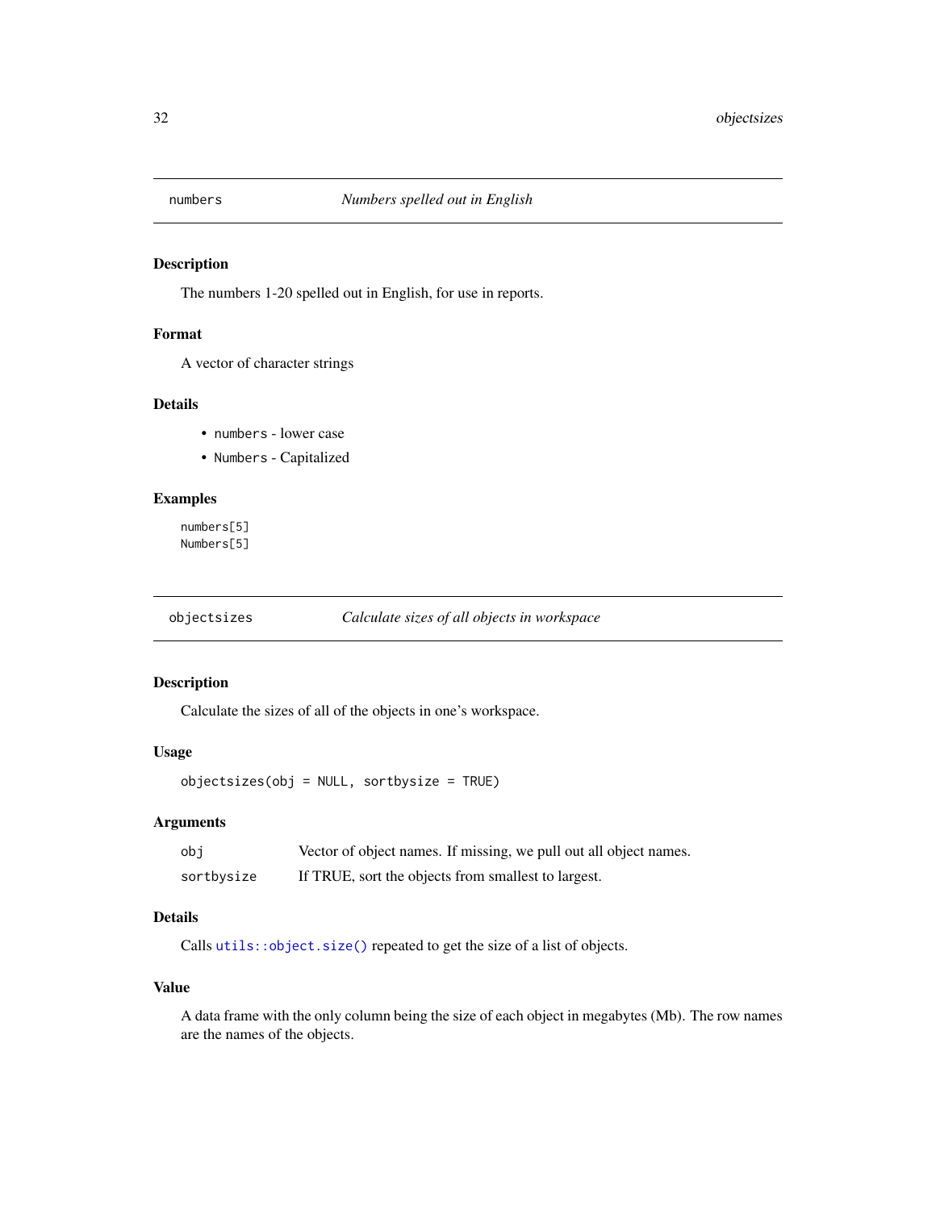## `numbers` — *Numbers spelled out in English*

### Description

The numbers 1-20 spelled out in English, for use in reports.

### Format

A vector of character strings

### Details

- `numbers` - lower case
- `Numbers` - Capitalized

### Examples

```
numbers[5]
Numbers[5]
```

## `objectsizes` — *Calculate sizes of all objects in workspace*

### Description

Calculate the sizes of all of the objects in one's workspace.

### Usage

```
objectsizes(obj = NULL, sortbysize = TRUE)
```

### Arguments

| | |
|---|---|
| `obj` | Vector of object names. If missing, we pull out all object names. |
| `sortbysize` | If TRUE, sort the objects from smallest to largest. |

### Details

Calls `utils::object.size()` repeated to get the size of a list of objects.

### Value

A data frame with the only column being the size of each object in megabytes (Mb). The row names are the names of the objects.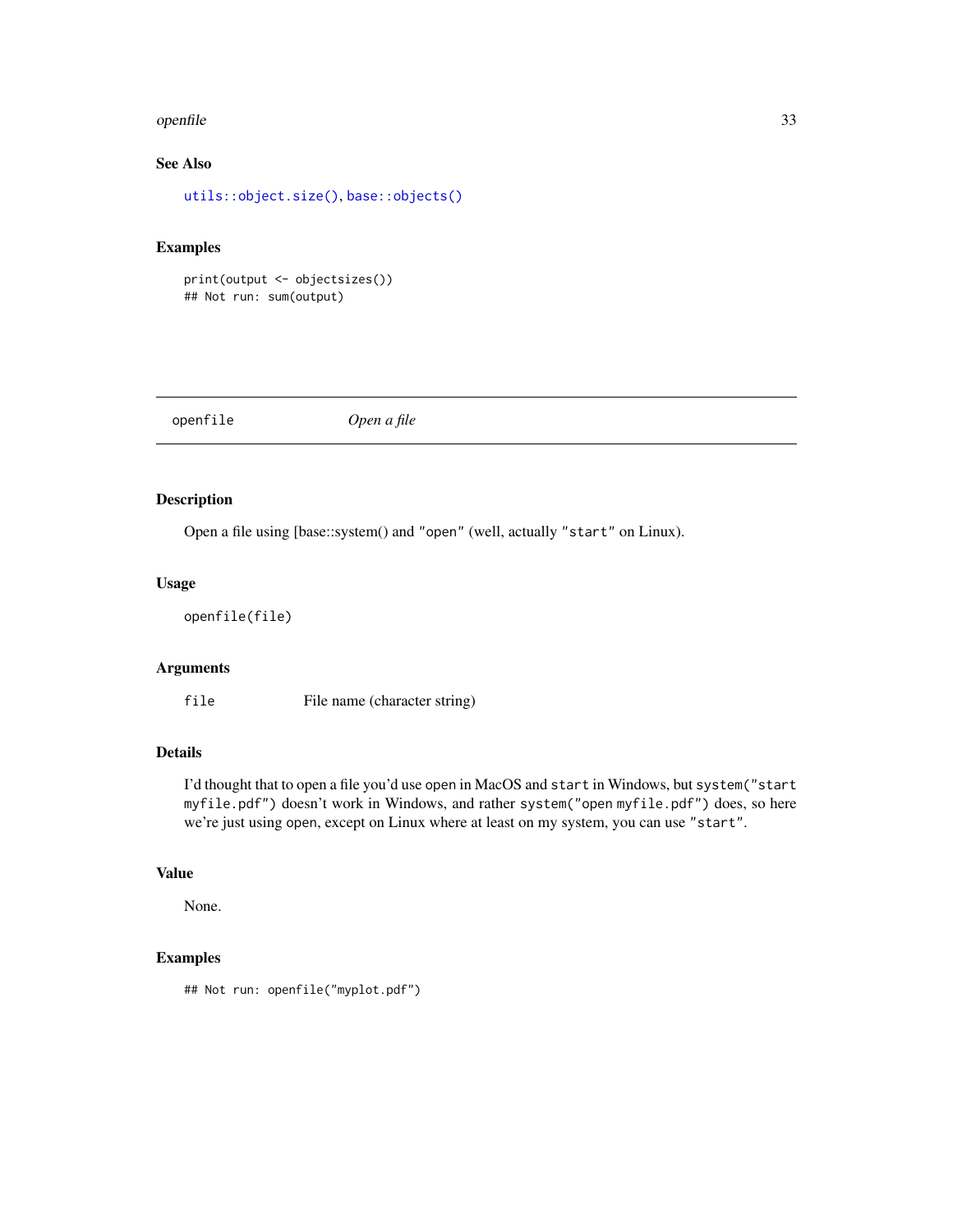### See Also

`utils::object.size()`, `base::objects()`

### Examples

```
print(output <- objectsizes())
## Not run: sum(output)
```

---

## openfile — *Open a file*

---

### Description

Open a file using [base::system() and `"open"` (well, actually `"start"` on Linux).

### Usage

```
openfile(file)
```

### Arguments

| | |
|---|---|
| `file` | File name (character string) |

### Details

I'd thought that to open a file you'd use `open` in MacOS and `start` in Windows, but `system("start myfile.pdf")` doesn't work in Windows, and rather `system("open myfile.pdf")` does, so here we're just using `open`, except on Linux where at least on my system, you can use `"start"`.

### Value

None.

### Examples

```
## Not run: openfile("myplot.pdf")
```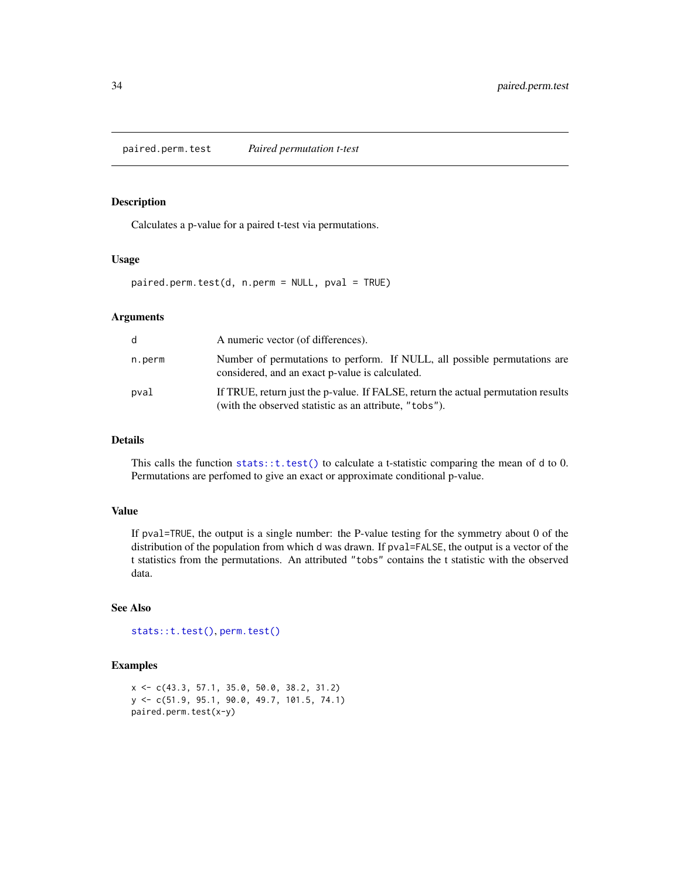## paired.perm.test *Paired permutation t-test*

### Description

Calculates a p-value for a paired t-test via permutations.

### Usage

```
paired.perm.test(d, n.perm = NULL, pval = TRUE)
```

### Arguments

| | |
|---|---|
| `d` | A numeric vector (of differences). |
| `n.perm` | Number of permutations to perform. If NULL, all possible permutations are considered, and an exact p-value is calculated. |
| `pval` | If TRUE, return just the p-value. If FALSE, return the actual permutation results (with the observed statistic as an attribute, `"tobs"`). |

### Details

This calls the function `stats::t.test()` to calculate a t-statistic comparing the mean of `d` to 0. Permutations are perfomed to give an exact or approximate conditional p-value.

### Value

If `pval=TRUE`, the output is a single number: the P-value testing for the symmetry about 0 of the distribution of the population from which `d` was drawn. If `pval=FALSE`, the output is a vector of the t statistics from the permutations. An attributed `"tobs"` contains the t statistic with the observed data.

### See Also

`stats::t.test()`, `perm.test()`

### Examples

```
x <- c(43.3, 57.1, 35.0, 50.0, 38.2, 31.2)
y <- c(51.9, 95.1, 90.0, 49.7, 101.5, 74.1)
paired.perm.test(x-y)
```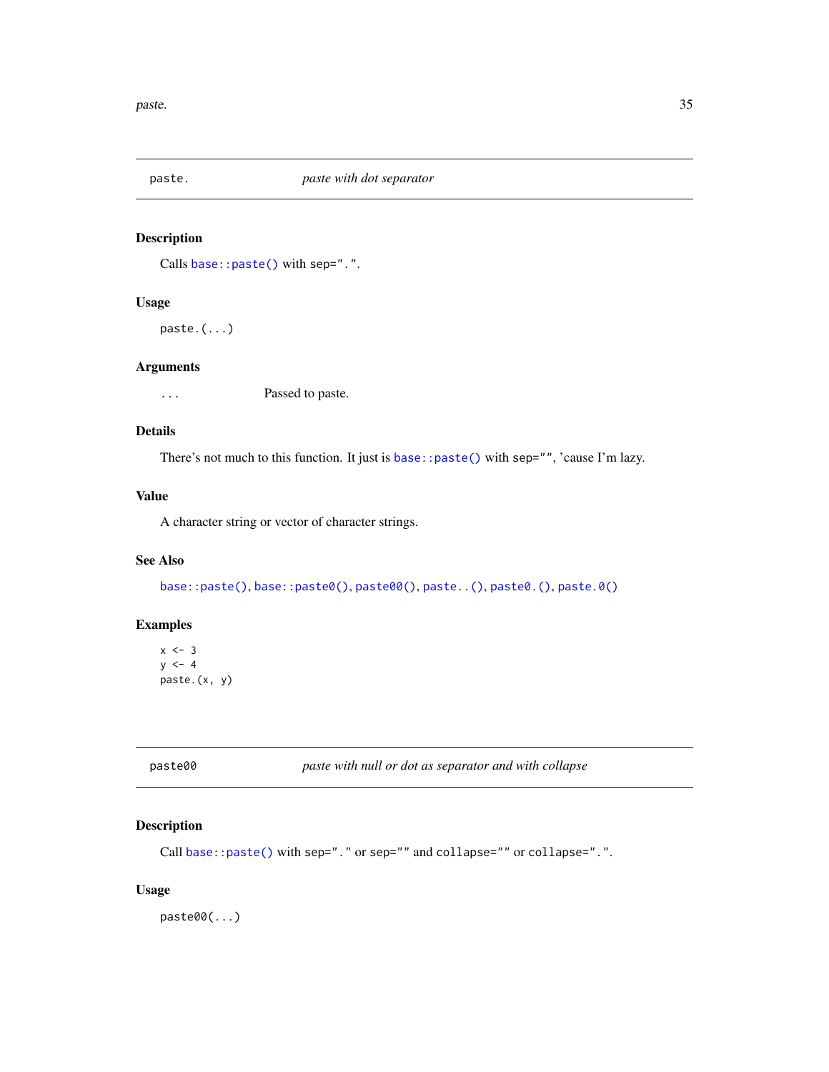## paste. *paste with dot separator*

### Description

Calls `base::paste()` with sep=".".

### Usage

```
paste.(...)
```

### Arguments

`...` Passed to paste.

### Details

There's not much to this function. It just is `base::paste()` with sep="", 'cause I'm lazy.

### Value

A character string or vector of character strings.

### See Also

`base::paste()`, `base::paste0()`, `paste00()`, `paste..()`, `paste0.()`, `paste.0()`

### Examples

```
x <- 3
y <- 4
paste.(x, y)
```

## paste00 *paste with null or dot as separator and with collapse*

### Description

Call `base::paste()` with sep="." or sep="" and collapse="" or collapse=".".

### Usage

```
paste00(...)
```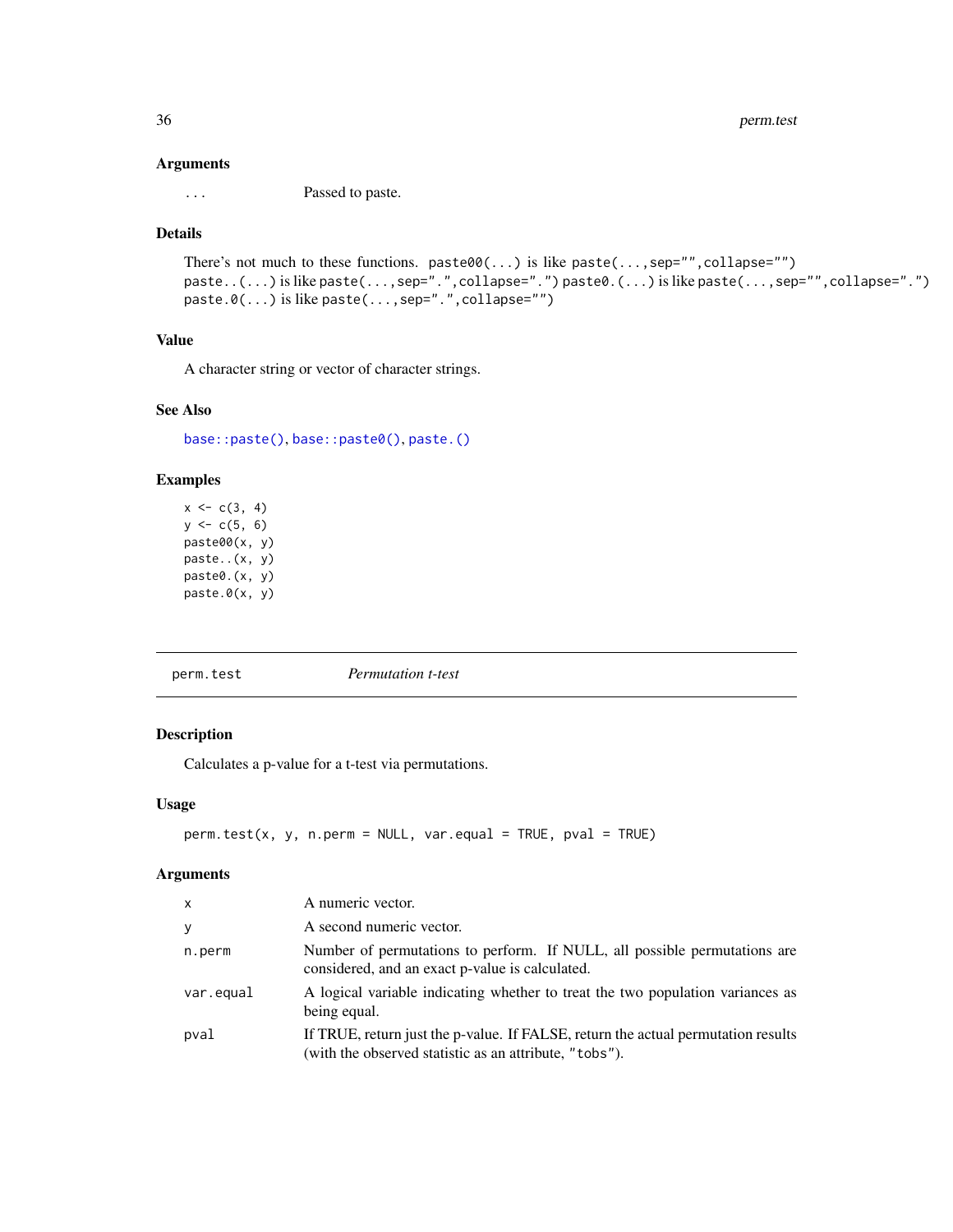### Arguments

| | |
|---|---|
| `...` | Passed to paste. |

### Details

There's not much to these functions. `paste00(...)` is like `paste(...,sep="",collapse="")` `paste..(...)` is like `paste(...,sep=".",collapse=".")` `paste0.(...)` is like `paste(...,sep="",collapse=".")` `paste.0(...)` is like `paste(...,sep=".",collapse="")`

### Value

A character string or vector of character strings.

### See Also

`base::paste()`, `base::paste0()`, `paste.()`

### Examples

```
x <- c(3, 4)
y <- c(5, 6)
paste00(x, y)
paste..(x, y)
paste0.(x, y)
paste.0(x, y)
```

---

## perm.test *Permutation t-test*

### Description

Calculates a p-value for a t-test via permutations.

### Usage

```
perm.test(x, y, n.perm = NULL, var.equal = TRUE, pval = TRUE)
```

### Arguments

| | |
|---|---|
| `x` | A numeric vector. |
| `y` | A second numeric vector. |
| `n.perm` | Number of permutations to perform. If NULL, all possible permutations are considered, and an exact p-value is calculated. |
| `var.equal` | A logical variable indicating whether to treat the two population variances as being equal. |
| `pval` | If TRUE, return just the p-value. If FALSE, return the actual permutation results (with the observed statistic as an attribute, `"tobs"`). |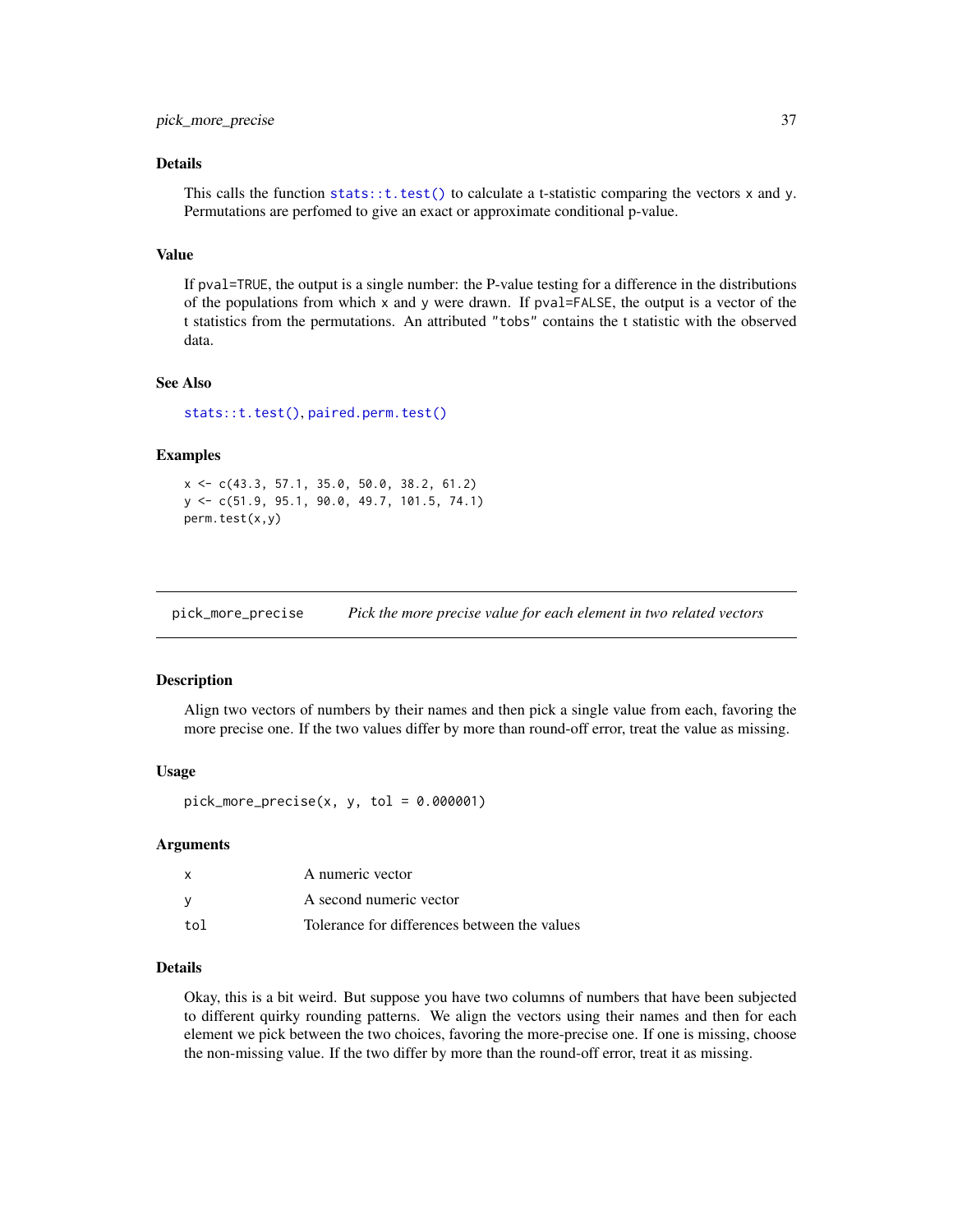### Details

This calls the function `stats::t.test()` to calculate a t-statistic comparing the vectors x and y. Permutations are perfomed to give an exact or approximate conditional p-value.

### Value

If pval=TRUE, the output is a single number: the P-value testing for a difference in the distributions of the populations from which x and y were drawn. If pval=FALSE, the output is a vector of the t statistics from the permutations. An attributed "tobs" contains the t statistic with the observed data.

### See Also

`stats::t.test()`, `paired.perm.test()`

### Examples

```
x <- c(43.3, 57.1, 35.0, 50.0, 38.2, 61.2)
y <- c(51.9, 95.1, 90.0, 49.7, 101.5, 74.1)
perm.test(x,y)
```

---

## pick_more_precise — *Pick the more precise value for each element in two related vectors*

### Description

Align two vectors of numbers by their names and then pick a single value from each, favoring the more precise one. If the two values differ by more than round-off error, treat the value as missing.

### Usage

```
pick_more_precise(x, y, tol = 0.000001)
```

### Arguments

| | |
|---|---|
| x | A numeric vector |
| y | A second numeric vector |
| tol | Tolerance for differences between the values |

### Details

Okay, this is a bit weird. But suppose you have two columns of numbers that have been subjected to different quirky rounding patterns. We align the vectors using their names and then for each element we pick between the two choices, favoring the more-precise one. If one is missing, choose the non-missing value. If the two differ by more than the round-off error, treat it as missing.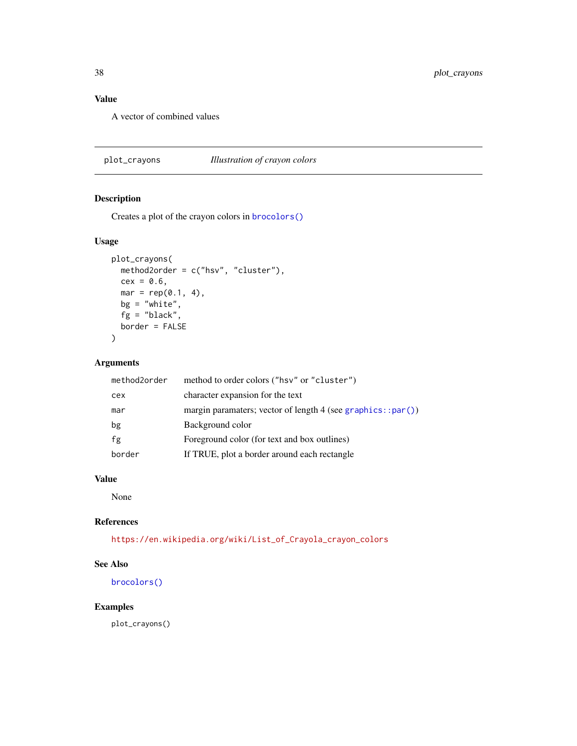### Value

A vector of combined values

---

## plot_crayons — *Illustration of crayon colors*

### Description

Creates a plot of the crayon colors in `brocolors()`

### Usage

```
plot_crayons(
  method2order = c("hsv", "cluster"),
  cex = 0.6,
  mar = rep(0.1, 4),
  bg = "white",
  fg = "black",
  border = FALSE
)
```

### Arguments

| | |
|---|---|
| `method2order` | method to order colors ("hsv" or "cluster") |
| `cex` | character expansion for the text |
| `mar` | margin paramaters; vector of length 4 (see `graphics::par()`) |
| `bg` | Background color |
| `fg` | Foreground color (for text and box outlines) |
| `border` | If TRUE, plot a border around each rectangle |

### Value

None

### References

https://en.wikipedia.org/wiki/List_of_Crayola_crayon_colors

### See Also

`brocolors()`

### Examples

```
plot_crayons()
```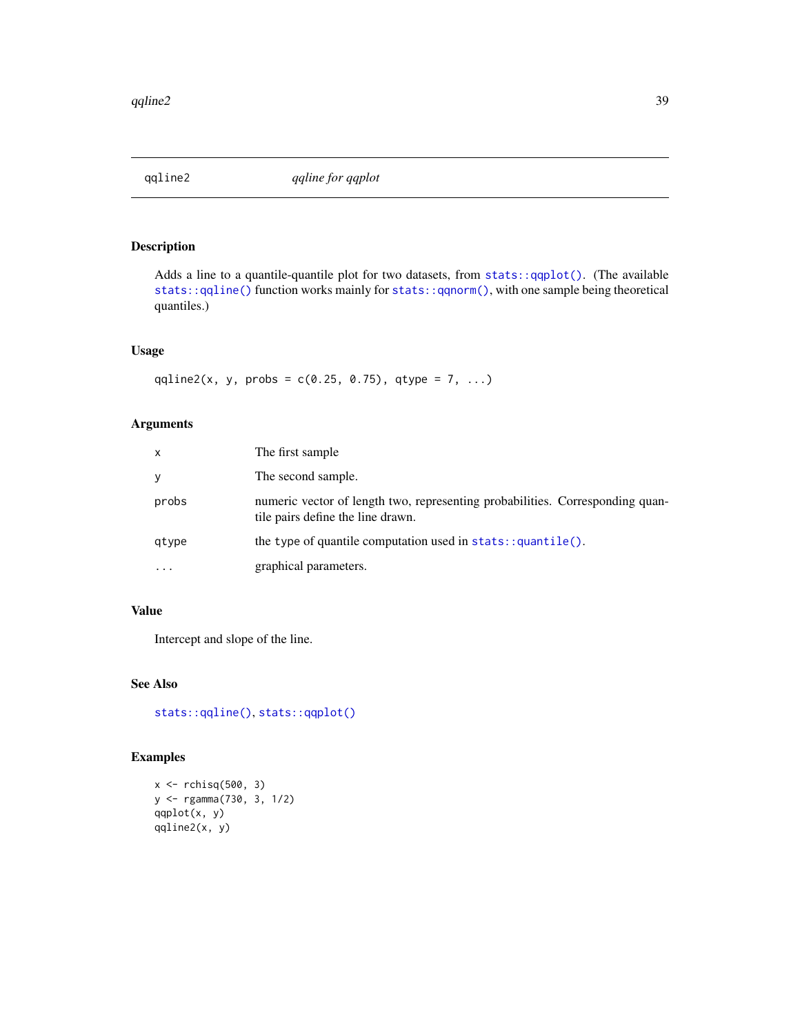## qqline2 — *qqline for qqplot*

### Description

Adds a line to a quantile-quantile plot for two datasets, from `stats::qqplot()`. (The available `stats::qqline()` function works mainly for `stats::qqnorm()`, with one sample being theoretical quantiles.)

### Usage

```
qqline2(x, y, probs = c(0.25, 0.75), qtype = 7, ...)
```

### Arguments

| | |
|---|---|
| `x` | The first sample |
| `y` | The second sample. |
| `probs` | numeric vector of length two, representing probabilities. Corresponding quantile pairs define the line drawn. |
| `qtype` | the `type` of quantile computation used in `stats::quantile()`. |
| `...` | graphical parameters. |

### Value

Intercept and slope of the line.

### See Also

`stats::qqline()`, `stats::qqplot()`

### Examples

```
x <- rchisq(500, 3)
y <- rgamma(730, 3, 1/2)
qqplot(x, y)
qqline2(x, y)
```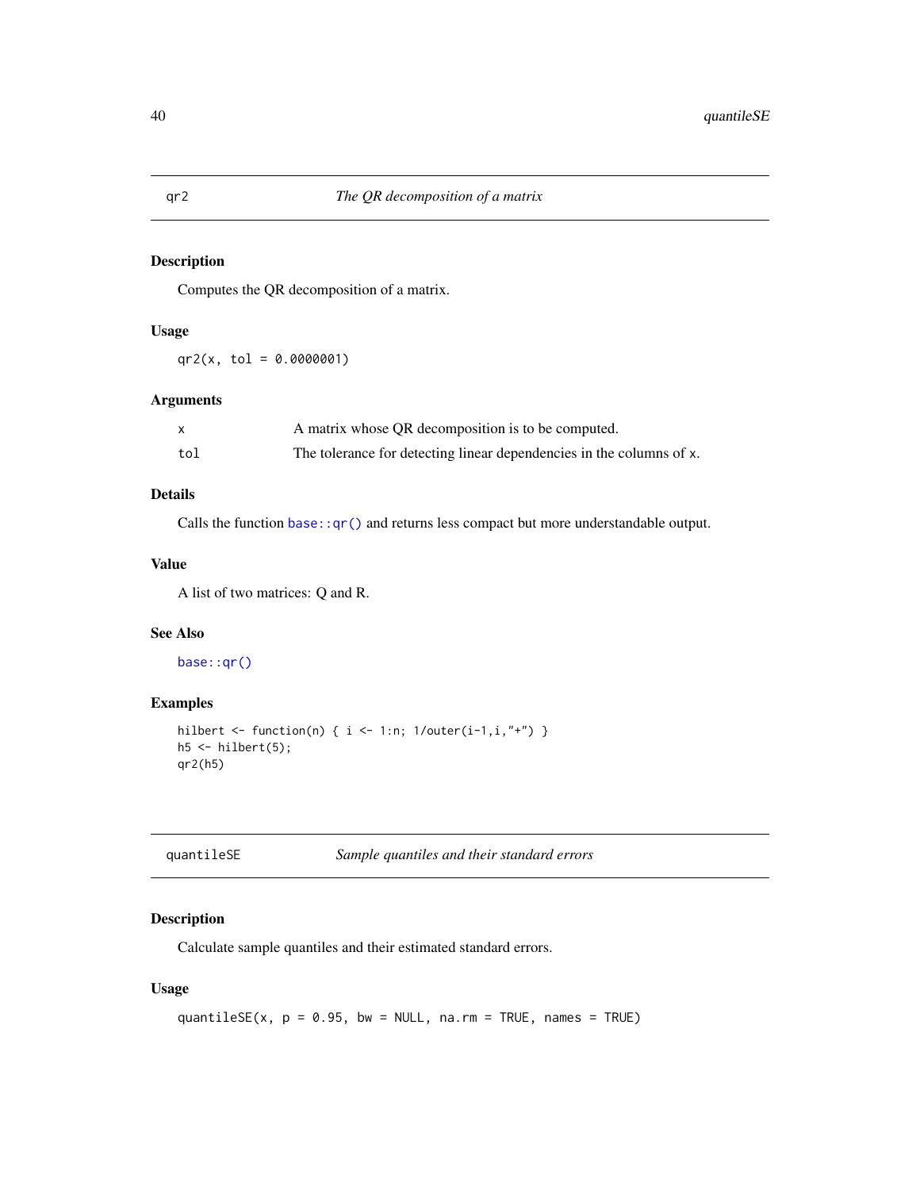## qr2 — *The QR decomposition of a matrix*

### Description

Computes the QR decomposition of a matrix.

### Usage

```
qr2(x, tol = 0.0000001)
```

### Arguments

| | |
|---|---|
| x | A matrix whose QR decomposition is to be computed. |
| tol | The tolerance for detecting linear dependencies in the columns of x. |

### Details

Calls the function `base::qr()` and returns less compact but more understandable output.

### Value

A list of two matrices: Q and R.

### See Also

`base::qr()`

### Examples

```
hilbert <- function(n) { i <- 1:n; 1/outer(i-1,i,"+") }
h5 <- hilbert(5);
qr2(h5)
```

## quantileSE — *Sample quantiles and their standard errors*

### Description

Calculate sample quantiles and their estimated standard errors.

### Usage

```
quantileSE(x, p = 0.95, bw = NULL, na.rm = TRUE, names = TRUE)
```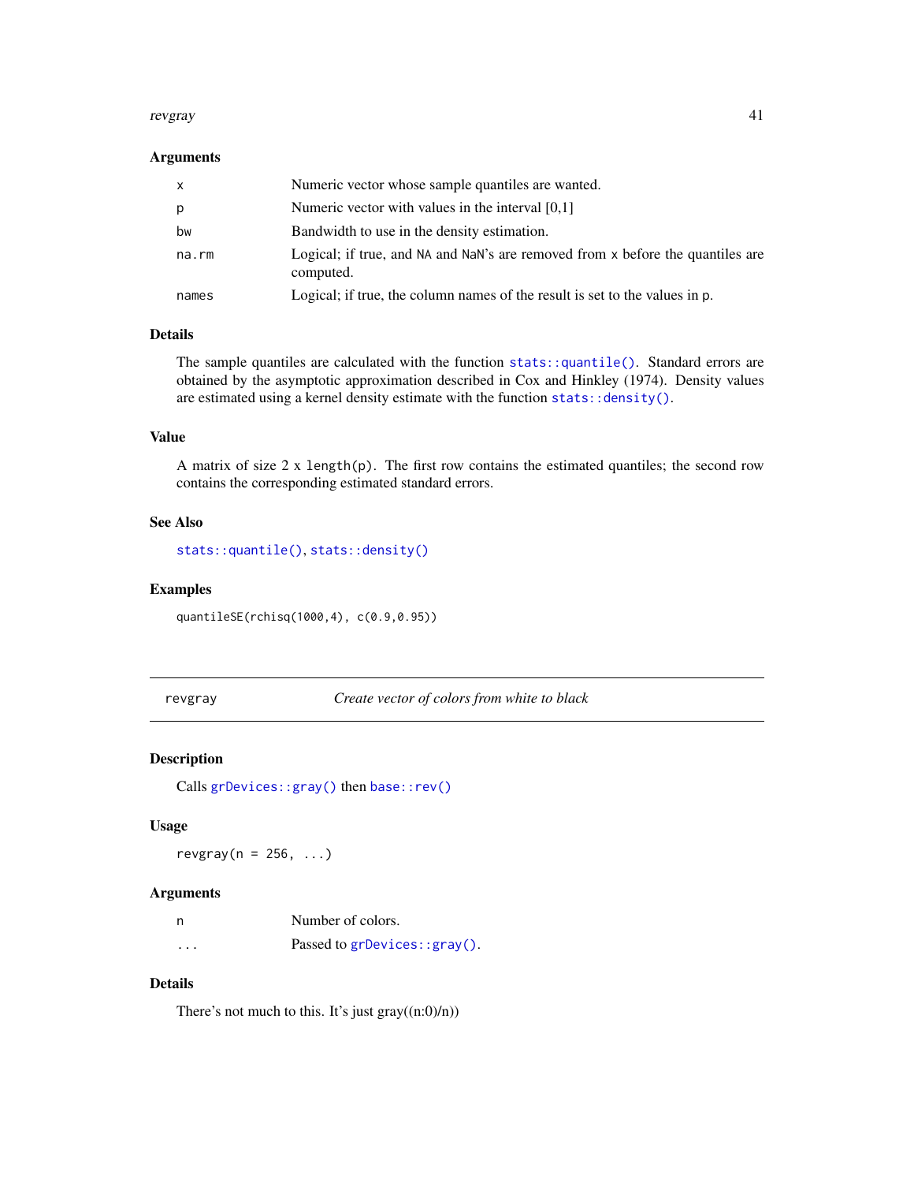### Arguments

| | |
|---|---|
| `x` | Numeric vector whose sample quantiles are wanted. |
| `p` | Numeric vector with values in the interval [0,1] |
| `bw` | Bandwidth to use in the density estimation. |
| `na.rm` | Logical; if true, and `NA` and `NaN`'s are removed from `x` before the quantiles are computed. |
| `names` | Logical; if true, the column names of the result is set to the values in `p`. |

### Details

The sample quantiles are calculated with the function `stats::quantile()`. Standard errors are obtained by the asymptotic approximation described in Cox and Hinkley (1974). Density values are estimated using a kernel density estimate with the function `stats::density()`.

### Value

A matrix of size 2 x `length(p)`. The first row contains the estimated quantiles; the second row contains the corresponding estimated standard errors.

### See Also

`stats::quantile()`, `stats::density()`

### Examples

```
quantileSE(rchisq(1000,4), c(0.9,0.95))
```

---

## revgray — *Create vector of colors from white to black*

### Description

Calls `grDevices::gray()` then `base::rev()`

### Usage

```
revgray(n = 256, ...)
```

### Arguments

| | |
|---|---|
| `n` | Number of colors. |
| `...` | Passed to `grDevices::gray()`. |

### Details

There's not much to this. It's just gray((n:0)/n))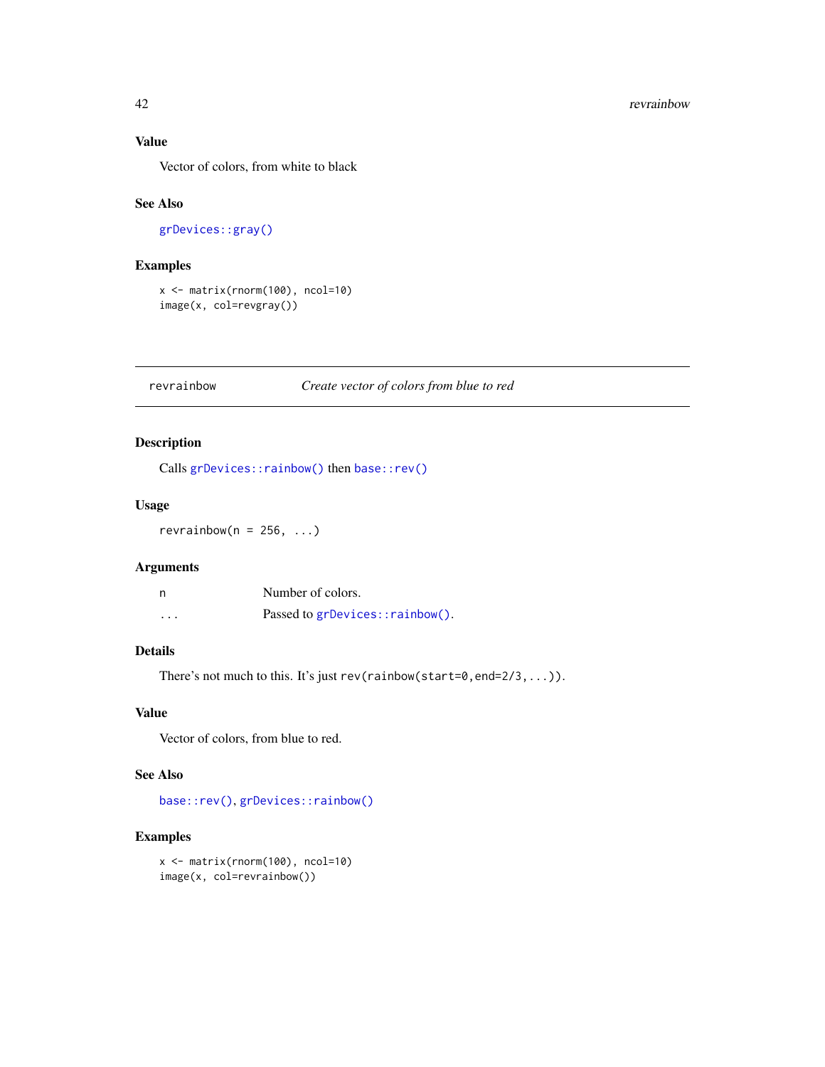### Value

Vector of colors, from white to black

### See Also

`grDevices::gray()`

### Examples

```
x <- matrix(rnorm(100), ncol=10)
image(x, col=revgray())
```

---

## revrainbow — *Create vector of colors from blue to red*

---

### Description

Calls `grDevices::rainbow()` then `base::rev()`

### Usage

```
revrainbow(n = 256, ...)
```

### Arguments

| | |
|---|---|
| `n` | Number of colors. |
| `...` | Passed to `grDevices::rainbow()`. |

### Details

There's not much to this. It's just `rev(rainbow(start=0,end=2/3,...))`.

### Value

Vector of colors, from blue to red.

### See Also

`base::rev()`, `grDevices::rainbow()`

### Examples

```
x <- matrix(rnorm(100), ncol=10)
image(x, col=revrainbow())
```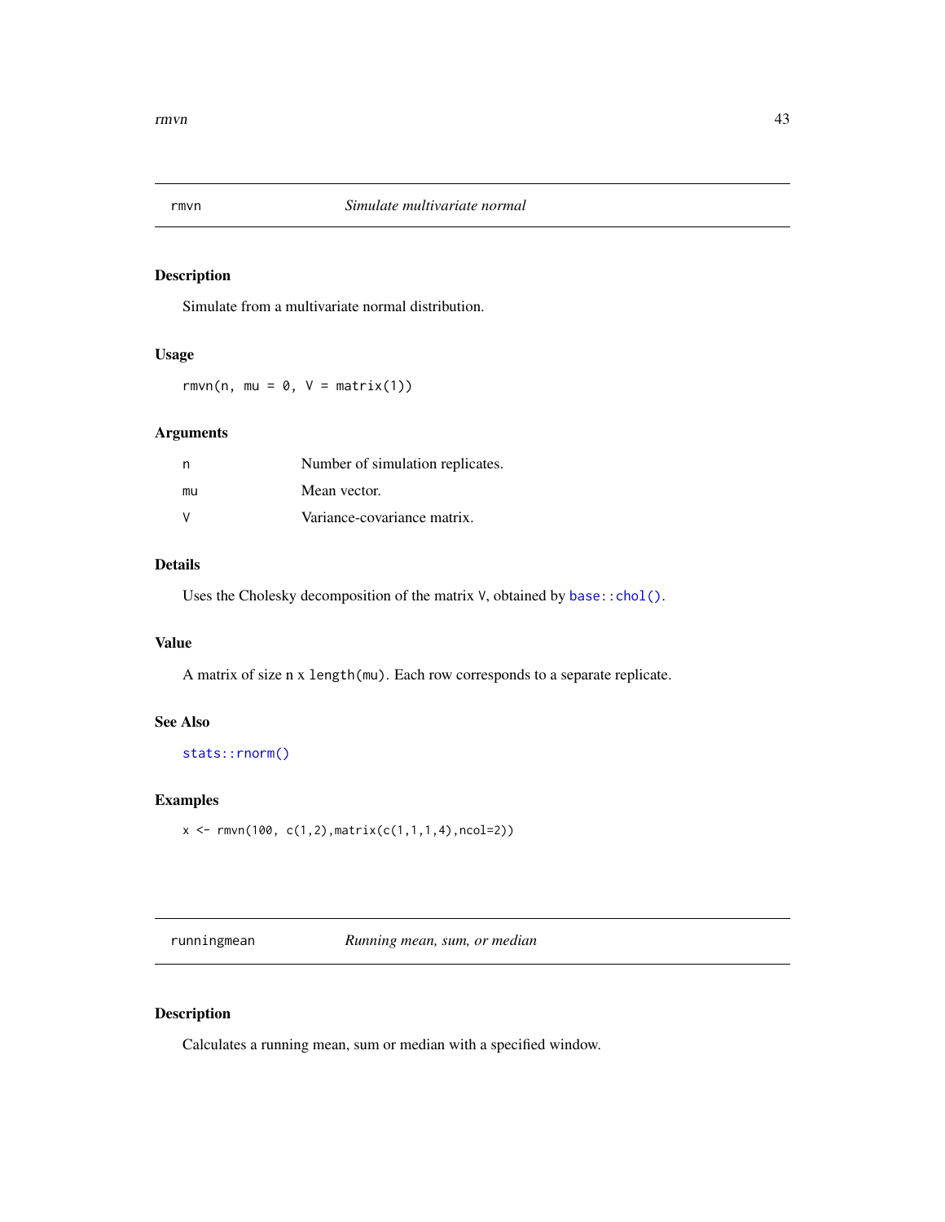## rmvn — *Simulate multivariate normal*

### Description

Simulate from a multivariate normal distribution.

### Usage

```
rmvn(n, mu = 0, V = matrix(1))
```

### Arguments

| | |
|---|---|
| `n` | Number of simulation replicates. |
| `mu` | Mean vector. |
| `V` | Variance-covariance matrix. |

### Details

Uses the Cholesky decomposition of the matrix `V`, obtained by `base::chol()`.

### Value

A matrix of size n x `length(mu)`. Each row corresponds to a separate replicate.

### See Also

`stats::rnorm()`

### Examples

```
x <- rmvn(100, c(1,2),matrix(c(1,1,1,4),ncol=2))
```

## runningmean — *Running mean, sum, or median*

### Description

Calculates a running mean, sum or median with a specified window.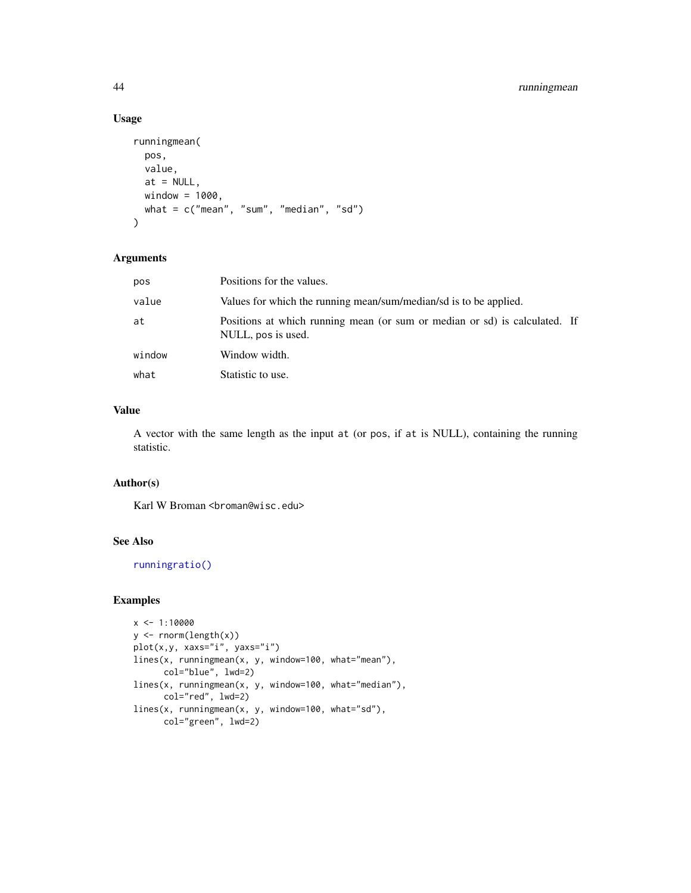## Usage

```
runningmean(
  pos,
  value,
  at = NULL,
  window = 1000,
  what = c("mean", "sum", "median", "sd")
)
```

## Arguments

| | |
|---|---|
| pos | Positions for the values. |
| value | Values for which the running mean/sum/median/sd is to be applied. |
| at | Positions at which running mean (or sum or median or sd) is calculated. If NULL, pos is used. |
| window | Window width. |
| what | Statistic to use. |

## Value

A vector with the same length as the input at (or pos, if at is NULL), containing the running statistic.

## Author(s)

Karl W Broman <broman@wisc.edu>

## See Also

runningratio()

## Examples

```
x <- 1:10000
y <- rnorm(length(x))
plot(x,y, xaxs="i", yaxs="i")
lines(x, runningmean(x, y, window=100, what="mean"),
      col="blue", lwd=2)
lines(x, runningmean(x, y, window=100, what="median"),
      col="red", lwd=2)
lines(x, runningmean(x, y, window=100, what="sd"),
      col="green", lwd=2)
```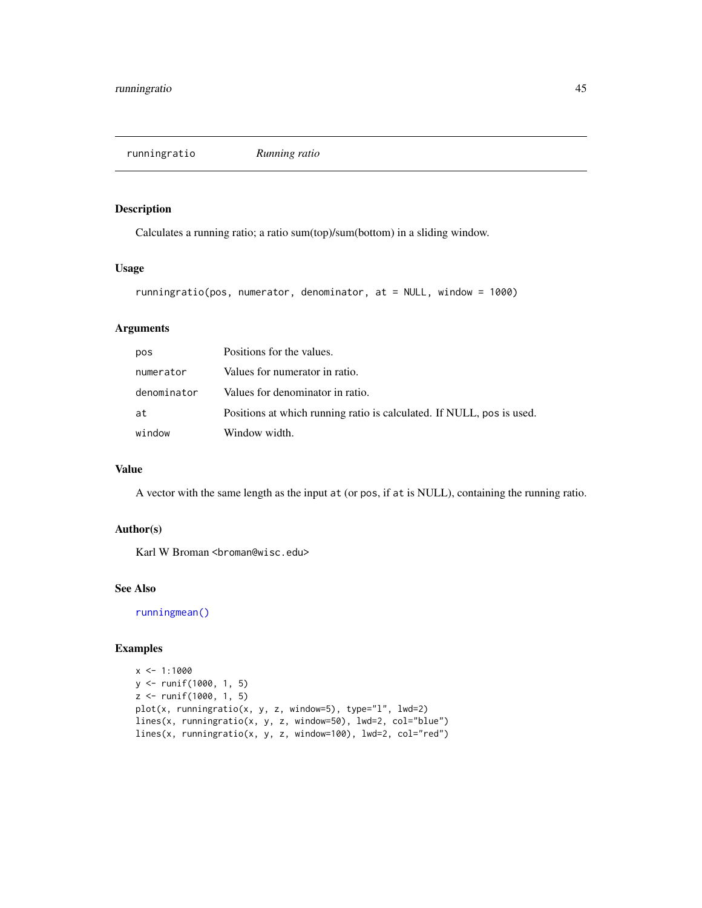## runningratio *Running ratio*

### Description

Calculates a running ratio; a ratio sum(top)/sum(bottom) in a sliding window.

### Usage

```
runningratio(pos, numerator, denominator, at = NULL, window = 1000)
```

### Arguments

| | |
|---|---|
| `pos` | Positions for the values. |
| `numerator` | Values for numerator in ratio. |
| `denominator` | Values for denominator in ratio. |
| `at` | Positions at which running ratio is calculated. If NULL, `pos` is used. |
| `window` | Window width. |

### Value

A vector with the same length as the input `at` (or `pos`, if `at` is NULL), containing the running ratio.

### Author(s)

Karl W Broman <broman@wisc.edu>

### See Also

`runningmean()`

### Examples

```
x <- 1:1000
y <- runif(1000, 1, 5)
z <- runif(1000, 1, 5)
plot(x, runningratio(x, y, z, window=5), type="l", lwd=2)
lines(x, runningratio(x, y, z, window=50), lwd=2, col="blue")
lines(x, runningratio(x, y, z, window=100), lwd=2, col="red")
```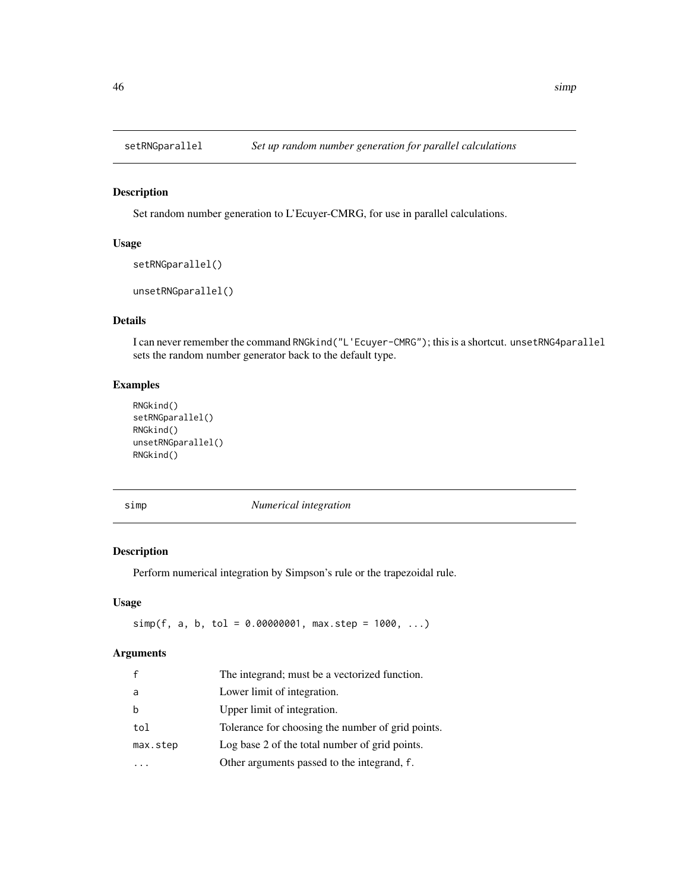## setRNGparallel *Set up random number generation for parallel calculations*

### Description

Set random number generation to L'Ecuyer-CMRG, for use in parallel calculations.

### Usage

```
setRNGparallel()

unsetRNGparallel()
```

### Details

I can never remember the command `RNGkind("L'Ecuyer-CMRG")`; this is a shortcut. `unsetRNG4parallel` sets the random number generator back to the default type.

### Examples

```
RNGkind()
setRNGparallel()
RNGkind()
unsetRNGparallel()
RNGkind()
```

## simp *Numerical integration*

### Description

Perform numerical integration by Simpson's rule or the trapezoidal rule.

### Usage

```
simp(f, a, b, tol = 0.00000001, max.step = 1000, ...)
```

### Arguments

| | |
|---|---|
| f | The integrand; must be a vectorized function. |
| a | Lower limit of integration. |
| b | Upper limit of integration. |
| tol | Tolerance for choosing the number of grid points. |
| max.step | Log base 2 of the total number of grid points. |
| ... | Other arguments passed to the integrand, f. |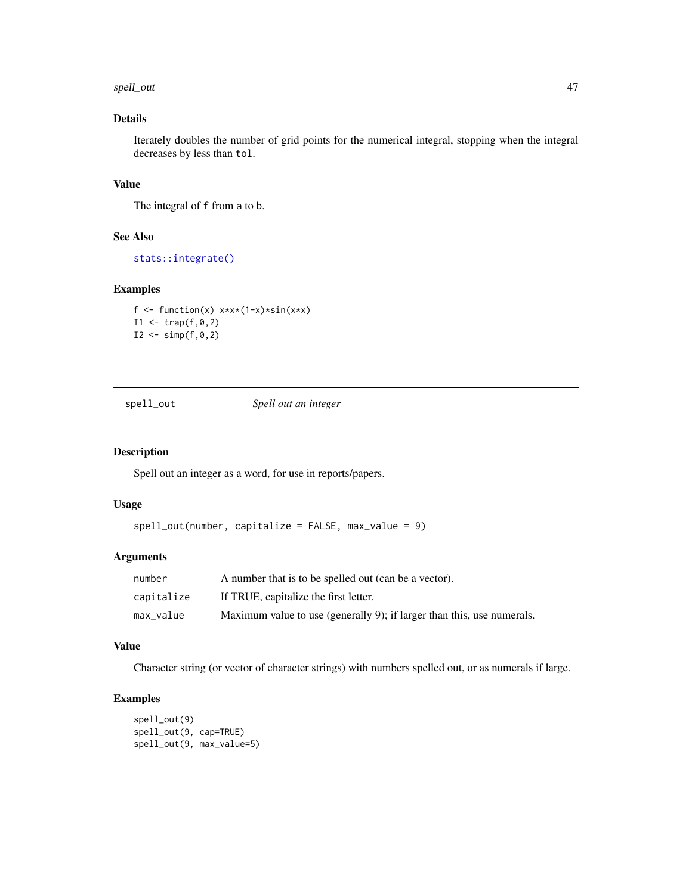### Details

Iterately doubles the number of grid points for the numerical integral, stopping when the integral decreases by less than `tol`.

### Value

The integral of `f` from `a` to `b`.

### See Also

`stats::integrate()`

### Examples

```
f <- function(x) x*x*(1-x)*sin(x*x)
I1 <- trap(f,0,2)
I2 <- simp(f,0,2)
```

---

## spell_out — *Spell out an integer*

---

### Description

Spell out an integer as a word, for use in reports/papers.

### Usage

```
spell_out(number, capitalize = FALSE, max_value = 9)
```

### Arguments

| | |
|---|---|
| `number` | A number that is to be spelled out (can be a vector). |
| `capitalize` | If TRUE, capitalize the first letter. |
| `max_value` | Maximum value to use (generally 9); if larger than this, use numerals. |

### Value

Character string (or vector of character strings) with numbers spelled out, or as numerals if large.

### Examples

```
spell_out(9)
spell_out(9, cap=TRUE)
spell_out(9, max_value=5)
```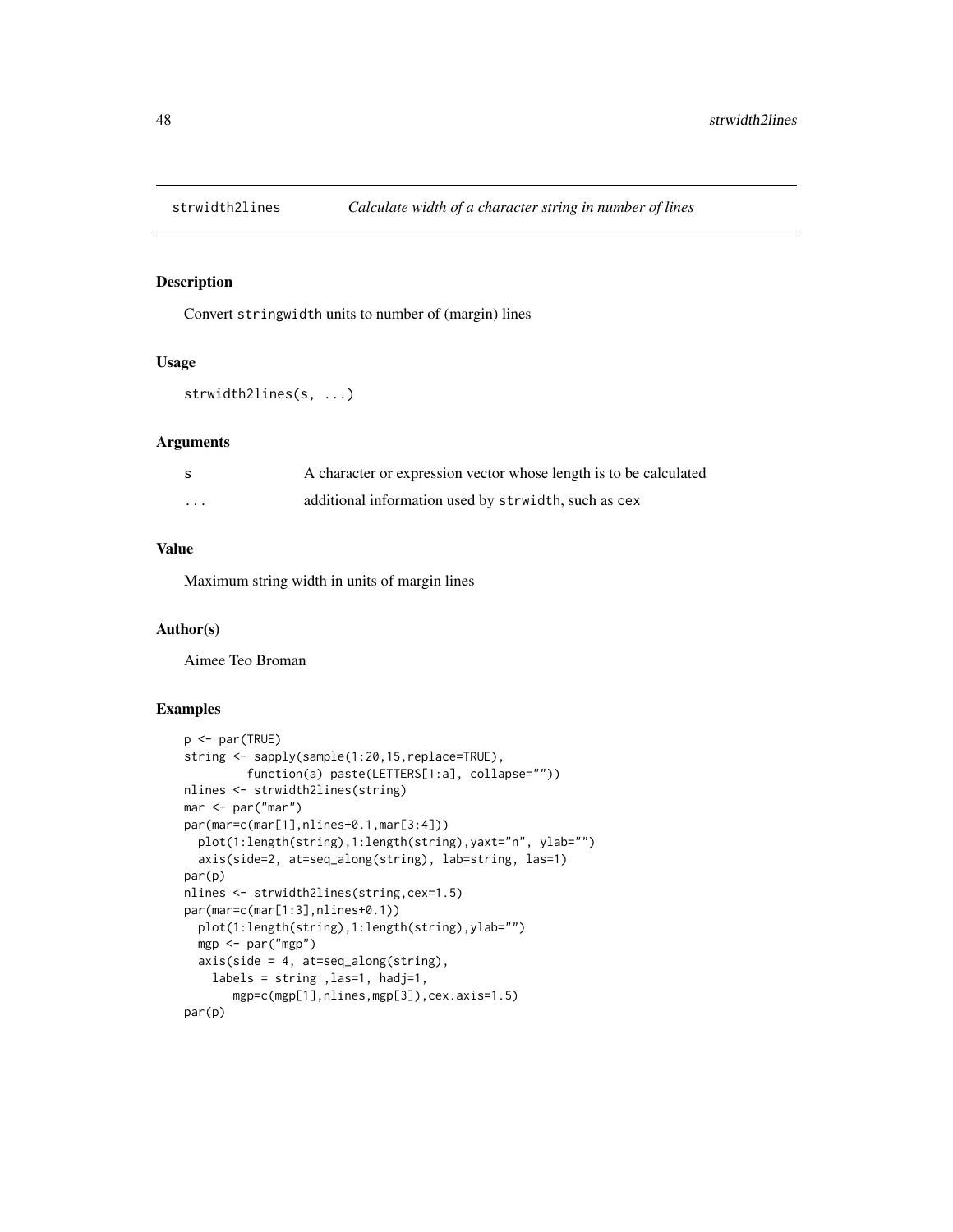## strwidth2lines *Calculate width of a character string in number of lines*

### Description

Convert `stringwidth` units to number of (margin) lines

### Usage

```
strwidth2lines(s, ...)
```

### Arguments

| | |
|---|---|
| `s` | A character or expression vector whose length is to be calculated |
| `...` | additional information used by `strwidth`, such as `cex` |

### Value

Maximum string width in units of margin lines

### Author(s)

Aimee Teo Broman

### Examples

```
p <- par(TRUE)
string <- sapply(sample(1:20,15,replace=TRUE),
         function(a) paste(LETTERS[1:a], collapse=""))
nlines <- strwidth2lines(string)
mar <- par("mar")
par(mar=c(mar[1],nlines+0.1,mar[3:4]))
  plot(1:length(string),1:length(string),yaxt="n", ylab="")
  axis(side=2, at=seq_along(string), lab=string, las=1)
par(p)
nlines <- strwidth2lines(string,cex=1.5)
par(mar=c(mar[1:3],nlines+0.1))
  plot(1:length(string),1:length(string),ylab="")
  mgp <- par("mgp")
  axis(side = 4, at=seq_along(string),
    labels = string ,las=1, hadj=1,
       mgp=c(mgp[1],nlines,mgp[3]),cex.axis=1.5)
par(p)
```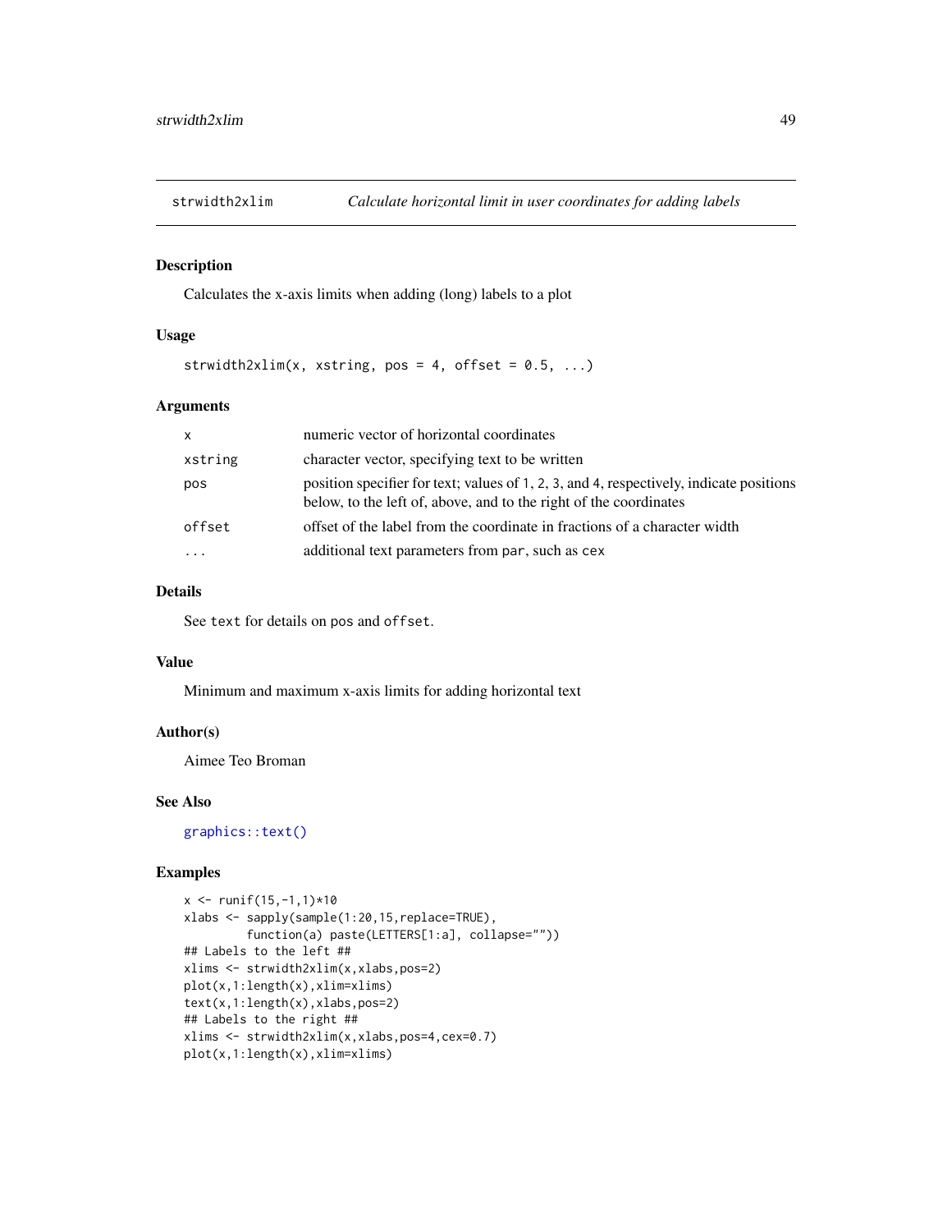strwidth2xlim — *Calculate horizontal limit in user coordinates for adding labels*

### Description

Calculates the x-axis limits when adding (long) labels to a plot

### Usage

```
strwidth2xlim(x, xstring, pos = 4, offset = 0.5, ...)
```

### Arguments

| | |
|---|---|
| `x` | numeric vector of horizontal coordinates |
| `xstring` | character vector, specifying text to be written |
| `pos` | position specifier for text; values of `1`, `2`, `3`, and `4`, respectively, indicate positions below, to the left of, above, and to the right of the coordinates |
| `offset` | offset of the label from the coordinate in fractions of a character width |
| `...` | additional text parameters from `par`, such as `cex` |

### Details

See `text` for details on `pos` and `offset`.

### Value

Minimum and maximum x-axis limits for adding horizontal text

### Author(s)

Aimee Teo Broman

### See Also

`graphics::text()`

### Examples

```
x <- runif(15,-1,1)*10
xlabs <- sapply(sample(1:20,15,replace=TRUE),
         function(a) paste(LETTERS[1:a], collapse=""))
## Labels to the left ##
xlims <- strwidth2xlim(x,xlabs,pos=2)
plot(x,1:length(x),xlim=xlims)
text(x,1:length(x),xlabs,pos=2)
## Labels to the right ##
xlims <- strwidth2xlim(x,xlabs,pos=4,cex=0.7)
plot(x,1:length(x),xlim=xlims)
```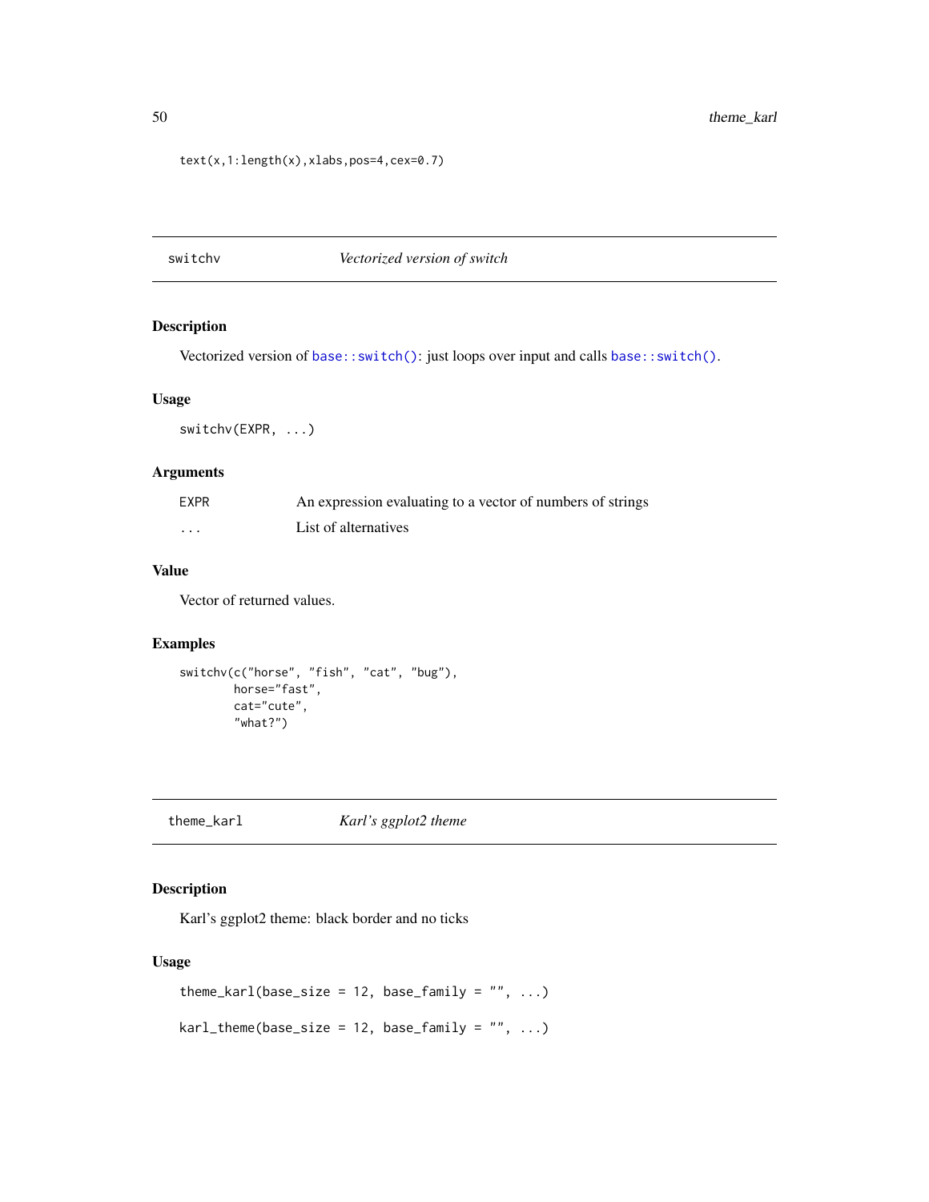```
text(x,1:length(x),xlabs,pos=4,cex=0.7)
```

## switchv — *Vectorized version of switch*

### Description

Vectorized version of `base::switch()`: just loops over input and calls `base::switch()`.

### Usage

```
switchv(EXPR, ...)
```

### Arguments

| | |
|---|---|
| EXPR | An expression evaluating to a vector of numbers of strings |
| ... | List of alternatives |

### Value

Vector of returned values.

### Examples

```
switchv(c("horse", "fish", "cat", "bug"),
        horse="fast",
        cat="cute",
        "what?")
```

## theme_karl — *Karl's ggplot2 theme*

### Description

Karl's ggplot2 theme: black border and no ticks

### Usage

```
theme_karl(base_size = 12, base_family = "", ...)

karl_theme(base_size = 12, base_family = "", ...)
```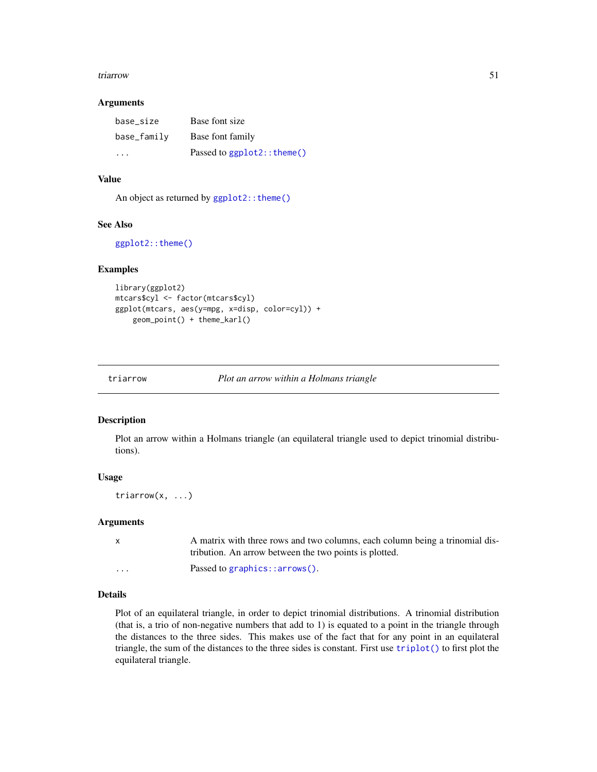### Arguments

| | |
|---|---|
| base_size | Base font size |
| base_family | Base font family |
| ... | Passed to ggplot2::theme() |

### Value

An object as returned by ggplot2::theme()

### See Also

ggplot2::theme()

### Examples

```
library(ggplot2)
mtcars$cyl <- factor(mtcars$cyl)
ggplot(mtcars, aes(y=mpg, x=disp, color=cyl)) +
    geom_point() + theme_karl()
```

---

## triarrow — *Plot an arrow within a Holmans triangle*

### Description

Plot an arrow within a Holmans triangle (an equilateral triangle used to depict trinomial distributions).

### Usage

```
triarrow(x, ...)
```

### Arguments

| | |
|---|---|
| x | A matrix with three rows and two columns, each column being a trinomial distribution. An arrow between the two points is plotted. |
| ... | Passed to graphics::arrows(). |

### Details

Plot of an equilateral triangle, in order to depict trinomial distributions. A trinomial distribution (that is, a trio of non-negative numbers that add to 1) is equated to a point in the triangle through the distances to the three sides. This makes use of the fact that for any point in an equilateral triangle, the sum of the distances to the three sides is constant. First use triplot() to first plot the equilateral triangle.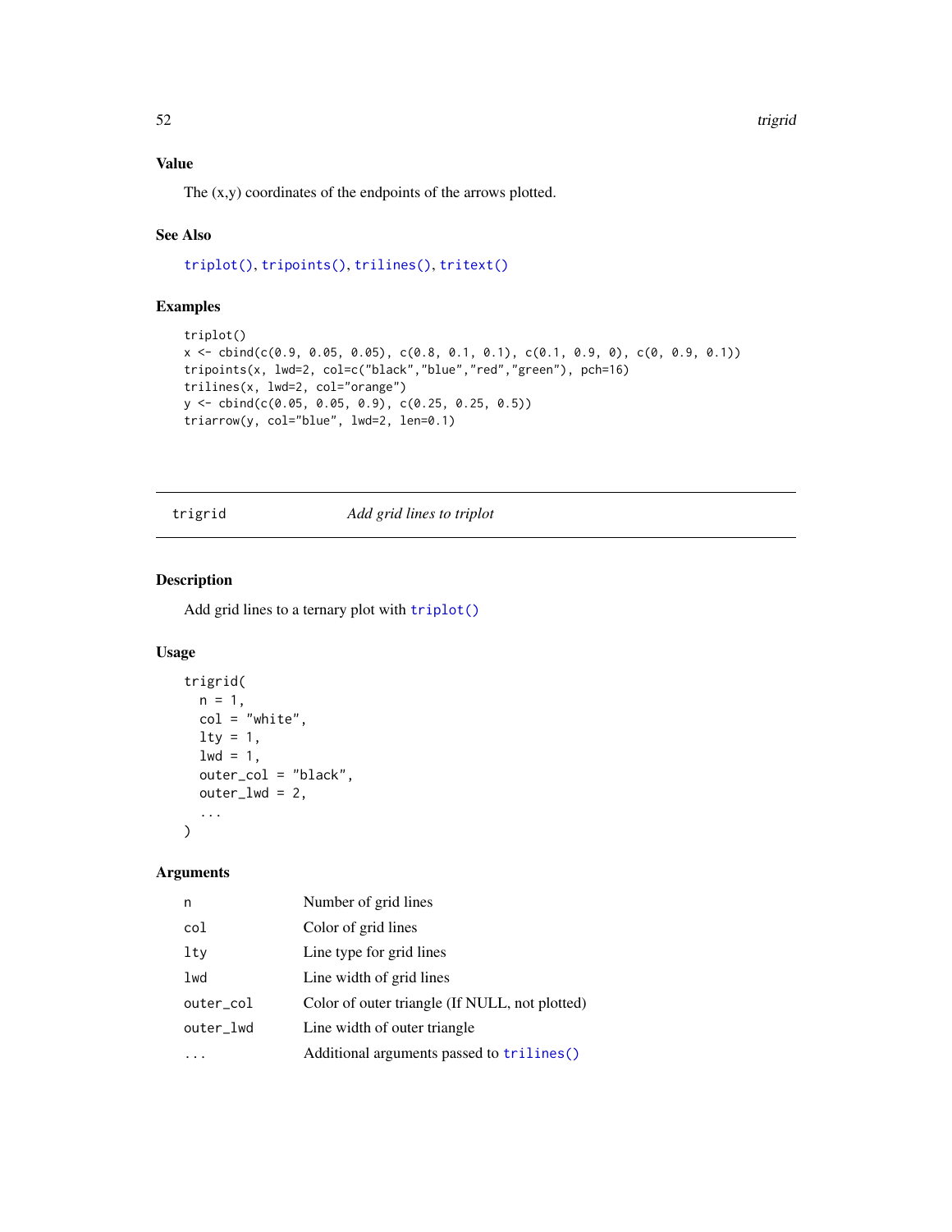### Value

The (x,y) coordinates of the endpoints of the arrows plotted.

### See Also

triplot(), tripoints(), trilines(), tritext()

### Examples

```
triplot()
x <- cbind(c(0.9, 0.05, 0.05), c(0.8, 0.1, 0.1), c(0.1, 0.9, 0), c(0, 0.9, 0.1))
tripoints(x, lwd=2, col=c("black","blue","red","green"), pch=16)
trilines(x, lwd=2, col="orange")
y <- cbind(c(0.05, 0.05, 0.9), c(0.25, 0.25, 0.5))
triarrow(y, col="blue", lwd=2, len=0.1)
```

## trigrid — *Add grid lines to triplot*

### Description

Add grid lines to a ternary plot with triplot()

### Usage

```
trigrid(
  n = 1,
  col = "white",
  lty = 1,
  lwd = 1,
  outer_col = "black",
  outer_lwd = 2,
  ...
)
```

### Arguments

| | |
|---|---|
| n | Number of grid lines |
| col | Color of grid lines |
| lty | Line type for grid lines |
| lwd | Line width of grid lines |
| outer_col | Color of outer triangle (If NULL, not plotted) |
| outer_lwd | Line width of outer triangle |
| ... | Additional arguments passed to trilines() |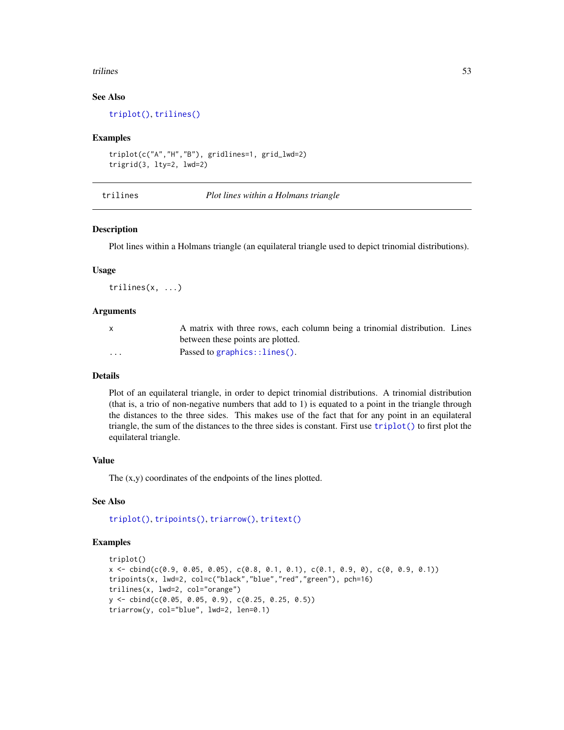### See Also

`triplot()`, `trilines()`

### Examples

```
triplot(c("A","H","B"), gridlines=1, grid_lwd=2)
trigrid(3, lty=2, lwd=2)
```

---

## trilines — *Plot lines within a Holmans triangle*

---

### Description

Plot lines within a Holmans triangle (an equilateral triangle used to depict trinomial distributions).

### Usage

```
trilines(x, ...)
```

### Arguments

| | |
|---|---|
| `x` | A matrix with three rows, each column being a trinomial distribution. Lines between these points are plotted. |
| `...` | Passed to `graphics::lines()`. |

### Details

Plot of an equilateral triangle, in order to depict trinomial distributions. A trinomial distribution (that is, a trio of non-negative numbers that add to 1) is equated to a point in the triangle through the distances to the three sides. This makes use of the fact that for any point in an equilateral triangle, the sum of the distances to the three sides is constant. First use `triplot()` to first plot the equilateral triangle.

### Value

The (x,y) coordinates of the endpoints of the lines plotted.

### See Also

`triplot()`, `tripoints()`, `triarrow()`, `tritext()`

### Examples

```
triplot()
x <- cbind(c(0.9, 0.05, 0.05), c(0.8, 0.1, 0.1), c(0.1, 0.9, 0), c(0, 0.9, 0.1))
tripoints(x, lwd=2, col=c("black","blue","red","green"), pch=16)
trilines(x, lwd=2, col="orange")
y <- cbind(c(0.05, 0.05, 0.9), c(0.25, 0.25, 0.5))
triarrow(y, col="blue", lwd=2, len=0.1)
```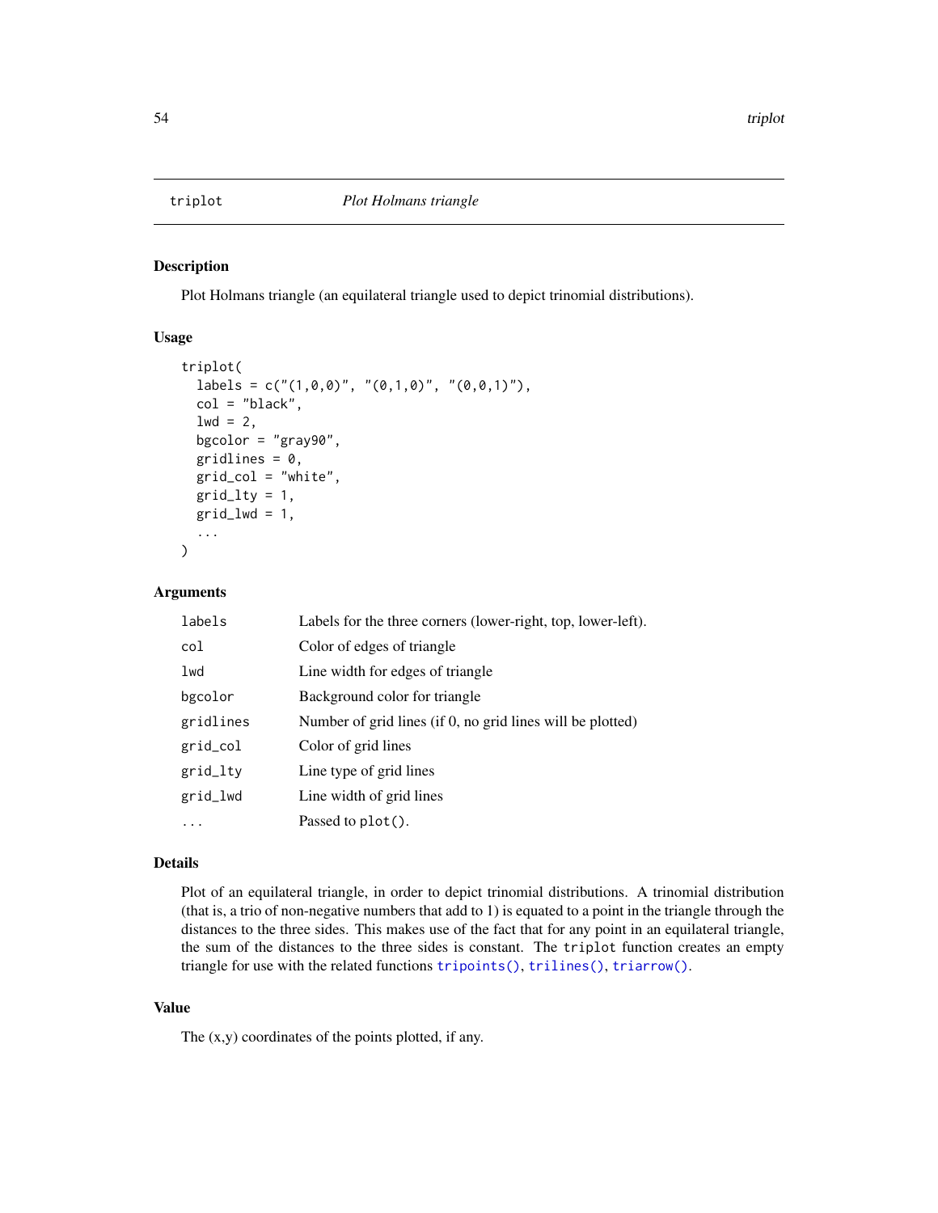## triplot — *Plot Holmans triangle*

### Description

Plot Holmans triangle (an equilateral triangle used to depict trinomial distributions).

### Usage

```
triplot(
  labels = c("(1,0,0)", "(0,1,0)", "(0,0,1)"),
  col = "black",
  lwd = 2,
  bgcolor = "gray90",
  gridlines = 0,
  grid_col = "white",
  grid_lty = 1,
  grid_lwd = 1,
  ...
)
```

### Arguments

| | |
|---|---|
| `labels` | Labels for the three corners (lower-right, top, lower-left). |
| `col` | Color of edges of triangle |
| `lwd` | Line width for edges of triangle |
| `bgcolor` | Background color for triangle |
| `gridlines` | Number of grid lines (if 0, no grid lines will be plotted) |
| `grid_col` | Color of grid lines |
| `grid_lty` | Line type of grid lines |
| `grid_lwd` | Line width of grid lines |
| `...` | Passed to `plot()`. |

### Details

Plot of an equilateral triangle, in order to depict trinomial distributions. A trinomial distribution (that is, a trio of non-negative numbers that add to 1) is equated to a point in the triangle through the distances to the three sides. This makes use of the fact that for any point in an equilateral triangle, the sum of the distances to the three sides is constant. The `triplot` function creates an empty triangle for use with the related functions `tripoints()`, `trilines()`, `triarrow()`.

### Value

The (x,y) coordinates of the points plotted, if any.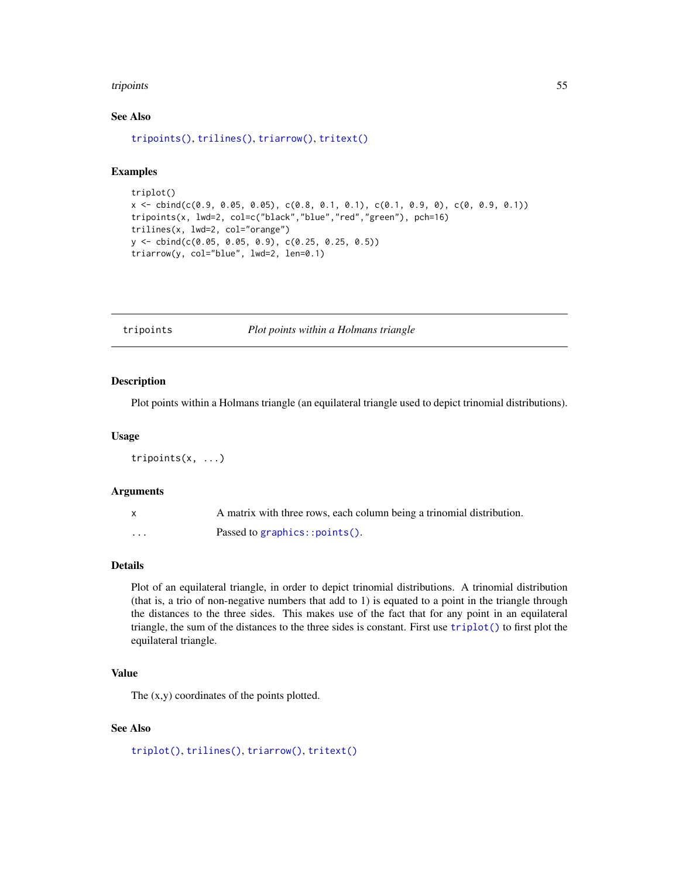### See Also

`tripoints()`, `trilines()`, `triarrow()`, `tritext()`

### Examples

```
triplot()
x <- cbind(c(0.9, 0.05, 0.05), c(0.8, 0.1, 0.1), c(0.1, 0.9, 0), c(0, 0.9, 0.1))
tripoints(x, lwd=2, col=c("black","blue","red","green"), pch=16)
trilines(x, lwd=2, col="orange")
y <- cbind(c(0.05, 0.05, 0.9), c(0.25, 0.25, 0.5))
triarrow(y, col="blue", lwd=2, len=0.1)
```

---

## tripoints — *Plot points within a Holmans triangle*

### Description

Plot points within a Holmans triangle (an equilateral triangle used to depict trinomial distributions).

### Usage

```
tripoints(x, ...)
```

### Arguments

| | |
|---|---|
| `x` | A matrix with three rows, each column being a trinomial distribution. |
| `...` | Passed to `graphics::points()`. |

### Details

Plot of an equilateral triangle, in order to depict trinomial distributions. A trinomial distribution (that is, a trio of non-negative numbers that add to 1) is equated to a point in the triangle through the distances to the three sides. This makes use of the fact that for any point in an equilateral triangle, the sum of the distances to the three sides is constant. First use `triplot()` to first plot the equilateral triangle.

### Value

The (x,y) coordinates of the points plotted.

### See Also

`triplot()`, `trilines()`, `triarrow()`, `tritext()`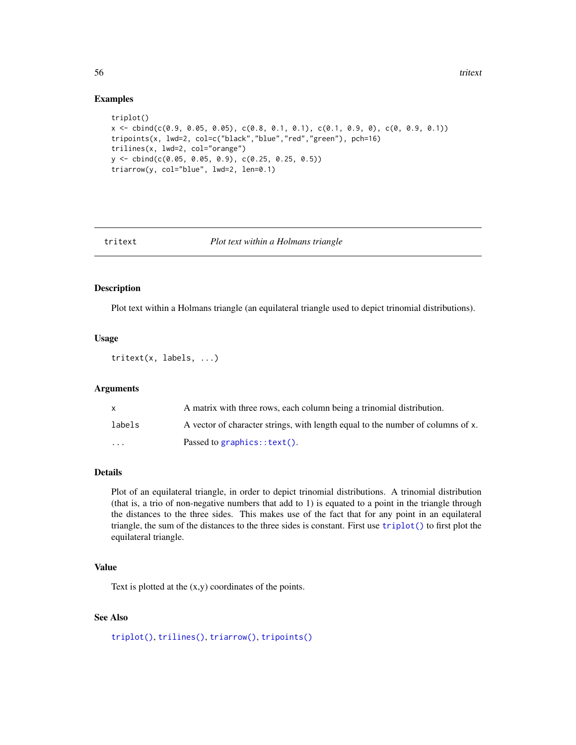## Examples

```
triplot()
x <- cbind(c(0.9, 0.05, 0.05), c(0.8, 0.1, 0.1), c(0.1, 0.9, 0), c(0, 0.9, 0.1))
tripoints(x, lwd=2, col=c("black","blue","red","green"), pch=16)
trilines(x, lwd=2, col="orange")
y <- cbind(c(0.05, 0.05, 0.9), c(0.25, 0.25, 0.5))
triarrow(y, col="blue", lwd=2, len=0.1)
```

---

`tritext` *Plot text within a Holmans triangle*

---

## Description

Plot text within a Holmans triangle (an equilateral triangle used to depict trinomial distributions).

## Usage

```
tritext(x, labels, ...)
```

## Arguments

| | |
|---|---|
| `x` | A matrix with three rows, each column being a trinomial distribution. |
| `labels` | A vector of character strings, with length equal to the number of columns of `x`. |
| `...` | Passed to `graphics::text()`. |

## Details

Plot of an equilateral triangle, in order to depict trinomial distributions. A trinomial distribution (that is, a trio of non-negative numbers that add to 1) is equated to a point in the triangle through the distances to the three sides. This makes use of the fact that for any point in an equilateral triangle, the sum of the distances to the three sides is constant. First use `triplot()` to first plot the equilateral triangle.

## Value

Text is plotted at the (x,y) coordinates of the points.

## See Also

`triplot()`, `trilines()`, `triarrow()`, `tripoints()`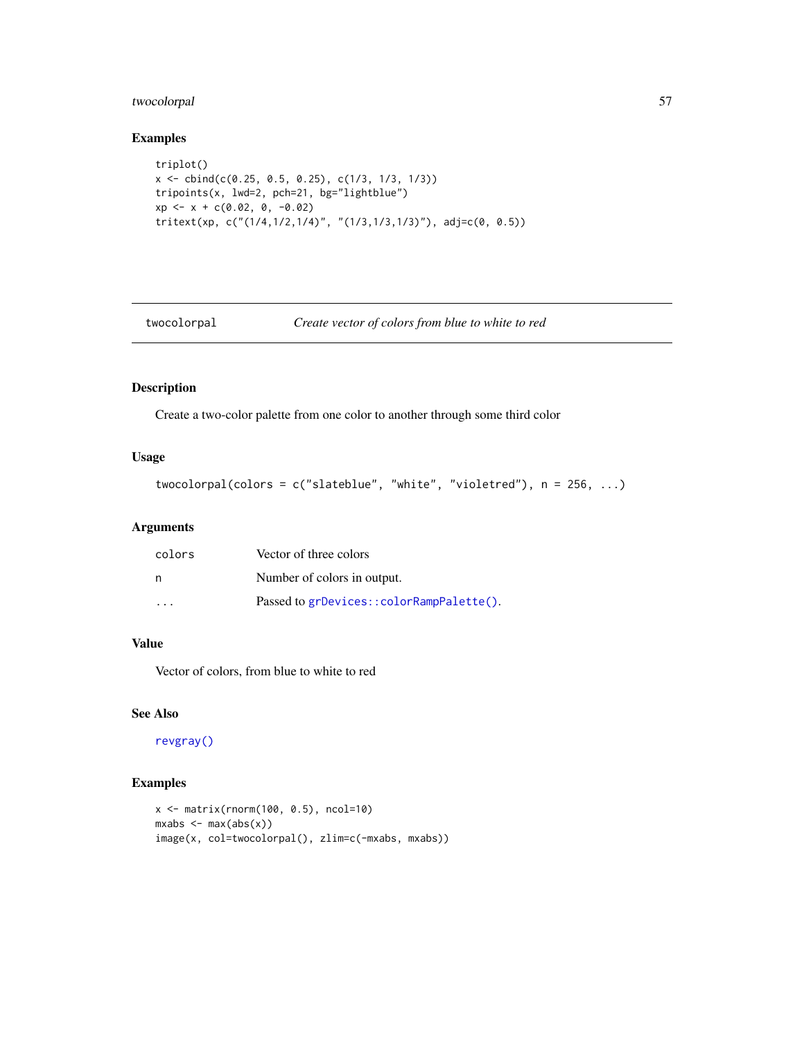## Examples

```
triplot()
x <- cbind(c(0.25, 0.5, 0.25), c(1/3, 1/3, 1/3))
tripoints(x, lwd=2, pch=21, bg="lightblue")
xp <- x + c(0.02, 0, -0.02)
tritext(xp, c("(1/4,1/2,1/4)", "(1/3,1/3,1/3)"), adj=c(0, 0.5))
```

---

# twocolorpal — *Create vector of colors from blue to white to red*

---

## Description

Create a two-color palette from one color to another through some third color

## Usage

```
twocolorpal(colors = c("slateblue", "white", "violetred"), n = 256, ...)
```

## Arguments

| | |
|---|---|
| colors | Vector of three colors |
| n | Number of colors in output. |
| ... | Passed to `grDevices::colorRampPalette()`. |

## Value

Vector of colors, from blue to white to red

## See Also

`revgray()`

## Examples

```
x <- matrix(rnorm(100, 0.5), ncol=10)
mxabs <- max(abs(x))
image(x, col=twocolorpal(), zlim=c(-mxabs, mxabs))
```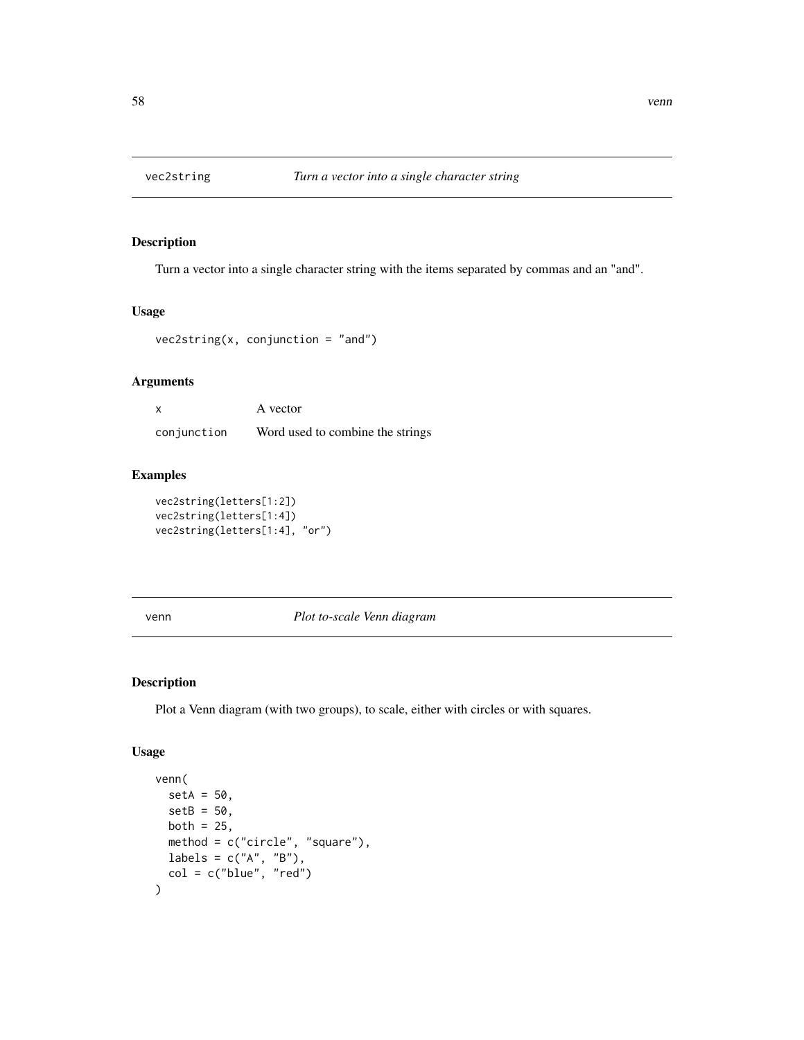## vec2string — *Turn a vector into a single character string*

### Description

Turn a vector into a single character string with the items separated by commas and an "and".

### Usage

```
vec2string(x, conjunction = "and")
```

### Arguments

| | |
|---|---|
| `x` | A vector |
| `conjunction` | Word used to combine the strings |

### Examples

```
vec2string(letters[1:2])
vec2string(letters[1:4])
vec2string(letters[1:4], "or")
```

## venn — *Plot to-scale Venn diagram*

### Description

Plot a Venn diagram (with two groups), to scale, either with circles or with squares.

### Usage

```
venn(
  setA = 50,
  setB = 50,
  both = 25,
  method = c("circle", "square"),
  labels = c("A", "B"),
  col = c("blue", "red")
)
```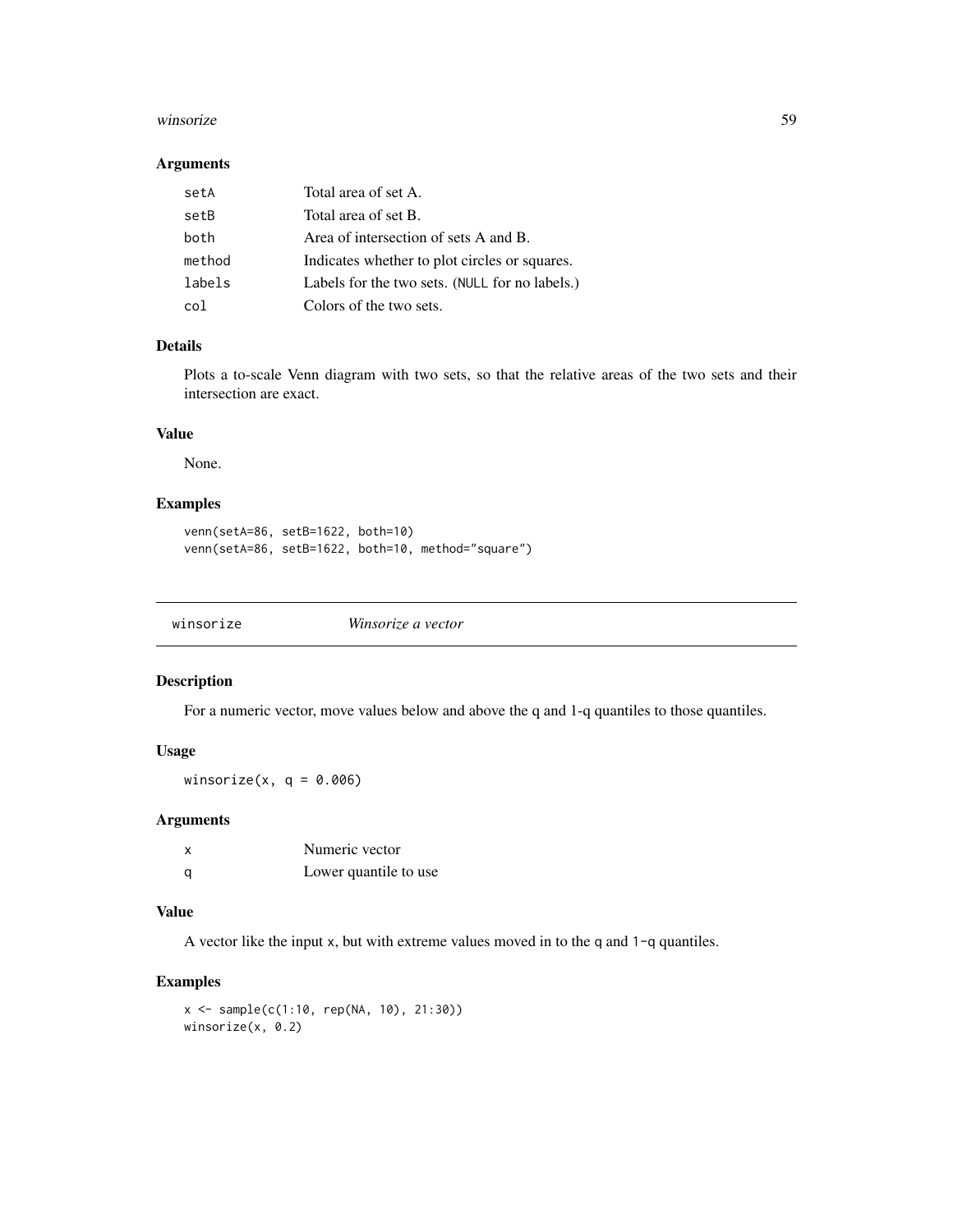### Arguments

| | |
|---|---|
| setA | Total area of set A. |
| setB | Total area of set B. |
| both | Area of intersection of sets A and B. |
| method | Indicates whether to plot circles or squares. |
| labels | Labels for the two sets. (NULL for no labels.) |
| col | Colors of the two sets. |

### Details

Plots a to-scale Venn diagram with two sets, so that the relative areas of the two sets and their intersection are exact.

### Value

None.

### Examples

```
venn(setA=86, setB=1622, both=10)
venn(setA=86, setB=1622, both=10, method="square")
```

---

## winsorize *Winsorize a vector*

### Description

For a numeric vector, move values below and above the q and 1-q quantiles to those quantiles.

### Usage

```
winsorize(x, q = 0.006)
```

### Arguments

| | |
|---|---|
| x | Numeric vector |
| q | Lower quantile to use |

### Value

A vector like the input x, but with extreme values moved in to the q and 1-q quantiles.

### Examples

```
x <- sample(c(1:10, rep(NA, 10), 21:30))
winsorize(x, 0.2)
```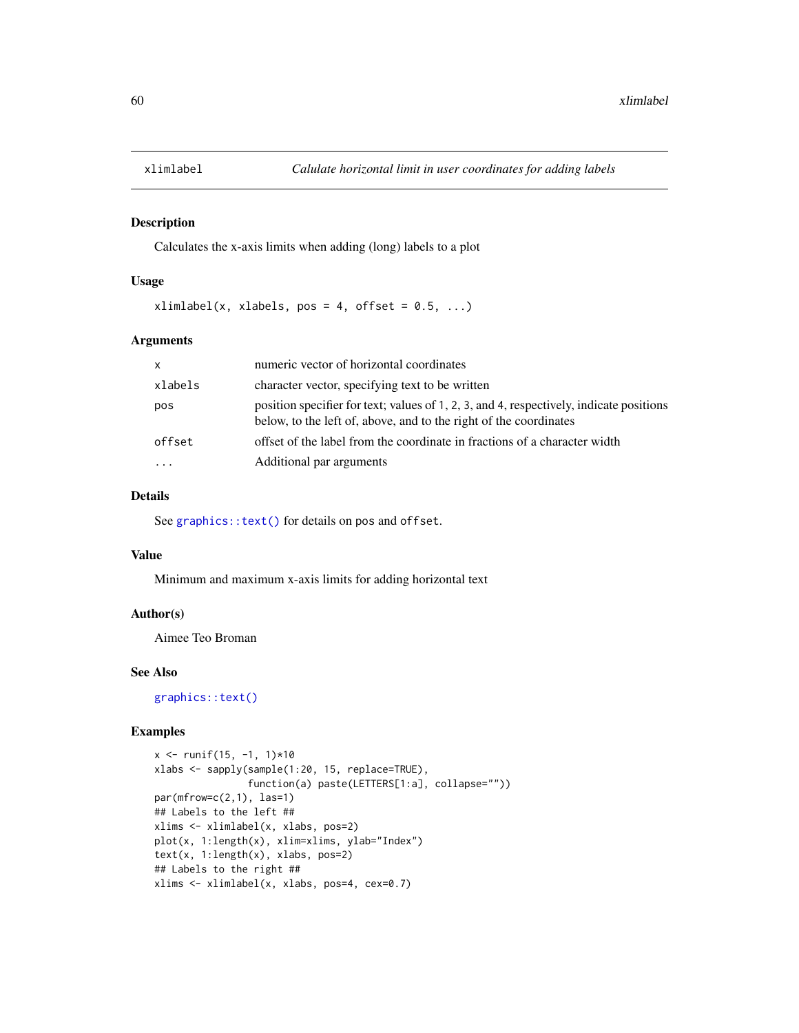# xlimlabel — *Calulate horizontal limit in user coordinates for adding labels*

## Description

Calculates the x-axis limits when adding (long) labels to a plot

## Usage

```
xlimlabel(x, xlabels, pos = 4, offset = 0.5, ...)
```

## Arguments

| | |
|---|---|
| `x` | numeric vector of horizontal coordinates |
| `xlabels` | character vector, specifying text to be written |
| `pos` | position specifier for text; values of 1, 2, 3, and 4, respectively, indicate positions below, to the left of, above, and to the right of the coordinates |
| `offset` | offset of the label from the coordinate in fractions of a character width |
| `...` | Additional par arguments |

## Details

See `graphics::text()` for details on `pos` and `offset`.

## Value

Minimum and maximum x-axis limits for adding horizontal text

## Author(s)

Aimee Teo Broman

## See Also

`graphics::text()`

## Examples

```
x <- runif(15, -1, 1)*10
xlabs <- sapply(sample(1:20, 15, replace=TRUE),
                function(a) paste(LETTERS[1:a], collapse=""))
par(mfrow=c(2,1), las=1)
## Labels to the left ##
xlims <- xlimlabel(x, xlabs, pos=2)
plot(x, 1:length(x), xlim=xlims, ylab="Index")
text(x, 1:length(x), xlabs, pos=2)
## Labels to the right ##
xlims <- xlimlabel(x, xlabs, pos=4, cex=0.7)
```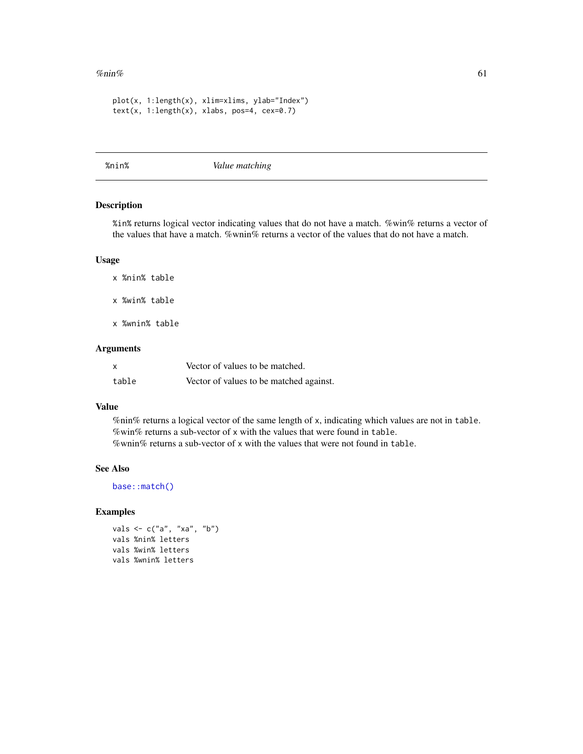```
plot(x, 1:length(x), xlim=xlims, ylab="Index")
text(x, 1:length(x), xlabs, pos=4, cex=0.7)
```

---

## %nin% *Value matching*

---

### Description

%in% returns logical vector indicating values that do not have a match. %win% returns a vector of the values that have a match. %wnin% returns a vector of the values that do not have a match.

### Usage

```
x %nin% table

x %win% table

x %wnin% table
```

### Arguments

| | |
|---|---|
| x | Vector of values to be matched. |
| table | Vector of values to be matched against. |

### Value

%nin% returns a logical vector of the same length of `x`, indicating which values are not in `table`.
%win% returns a sub-vector of `x` with the values that were found in `table`.
%wnin% returns a sub-vector of `x` with the values that were not found in `table`.

### See Also

`base::match()`

### Examples

```
vals <- c("a", "xa", "b")
vals %nin% letters
vals %win% letters
vals %wnin% letters
```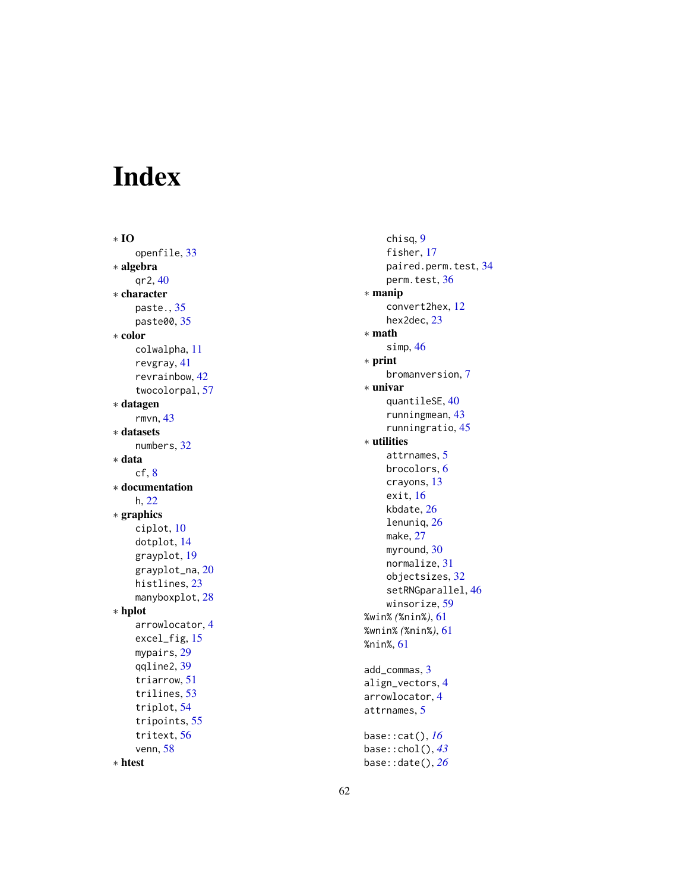# Index

* **IO**
    - openfile, 33
* **algebra**
    - qr2, 40
* **character**
    - paste., 35
    - paste00, 35
* **color**
    - colwalpha, 11
    - revgray, 41
    - revrainbow, 42
    - twocolorpal, 57
* **datagen**
    - rmvn, 43
* **datasets**
    - numbers, 32
* **data**
    - cf, 8
* **documentation**
    - h, 22
* **graphics**
    - ciplot, 10
    - dotplot, 14
    - grayplot, 19
    - grayplot_na, 20
    - histlines, 23
    - manyboxplot, 28
* **hplot**
    - arrowlocator, 4
    - excel_fig, 15
    - mypairs, 29
    - qqline2, 39
    - triarrow, 51
    - trilines, 53
    - triplot, 54
    - tripoints, 55
    - tritext, 56
    - venn, 58
* **htest**
    - chisq, 9
    - fisher, 17
    - paired.perm.test, 34
    - perm.test, 36
* **manip**
    - convert2hex, 12
    - hex2dec, 23
* **math**
    - simp, 46
* **print**
    - bromanversion, 7
* **univar**
    - quantileSE, 40
    - runningmean, 43
    - runningratio, 45
* **utilities**
    - attrnames, 5
    - brocolors, 6
    - crayons, 13
    - exit, 16
    - kbdate, 26
    - lenuniq, 26
    - make, 27
    - myround, 30
    - normalize, 31
    - objectsizes, 32
    - setRNGparallel, 46
    - winsorize, 59

%win% (%nin%), 61
%wnin% (%nin%), 61
%nin%, 61

add_commas, 3
align_vectors, 4
arrowlocator, 4
attrnames, 5

base::cat(), *16*
base::chol(), *43*
base::date(), *26*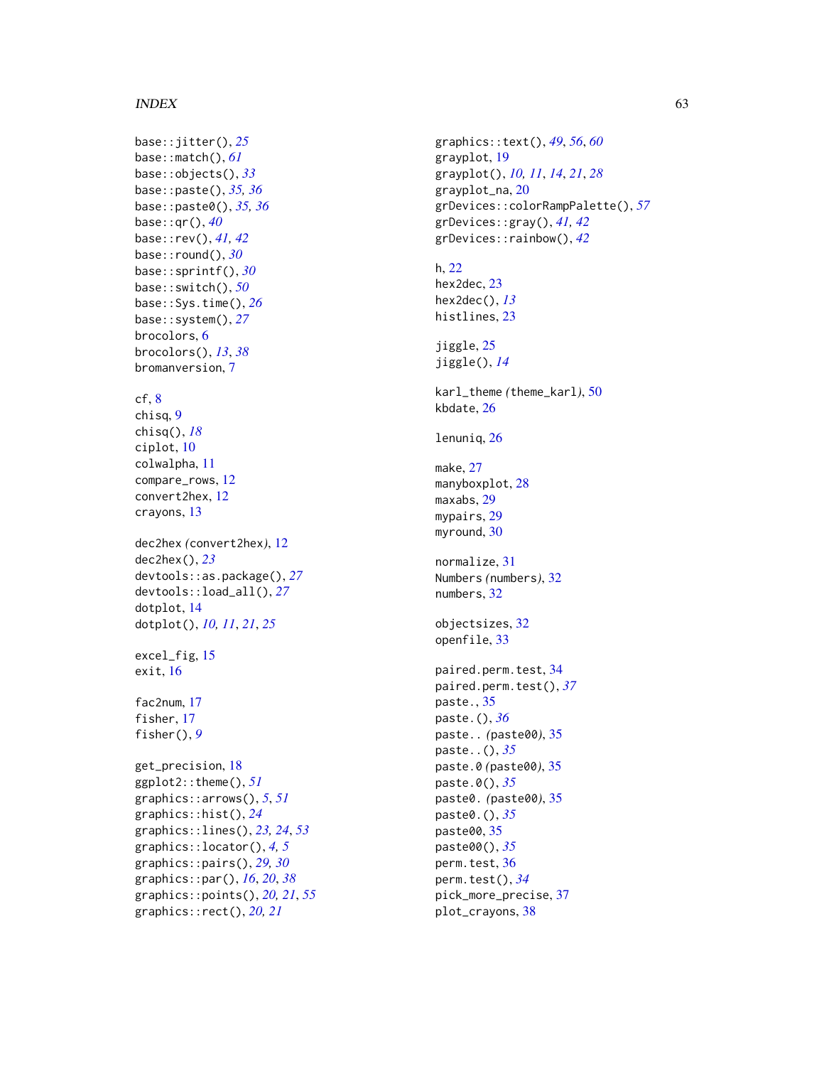base::jitter(), *25*
base::match(), *61*
base::objects(), *33*
base::paste(), *35, 36*
base::paste0(), *35, 36*
base::qr(), *40*
base::rev(), *41, 42*
base::round(), *30*
base::sprintf(), *30*
base::switch(), *50*
base::Sys.time(), *26*
base::system(), *27*
brocolors, 6
brocolors(), *13*, *38*
bromanversion, 7

cf, 8
chisq, 9
chisq(), *18*
ciplot, 10
colwalpha, 11
compare_rows, 12
convert2hex, 12
crayons, 13

dec2hex *(*convert2hex*)*, 12
dec2hex(), *23*
devtools::as.package(), *27*
devtools::load_all(), *27*
dotplot, 14
dotplot(), *10, 11*, *21*, *25*

excel_fig, 15
exit, 16

fac2num, 17
fisher, 17
fisher(), *9*

get_precision, 18
ggplot2::theme(), *51*
graphics::arrows(), *5*, *51*
graphics::hist(), *24*
graphics::lines(), *23, 24*, *53*
graphics::locator(), *4, 5*
graphics::pairs(), *29, 30*
graphics::par(), *16*, *20*, *38*
graphics::points(), *20, 21*, *55*
graphics::rect(), *20, 21*
graphics::text(), *49*, *56*, *60*
grayplot, 19
grayplot(), *10, 11*, *14*, *21*, *28*
grayplot_na, 20
grDevices::colorRampPalette(), *57*
grDevices::gray(), *41, 42*
grDevices::rainbow(), *42*

h, 22
hex2dec, 23
hex2dec(), *13*
histlines, 23

jiggle, 25
jiggle(), *14*

karl_theme *(*theme_karl*)*, 50
kbdate, 26

lenuniq, 26

make, 27
manyboxplot, 28
maxabs, 29
mypairs, 29
myround, 30

normalize, 31
Numbers *(*numbers*)*, 32
numbers, 32

objectsizes, 32
openfile, 33

paired.perm.test, 34
paired.perm.test(), *37*
paste., 35
paste.(), *36*
paste.. *(*paste00*)*, 35
paste..(), *35*
paste.0 *(*paste00*)*, 35
paste.0(), *35*
paste0. *(*paste00*)*, 35
paste0.(), *35*
paste00, 35
paste00(), *35*
perm.test, 36
perm.test(), *34*
pick_more_precise, 37
plot_crayons, 38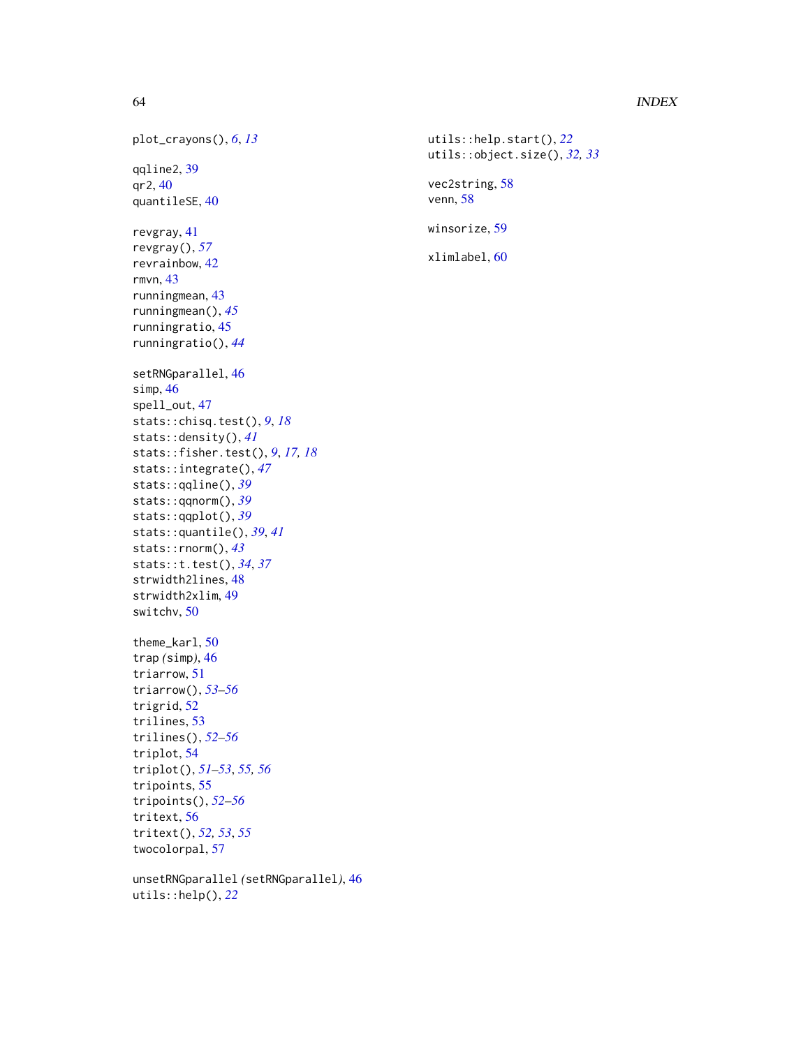plot_crayons(), *6*, *13*

qqline2, 39
qr2, 40
quantileSE, 40

revgray, 41
revgray(), *57*
revrainbow, 42
rmvn, 43
runningmean, 43
runningmean(), *45*
runningratio, 45
runningratio(), *44*

setRNGparallel, 46
simp, 46
spell_out, 47
stats::chisq.test(), *9*, *18*
stats::density(), *41*
stats::fisher.test(), *9*, *17, 18*
stats::integrate(), *47*
stats::qqline(), *39*
stats::qqnorm(), *39*
stats::qqplot(), *39*
stats::quantile(), *39*, *41*
stats::rnorm(), *43*
stats::t.test(), *34*, *37*
strwidth2lines, 48
strwidth2xlim, 49
switchv, 50

theme_karl, 50
trap *(*simp*)*, 46
triarrow, 51
triarrow(), *53–56*
trigrid, 52
trilines, 53
trilines(), *52–56*
triplot, 54
triplot(), *51–53*, *55, 56*
tripoints, 55
tripoints(), *52–56*
tritext, 56
tritext(), *52, 53*, *55*
twocolorpal, 57

unsetRNGparallel *(*setRNGparallel*)*, 46
utils::help(), *22*
utils::help.start(), *22*
utils::object.size(), *32, 33*

vec2string, 58
venn, 58

winsorize, 59

xlimlabel, 60